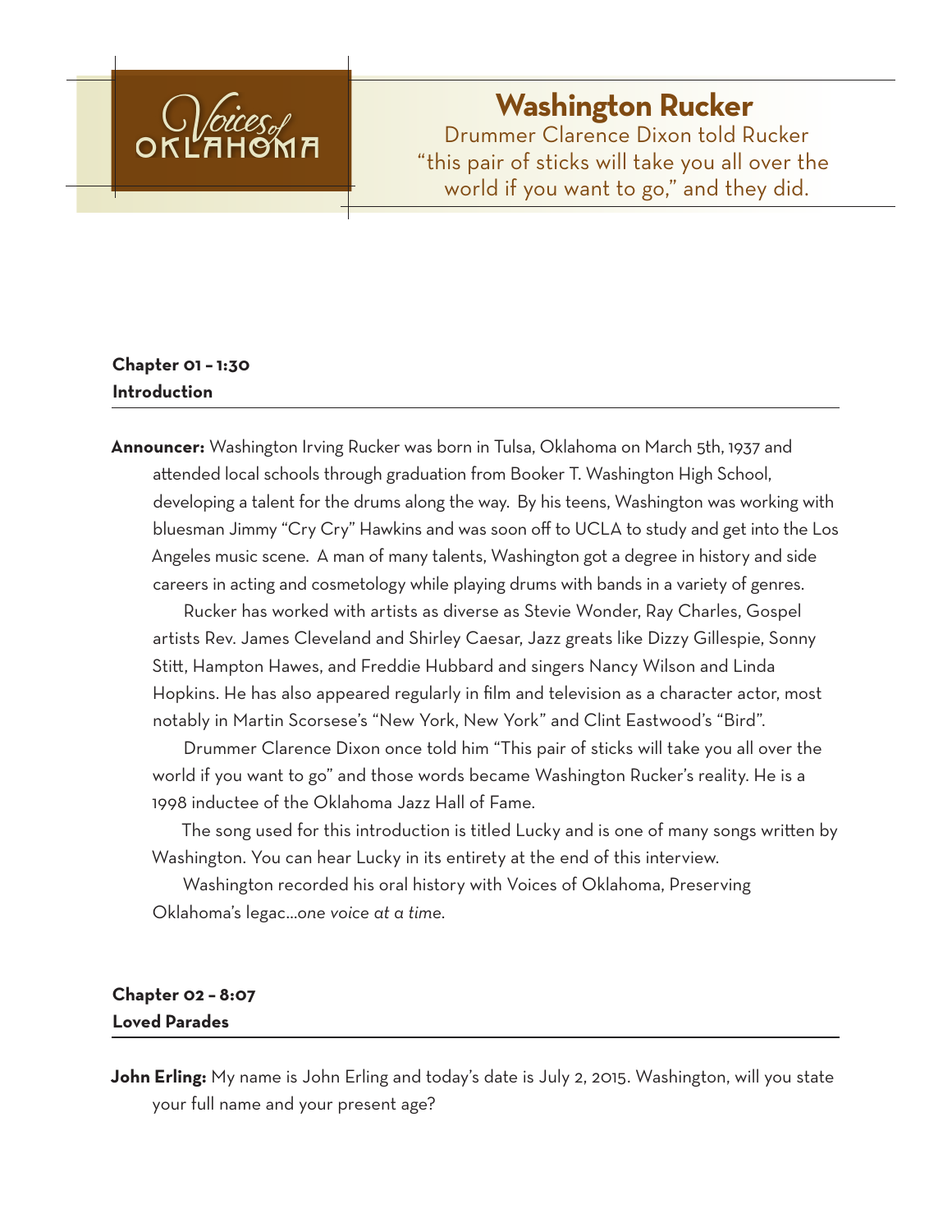Voices of OKLAHOMA

# Washington Rucker

Drummer Clarence Dixon told Rucker "this pair of sticks will take you all over the world if you want to go," and they did.

**Chapter 01 – 1:30**
**Introduction**

**Announcer:** Washington Irving Rucker was born in Tulsa, Oklahoma on March 5th, 1937 and attended local schools through graduation from Booker T. Washington High School, developing a talent for the drums along the way. By his teens, Washington was working with bluesman Jimmy "Cry Cry" Hawkins and was soon off to UCLA to study and get into the Los Angeles music scene. A man of many talents, Washington got a degree in history and side careers in acting and cosmetology while playing drums with bands in a variety of genres.

Rucker has worked with artists as diverse as Stevie Wonder, Ray Charles, Gospel artists Rev. James Cleveland and Shirley Caesar, Jazz greats like Dizzy Gillespie, Sonny Stitt, Hampton Hawes, and Freddie Hubbard and singers Nancy Wilson and Linda Hopkins. He has also appeared regularly in film and television as a character actor, most notably in Martin Scorsese's "New York, New York" and Clint Eastwood's "Bird".

Drummer Clarence Dixon once told him "This pair of sticks will take you all over the world if you want to go" and those words became Washington Rucker's reality. He is a 1998 inductee of the Oklahoma Jazz Hall of Fame.

The song used for this introduction is titled Lucky and is one of many songs written by Washington. You can hear Lucky in its entirety at the end of this interview.

Washington recorded his oral history with Voices of Oklahoma, Preserving Oklahoma's legac...*one voice at a time.*

**Chapter 02 – 8:07**
**Loved Parades**

**John Erling:** My name is John Erling and today's date is July 2, 2015. Washington, will you state your full name and your present age?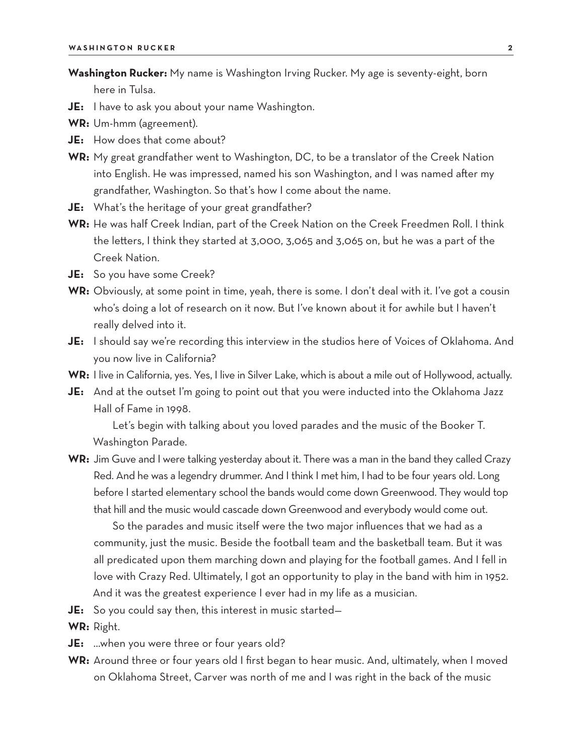**Washington Rucker:** My name is Washington Irving Rucker. My age is seventy-eight, born here in Tulsa.

**JE:** I have to ask you about your name Washington.

**WR:** Um-hmm (agreement).

**JE:** How does that come about?

**WR:** My great grandfather went to Washington, DC, to be a translator of the Creek Nation into English. He was impressed, named his son Washington, and I was named after my grandfather, Washington. So that's how I come about the name.

**JE:** What's the heritage of your great grandfather?

**WR:** He was half Creek Indian, part of the Creek Nation on the Creek Freedmen Roll. I think the letters, I think they started at 3,000, 3,065 and 3,065 on, but he was a part of the Creek Nation.

**JE:** So you have some Creek?

**WR:** Obviously, at some point in time, yeah, there is some. I don't deal with it. I've got a cousin who's doing a lot of research on it now. But I've known about it for awhile but I haven't really delved into it.

**JE:** I should say we're recording this interview in the studios here of Voices of Oklahoma. And you now live in California?

**WR:** I live in California, yes. Yes, I live in Silver Lake, which is about a mile out of Hollywood, actually.

**JE:** And at the outset I'm going to point out that you were inducted into the Oklahoma Jazz Hall of Fame in 1998.

Let's begin with talking about you loved parades and the music of the Booker T. Washington Parade.

**WR:** Jim Guve and I were talking yesterday about it. There was a man in the band they called Crazy Red. And he was a legendry drummer. And I think I met him, I had to be four years old. Long before I started elementary school the bands would come down Greenwood. They would top that hill and the music would cascade down Greenwood and everybody would come out.

So the parades and music itself were the two major influences that we had as a community, just the music. Beside the football team and the basketball team. But it was all predicated upon them marching down and playing for the football games. And I fell in love with Crazy Red. Ultimately, I got an opportunity to play in the band with him in 1952. And it was the greatest experience I ever had in my life as a musician.

**JE:** So you could say then, this interest in music started—

**WR:** Right.

**JE:** …when you were three or four years old?

**WR:** Around three or four years old I first began to hear music. And, ultimately, when I moved on Oklahoma Street, Carver was north of me and I was right in the back of the music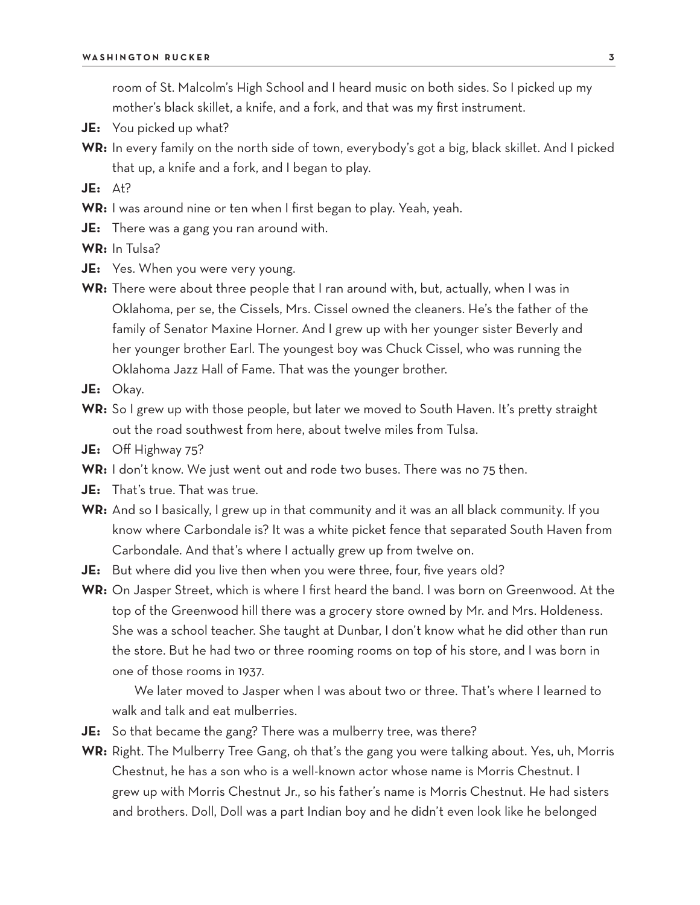room of St. Malcolm's High School and I heard music on both sides. So I picked up my mother's black skillet, a knife, and a fork, and that was my first instrument.

**JE:** You picked up what?

**WR:** In every family on the north side of town, everybody's got a big, black skillet. And I picked that up, a knife and a fork, and I began to play.

**JE:** At?

**WR:** I was around nine or ten when I first began to play. Yeah, yeah.

**JE:** There was a gang you ran around with.

**WR:** In Tulsa?

**JE:** Yes. When you were very young.

**WR:** There were about three people that I ran around with, but, actually, when I was in Oklahoma, per se, the Cissels, Mrs. Cissel owned the cleaners. He's the father of the family of Senator Maxine Horner. And I grew up with her younger sister Beverly and her younger brother Earl. The youngest boy was Chuck Cissel, who was running the Oklahoma Jazz Hall of Fame. That was the younger brother.

**JE:** Okay.

**WR:** So I grew up with those people, but later we moved to South Haven. It's pretty straight out the road southwest from here, about twelve miles from Tulsa.

**JE:** Off Highway 75?

**WR:** I don't know. We just went out and rode two buses. There was no 75 then.

**JE:** That's true. That was true.

**WR:** And so I basically, I grew up in that community and it was an all black community. If you know where Carbondale is? It was a white picket fence that separated South Haven from Carbondale. And that's where I actually grew up from twelve on.

**JE:** But where did you live then when you were three, four, five years old?

**WR:** On Jasper Street, which is where I first heard the band. I was born on Greenwood. At the top of the Greenwood hill there was a grocery store owned by Mr. and Mrs. Holdeness. She was a school teacher. She taught at Dunbar, I don't know what he did other than run the store. But he had two or three rooming rooms on top of his store, and I was born in one of those rooms in 1937.

We later moved to Jasper when I was about two or three. That's where I learned to walk and talk and eat mulberries.

**JE:** So that became the gang? There was a mulberry tree, was there?

**WR:** Right. The Mulberry Tree Gang, oh that's the gang you were talking about. Yes, uh, Morris Chestnut, he has a son who is a well-known actor whose name is Morris Chestnut. I grew up with Morris Chestnut Jr., so his father's name is Morris Chestnut. He had sisters and brothers. Doll, Doll was a part Indian boy and he didn't even look like he belonged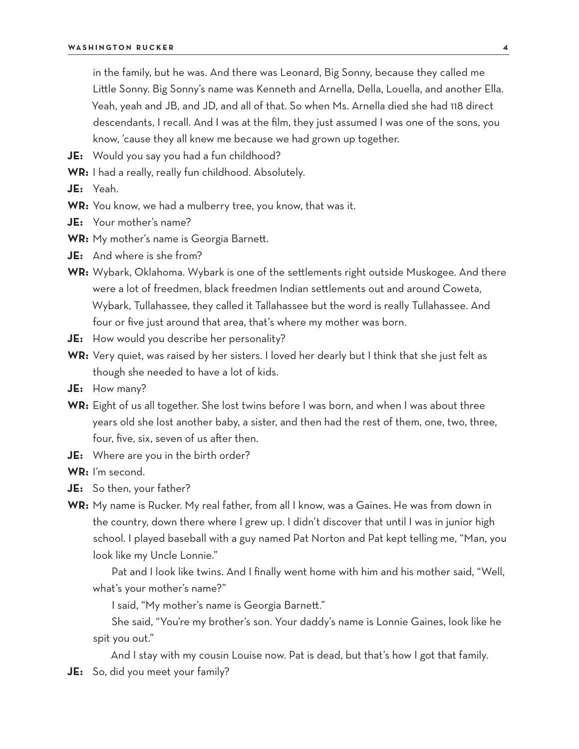in the family, but he was. And there was Leonard, Big Sonny, because they called me Little Sonny. Big Sonny's name was Kenneth and Arnella, Della, Louella, and another Ella. Yeah, yeah and JB, and JD, and all of that. So when Ms. Arnella died she had 118 direct descendants, I recall. And I was at the film, they just assumed I was one of the sons, you know, 'cause they all knew me because we had grown up together.

**JE:** Would you say you had a fun childhood?

**WR:** I had a really, really fun childhood. Absolutely.

**JE:** Yeah.

**WR:** You know, we had a mulberry tree, you know, that was it.

**JE:** Your mother's name?

**WR:** My mother's name is Georgia Barnett.

**JE:** And where is she from?

**WR:** Wybark, Oklahoma. Wybark is one of the settlements right outside Muskogee. And there were a lot of freedmen, black freedmen Indian settlements out and around Coweta, Wybark, Tullahassee, they called it Tallahassee but the word is really Tullahassee. And four or five just around that area, that's where my mother was born.

**JE:** How would you describe her personality?

**WR:** Very quiet, was raised by her sisters. I loved her dearly but I think that she just felt as though she needed to have a lot of kids.

**JE:** How many?

**WR:** Eight of us all together. She lost twins before I was born, and when I was about three years old she lost another baby, a sister, and then had the rest of them, one, two, three, four, five, six, seven of us after then.

**JE:** Where are you in the birth order?

**WR:** I'm second.

**JE:** So then, your father?

**WR:** My name is Rucker. My real father, from all I know, was a Gaines. He was from down in the country, down there where I grew up. I didn't discover that until I was in junior high school. I played baseball with a guy named Pat Norton and Pat kept telling me, "Man, you look like my Uncle Lonnie."

Pat and I look like twins. And I finally went home with him and his mother said, "Well, what's your mother's name?"

I said, "My mother's name is Georgia Barnett."

She said, "You're my brother's son. Your daddy's name is Lonnie Gaines, look like he spit you out."

And I stay with my cousin Louise now. Pat is dead, but that's how I got that family.

**JE:** So, did you meet your family?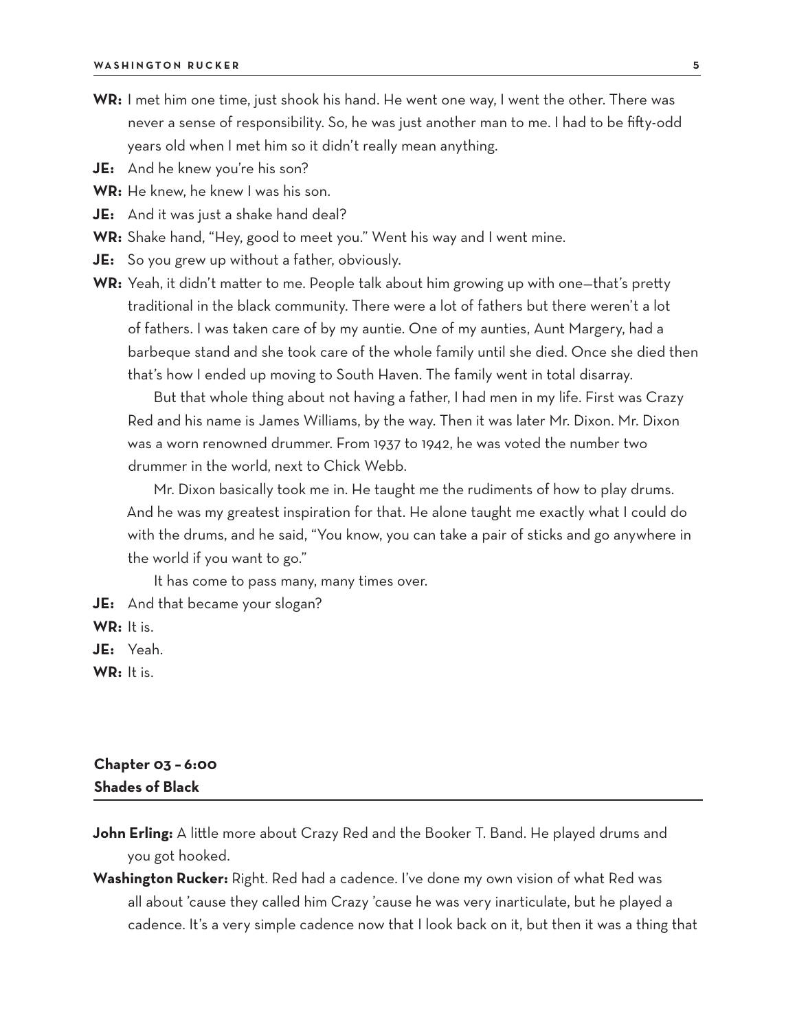**WR:** I met him one time, just shook his hand. He went one way, I went the other. There was never a sense of responsibility. So, he was just another man to me. I had to be fifty-odd years old when I met him so it didn't really mean anything.

**JE:** And he knew you're his son?

**WR:** He knew, he knew I was his son.

**JE:** And it was just a shake hand deal?

**WR:** Shake hand, "Hey, good to meet you." Went his way and I went mine.

**JE:** So you grew up without a father, obviously.

**WR:** Yeah, it didn't matter to me. People talk about him growing up with one—that's pretty traditional in the black community. There were a lot of fathers but there weren't a lot of fathers. I was taken care of by my auntie. One of my aunties, Aunt Margery, had a barbeque stand and she took care of the whole family until she died. Once she died then that's how I ended up moving to South Haven. The family went in total disarray.

But that whole thing about not having a father, I had men in my life. First was Crazy Red and his name is James Williams, by the way. Then it was later Mr. Dixon. Mr. Dixon was a worn renowned drummer. From 1937 to 1942, he was voted the number two drummer in the world, next to Chick Webb.

Mr. Dixon basically took me in. He taught me the rudiments of how to play drums. And he was my greatest inspiration for that. He alone taught me exactly what I could do with the drums, and he said, "You know, you can take a pair of sticks and go anywhere in the world if you want to go."

It has come to pass many, many times over.

**JE:** And that became your slogan?

**WR:** It is.

**JE:** Yeah.

**WR:** It is.

## Chapter 03 – 6:00
## Shades of Black

**John Erling:** A little more about Crazy Red and the Booker T. Band. He played drums and you got hooked.

**Washington Rucker:** Right. Red had a cadence. I've done my own vision of what Red was all about 'cause they called him Crazy 'cause he was very inarticulate, but he played a cadence. It's a very simple cadence now that I look back on it, but then it was a thing that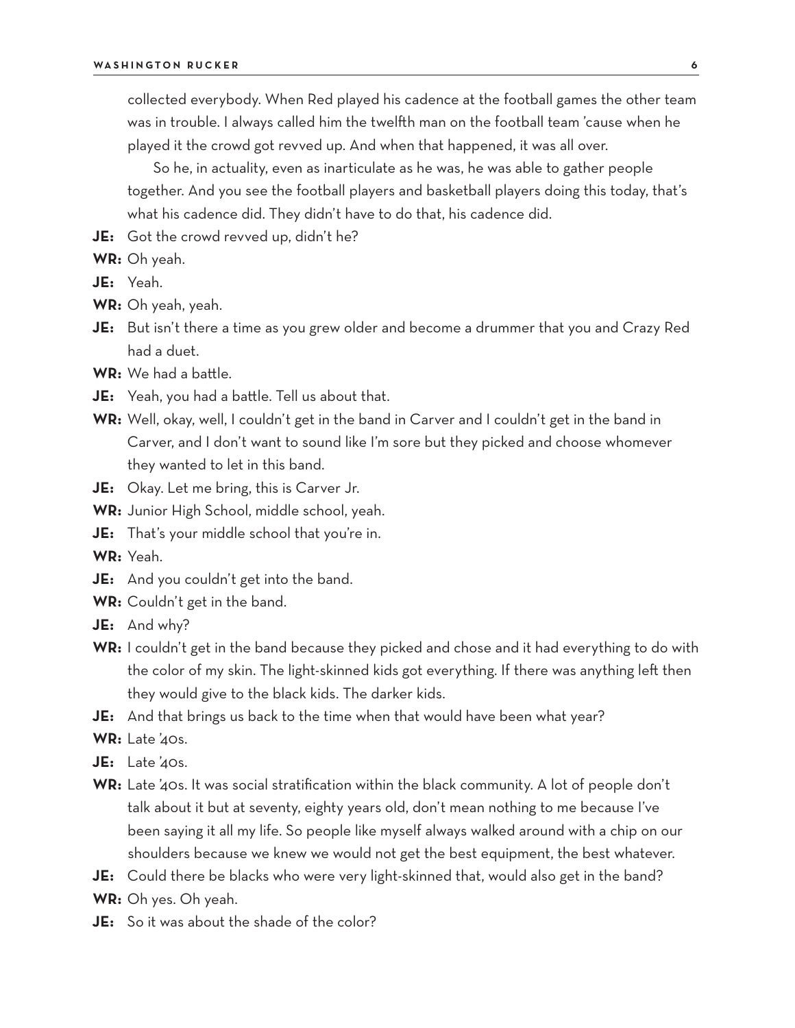collected everybody. When Red played his cadence at the football games the other team was in trouble. I always called him the twelfth man on the football team 'cause when he played it the crowd got revved up. And when that happened, it was all over.

So he, in actuality, even as inarticulate as he was, he was able to gather people together. And you see the football players and basketball players doing this today, that's what his cadence did. They didn't have to do that, his cadence did.

**JE:** Got the crowd revved up, didn't he?

**WR:** Oh yeah.

**JE:** Yeah.

**WR:** Oh yeah, yeah.

**JE:** But isn't there a time as you grew older and become a drummer that you and Crazy Red had a duet.

**WR:** We had a battle.

**JE:** Yeah, you had a battle. Tell us about that.

**WR:** Well, okay, well, I couldn't get in the band in Carver and I couldn't get in the band in Carver, and I don't want to sound like I'm sore but they picked and choose whomever they wanted to let in this band.

**JE:** Okay. Let me bring, this is Carver Jr.

**WR:** Junior High School, middle school, yeah.

**JE:** That's your middle school that you're in.

**WR:** Yeah.

**JE:** And you couldn't get into the band.

**WR:** Couldn't get in the band.

**JE:** And why?

**WR:** I couldn't get in the band because they picked and chose and it had everything to do with the color of my skin. The light-skinned kids got everything. If there was anything left then they would give to the black kids. The darker kids.

**JE:** And that brings us back to the time when that would have been what year?

**WR:** Late '40s.

**JE:** Late '40s.

**WR:** Late '40s. It was social stratification within the black community. A lot of people don't talk about it but at seventy, eighty years old, don't mean nothing to me because I've been saying it all my life. So people like myself always walked around with a chip on our shoulders because we knew we would not get the best equipment, the best whatever.

**JE:** Could there be blacks who were very light-skinned that, would also get in the band?

**WR:** Oh yes. Oh yeah.

**JE:** So it was about the shade of the color?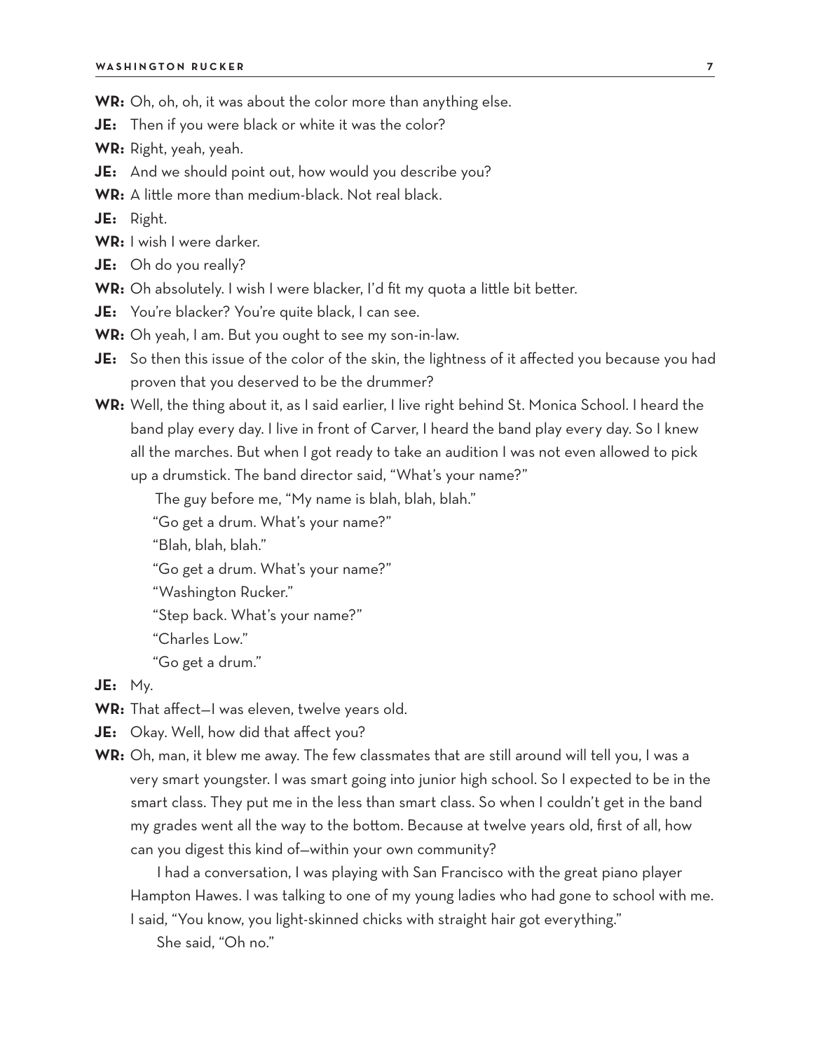**WR:** Oh, oh, oh, it was about the color more than anything else.

**JE:** Then if you were black or white it was the color?

**WR:** Right, yeah, yeah.

**JE:** And we should point out, how would you describe you?

**WR:** A little more than medium-black. Not real black.

**JE:** Right.

**WR:** I wish I were darker.

**JE:** Oh do you really?

**WR:** Oh absolutely. I wish I were blacker, I'd fit my quota a little bit better.

**JE:** You're blacker? You're quite black, I can see.

**WR:** Oh yeah, I am. But you ought to see my son-in-law.

**JE:** So then this issue of the color of the skin, the lightness of it affected you because you had proven that you deserved to be the drummer?

**WR:** Well, the thing about it, as I said earlier, I live right behind St. Monica School. I heard the band play every day. I live in front of Carver, I heard the band play every day. So I knew all the marches. But when I got ready to take an audition I was not even allowed to pick up a drumstick. The band director said, "What's your name?"

The guy before me, "My name is blah, blah, blah."

"Go get a drum. What's your name?"

"Blah, blah, blah."

"Go get a drum. What's your name?"

"Washington Rucker."

"Step back. What's your name?"

"Charles Low."

"Go get a drum."

**JE:** My.

**WR:** That affect—I was eleven, twelve years old.

**JE:** Okay. Well, how did that affect you?

**WR:** Oh, man, it blew me away. The few classmates that are still around will tell you, I was a very smart youngster. I was smart going into junior high school. So I expected to be in the smart class. They put me in the less than smart class. So when I couldn't get in the band my grades went all the way to the bottom. Because at twelve years old, first of all, how can you digest this kind of—within your own community?

I had a conversation, I was playing with San Francisco with the great piano player Hampton Hawes. I was talking to one of my young ladies who had gone to school with me. I said, "You know, you light-skinned chicks with straight hair got everything."

She said, "Oh no."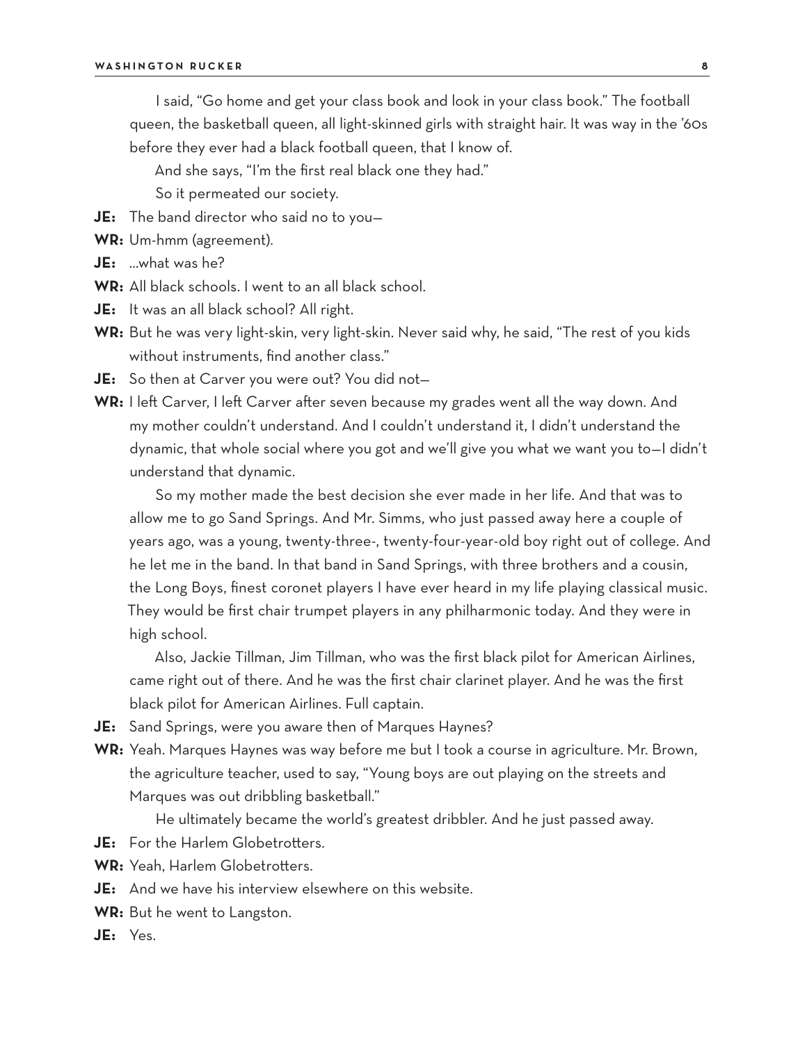I said, "Go home and get your class book and look in your class book." The football queen, the basketball queen, all light-skinned girls with straight hair. It was way in the '60s before they ever had a black football queen, that I know of.

And she says, "I'm the first real black one they had."

So it permeated our society.

**JE:** The band director who said no to you—

**WR:** Um-hmm (agreement).

**JE:** …what was he?

**WR:** All black schools. I went to an all black school.

**JE:** It was an all black school? All right.

**WR:** But he was very light-skin, very light-skin. Never said why, he said, "The rest of you kids without instruments, find another class."

**JE:** So then at Carver you were out? You did not—

**WR:** I left Carver, I left Carver after seven because my grades went all the way down. And my mother couldn't understand. And I couldn't understand it, I didn't understand the dynamic, that whole social where you got and we'll give you what we want you to—I didn't understand that dynamic.

So my mother made the best decision she ever made in her life. And that was to allow me to go Sand Springs. And Mr. Simms, who just passed away here a couple of years ago, was a young, twenty-three-, twenty-four-year-old boy right out of college. And he let me in the band. In that band in Sand Springs, with three brothers and a cousin, the Long Boys, finest coronet players I have ever heard in my life playing classical music. They would be first chair trumpet players in any philharmonic today. And they were in high school.

Also, Jackie Tillman, Jim Tillman, who was the first black pilot for American Airlines, came right out of there. And he was the first chair clarinet player. And he was the first black pilot for American Airlines. Full captain.

**JE:** Sand Springs, were you aware then of Marques Haynes?

**WR:** Yeah. Marques Haynes was way before me but I took a course in agriculture. Mr. Brown, the agriculture teacher, used to say, "Young boys are out playing on the streets and Marques was out dribbling basketball."

He ultimately became the world's greatest dribbler. And he just passed away.

**JE:** For the Harlem Globetrotters.

**WR:** Yeah, Harlem Globetrotters.

**JE:** And we have his interview elsewhere on this website.

**WR:** But he went to Langston.

**JE:** Yes.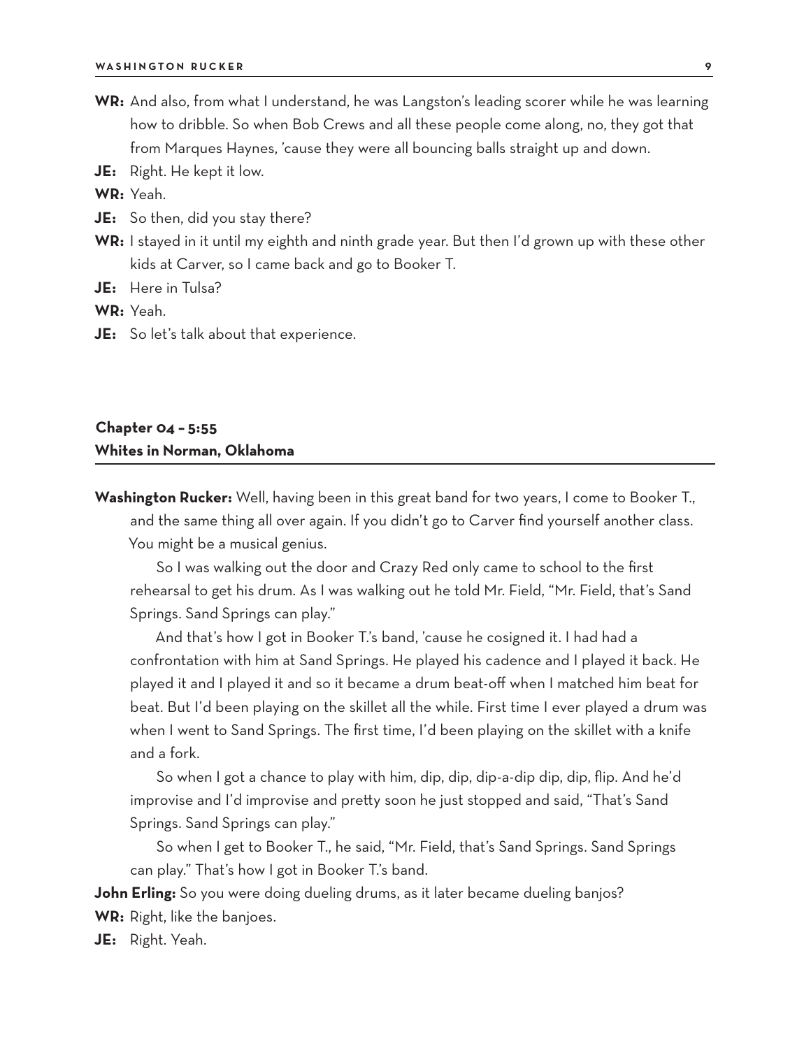**WR:** And also, from what I understand, he was Langston's leading scorer while he was learning how to dribble. So when Bob Crews and all these people come along, no, they got that from Marques Haynes, 'cause they were all bouncing balls straight up and down.

**JE:** Right. He kept it low.

**WR:** Yeah.

**JE:** So then, did you stay there?

**WR:** I stayed in it until my eighth and ninth grade year. But then I'd grown up with these other kids at Carver, so I came back and go to Booker T.

**JE:** Here in Tulsa?

**WR:** Yeah.

**JE:** So let's talk about that experience.

## Chapter 04 – 5:55
## Whites in Norman, Oklahoma

**Washington Rucker:** Well, having been in this great band for two years, I come to Booker T., and the same thing all over again. If you didn't go to Carver find yourself another class. You might be a musical genius.

So I was walking out the door and Crazy Red only came to school to the first rehearsal to get his drum. As I was walking out he told Mr. Field, "Mr. Field, that's Sand Springs. Sand Springs can play."

And that's how I got in Booker T.'s band, 'cause he cosigned it. I had had a confrontation with him at Sand Springs. He played his cadence and I played it back. He played it and I played it and so it became a drum beat-off when I matched him beat for beat. But I'd been playing on the skillet all the while. First time I ever played a drum was when I went to Sand Springs. The first time, I'd been playing on the skillet with a knife and a fork.

So when I got a chance to play with him, dip, dip, dip-a-dip dip, dip, flip. And he'd improvise and I'd improvise and pretty soon he just stopped and said, "That's Sand Springs. Sand Springs can play."

So when I get to Booker T., he said, "Mr. Field, that's Sand Springs. Sand Springs can play." That's how I got in Booker T.'s band.

**John Erling:** So you were doing dueling drums, as it later became dueling banjos?

**WR:** Right, like the banjoes.

**JE:** Right. Yeah.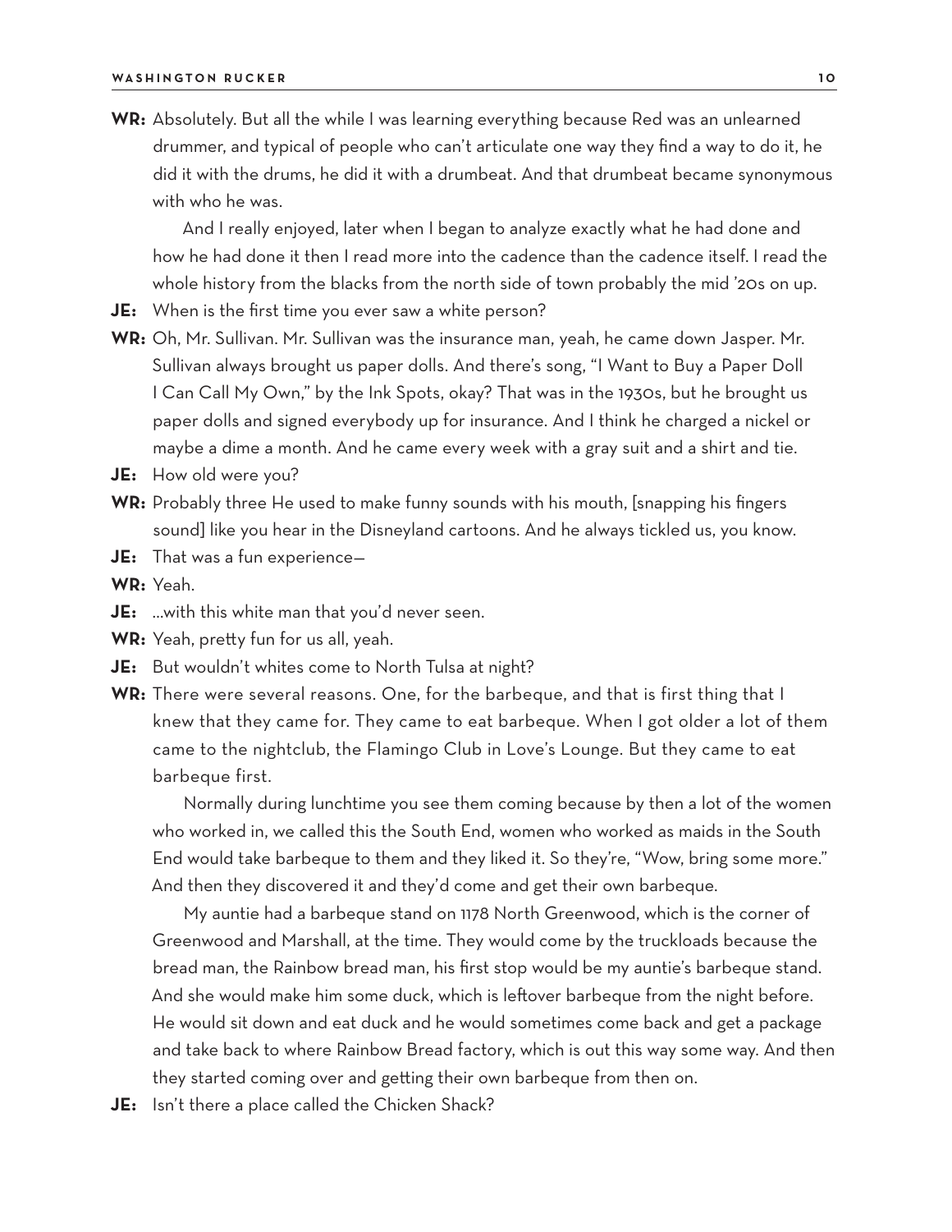**WR:** Absolutely. But all the while I was learning everything because Red was an unlearned drummer, and typical of people who can't articulate one way they find a way to do it, he did it with the drums, he did it with a drumbeat. And that drumbeat became synonymous with who he was.

And I really enjoyed, later when I began to analyze exactly what he had done and how he had done it then I read more into the cadence than the cadence itself. I read the whole history from the blacks from the north side of town probably the mid '20s on up.

**JE:** When is the first time you ever saw a white person?

**WR:** Oh, Mr. Sullivan. Mr. Sullivan was the insurance man, yeah, he came down Jasper. Mr. Sullivan always brought us paper dolls. And there's song, "I Want to Buy a Paper Doll I Can Call My Own," by the Ink Spots, okay? That was in the 1930s, but he brought us paper dolls and signed everybody up for insurance. And I think he charged a nickel or maybe a dime a month. And he came every week with a gray suit and a shirt and tie.

**JE:** How old were you?

**WR:** Probably three He used to make funny sounds with his mouth, [snapping his fingers sound] like you hear in the Disneyland cartoons. And he always tickled us, you know.

**JE:** That was a fun experience—

**WR:** Yeah.

**JE:** ...with this white man that you'd never seen.

**WR:** Yeah, pretty fun for us all, yeah.

**JE:** But wouldn't whites come to North Tulsa at night?

**WR:** There were several reasons. One, for the barbeque, and that is first thing that I knew that they came for. They came to eat barbeque. When I got older a lot of them came to the nightclub, the Flamingo Club in Love's Lounge. But they came to eat barbeque first.

Normally during lunchtime you see them coming because by then a lot of the women who worked in, we called this the South End, women who worked as maids in the South End would take barbeque to them and they liked it. So they're, "Wow, bring some more." And then they discovered it and they'd come and get their own barbeque.

My auntie had a barbeque stand on 1178 North Greenwood, which is the corner of Greenwood and Marshall, at the time. They would come by the truckloads because the bread man, the Rainbow bread man, his first stop would be my auntie's barbeque stand. And she would make him some duck, which is leftover barbeque from the night before. He would sit down and eat duck and he would sometimes come back and get a package and take back to where Rainbow Bread factory, which is out this way some way. And then they started coming over and getting their own barbeque from then on.

**JE:** Isn't there a place called the Chicken Shack?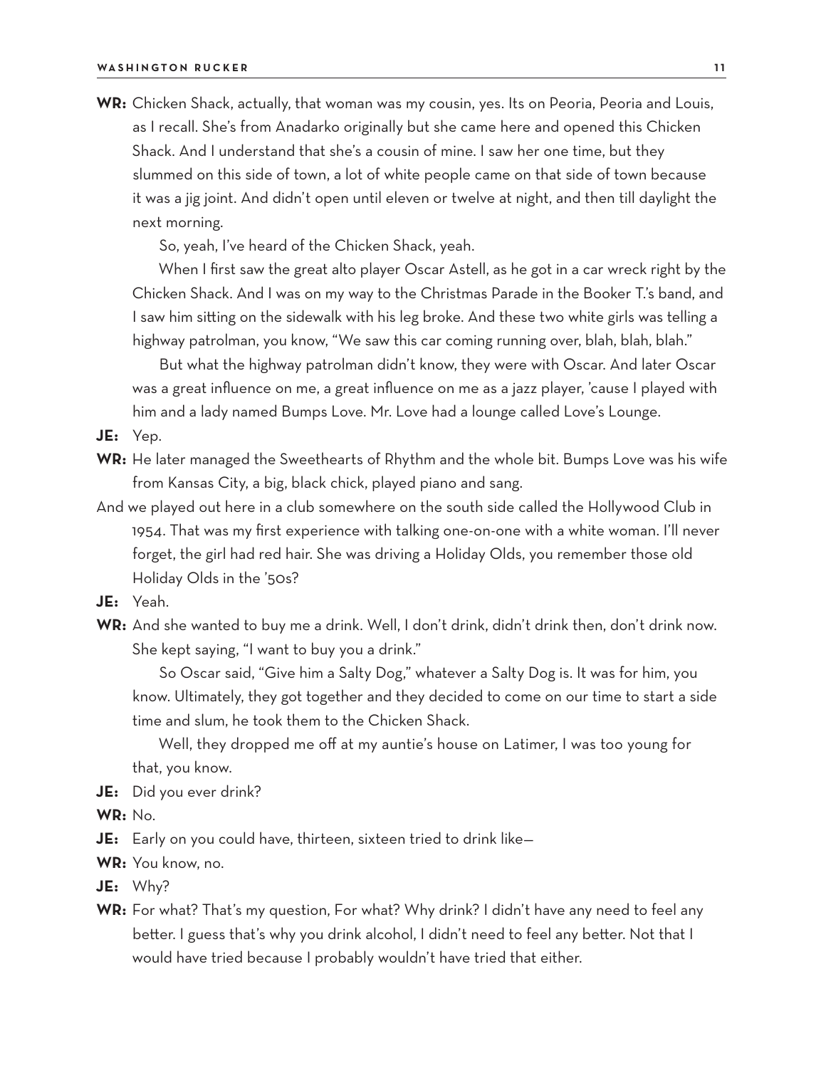**WR:** Chicken Shack, actually, that woman was my cousin, yes. Its on Peoria, Peoria and Louis, as I recall. She's from Anadarko originally but she came here and opened this Chicken Shack. And I understand that she's a cousin of mine. I saw her one time, but they slummed on this side of town, a lot of white people came on that side of town because it was a jig joint. And didn't open until eleven or twelve at night, and then till daylight the next morning.

So, yeah, I've heard of the Chicken Shack, yeah.

When I first saw the great alto player Oscar Astell, as he got in a car wreck right by the Chicken Shack. And I was on my way to the Christmas Parade in the Booker T.'s band, and I saw him sitting on the sidewalk with his leg broke. And these two white girls was telling a highway patrolman, you know, "We saw this car coming running over, blah, blah, blah."

But what the highway patrolman didn't know, they were with Oscar. And later Oscar was a great influence on me, a great influence on me as a jazz player, 'cause I played with him and a lady named Bumps Love. Mr. Love had a lounge called Love's Lounge.

**JE:** Yep.

**WR:** He later managed the Sweethearts of Rhythm and the whole bit. Bumps Love was his wife from Kansas City, a big, black chick, played piano and sang.

And we played out here in a club somewhere on the south side called the Hollywood Club in 1954. That was my first experience with talking one-on-one with a white woman. I'll never forget, the girl had red hair. She was driving a Holiday Olds, you remember those old Holiday Olds in the '50s?

**JE:** Yeah.

**WR:** And she wanted to buy me a drink. Well, I don't drink, didn't drink then, don't drink now. She kept saying, "I want to buy you a drink."

So Oscar said, "Give him a Salty Dog," whatever a Salty Dog is. It was for him, you know. Ultimately, they got together and they decided to come on our time to start a side time and slum, he took them to the Chicken Shack.

Well, they dropped me off at my auntie's house on Latimer, I was too young for that, you know.

**JE:** Did you ever drink?

**WR:** No.

**JE:** Early on you could have, thirteen, sixteen tried to drink like—

**WR:** You know, no.

**JE:** Why?

**WR:** For what? That's my question, For what? Why drink? I didn't have any need to feel any better. I guess that's why you drink alcohol, I didn't need to feel any better. Not that I would have tried because I probably wouldn't have tried that either.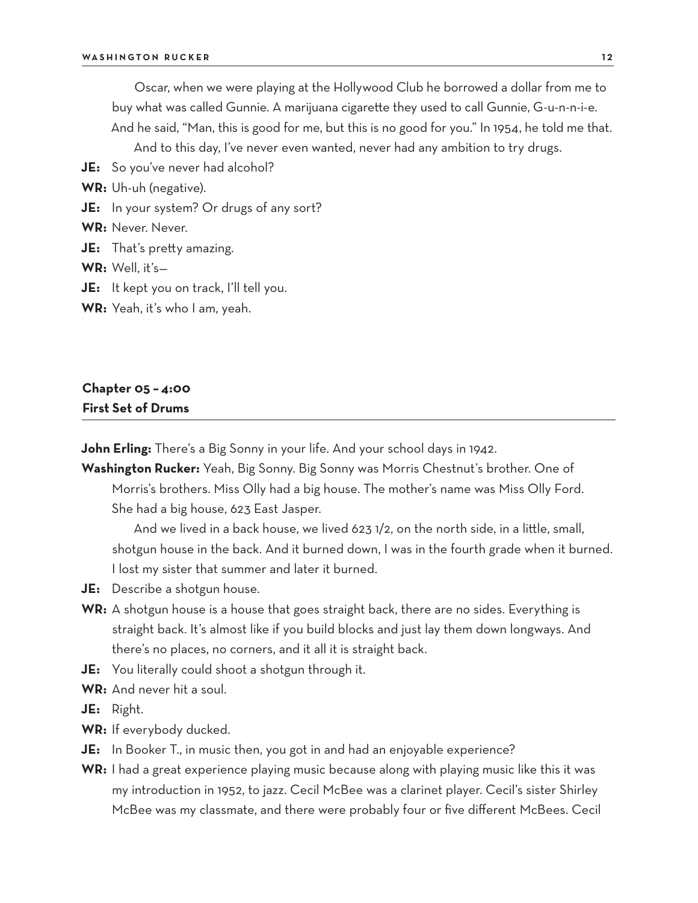Oscar, when we were playing at the Hollywood Club he borrowed a dollar from me to buy what was called Gunnie. A marijuana cigarette they used to call Gunnie, G-u-n-n-i-e. And he said, "Man, this is good for me, but this is no good for you." In 1954, he told me that.

And to this day, I've never even wanted, never had any ambition to try drugs.

**JE:** So you've never had alcohol?

**WR:** Uh-uh (negative).

**JE:** In your system? Or drugs of any sort?

**WR:** Never. Never.

**JE:** That's pretty amazing.

**WR:** Well, it's—

**JE:** It kept you on track, I'll tell you.

**WR:** Yeah, it's who I am, yeah.

## Chapter 05 – 4:00
## First Set of Drums

**John Erling:** There's a Big Sonny in your life. And your school days in 1942.

**Washington Rucker:** Yeah, Big Sonny. Big Sonny was Morris Chestnut's brother. One of Morris's brothers. Miss Olly had a big house. The mother's name was Miss Olly Ford. She had a big house, 623 East Jasper.

And we lived in a back house, we lived 623 1/2, on the north side, in a little, small, shotgun house in the back. And it burned down, I was in the fourth grade when it burned. I lost my sister that summer and later it burned.

**JE:** Describe a shotgun house.

**WR:** A shotgun house is a house that goes straight back, there are no sides. Everything is straight back. It's almost like if you build blocks and just lay them down longways. And there's no places, no corners, and it all it is straight back.

**JE:** You literally could shoot a shotgun through it.

**WR:** And never hit a soul.

**JE:** Right.

**WR:** If everybody ducked.

**JE:** In Booker T., in music then, you got in and had an enjoyable experience?

**WR:** I had a great experience playing music because along with playing music like this it was my introduction in 1952, to jazz. Cecil McBee was a clarinet player. Cecil's sister Shirley McBee was my classmate, and there were probably four or five different McBees. Cecil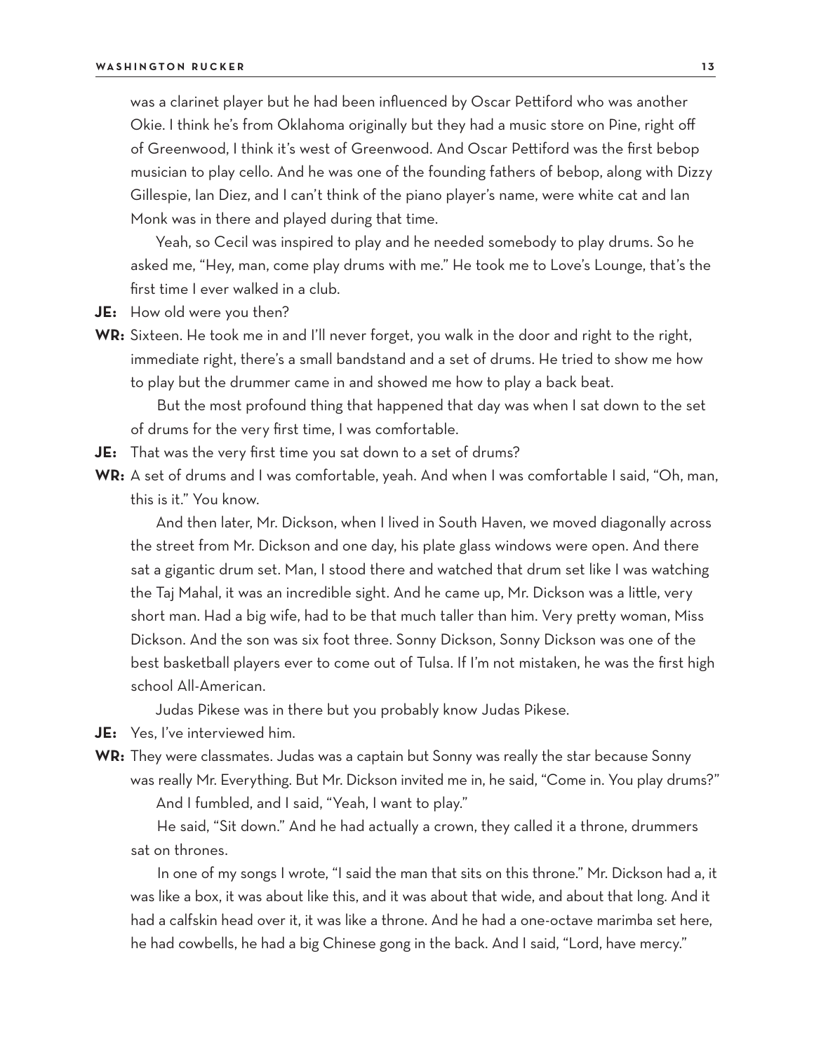was a clarinet player but he had been influenced by Oscar Pettiford who was another Okie. I think he's from Oklahoma originally but they had a music store on Pine, right off of Greenwood, I think it's west of Greenwood. And Oscar Pettiford was the first bebop musician to play cello. And he was one of the founding fathers of bebop, along with Dizzy Gillespie, Ian Diez, and I can't think of the piano player's name, were white cat and Ian Monk was in there and played during that time.

Yeah, so Cecil was inspired to play and he needed somebody to play drums. So he asked me, "Hey, man, come play drums with me." He took me to Love's Lounge, that's the first time I ever walked in a club.

**JE:** How old were you then?

**WR:** Sixteen. He took me in and I'll never forget, you walk in the door and right to the right, immediate right, there's a small bandstand and a set of drums. He tried to show me how to play but the drummer came in and showed me how to play a back beat.

But the most profound thing that happened that day was when I sat down to the set of drums for the very first time, I was comfortable.

**JE:** That was the very first time you sat down to a set of drums?

**WR:** A set of drums and I was comfortable, yeah. And when I was comfortable I said, "Oh, man, this is it." You know.

And then later, Mr. Dickson, when I lived in South Haven, we moved diagonally across the street from Mr. Dickson and one day, his plate glass windows were open. And there sat a gigantic drum set. Man, I stood there and watched that drum set like I was watching the Taj Mahal, it was an incredible sight. And he came up, Mr. Dickson was a little, very short man. Had a big wife, had to be that much taller than him. Very pretty woman, Miss Dickson. And the son was six foot three. Sonny Dickson, Sonny Dickson was one of the best basketball players ever to come out of Tulsa. If I'm not mistaken, he was the first high school All-American.

Judas Pikese was in there but you probably know Judas Pikese.

**JE:** Yes, I've interviewed him.

**WR:** They were classmates. Judas was a captain but Sonny was really the star because Sonny was really Mr. Everything. But Mr. Dickson invited me in, he said, "Come in. You play drums?"

And I fumbled, and I said, "Yeah, I want to play."

He said, "Sit down." And he had actually a crown, they called it a throne, drummers sat on thrones.

In one of my songs I wrote, "I said the man that sits on this throne." Mr. Dickson had a, it was like a box, it was about like this, and it was about that wide, and about that long. And it had a calfskin head over it, it was like a throne. And he had a one-octave marimba set here, he had cowbells, he had a big Chinese gong in the back. And I said, "Lord, have mercy."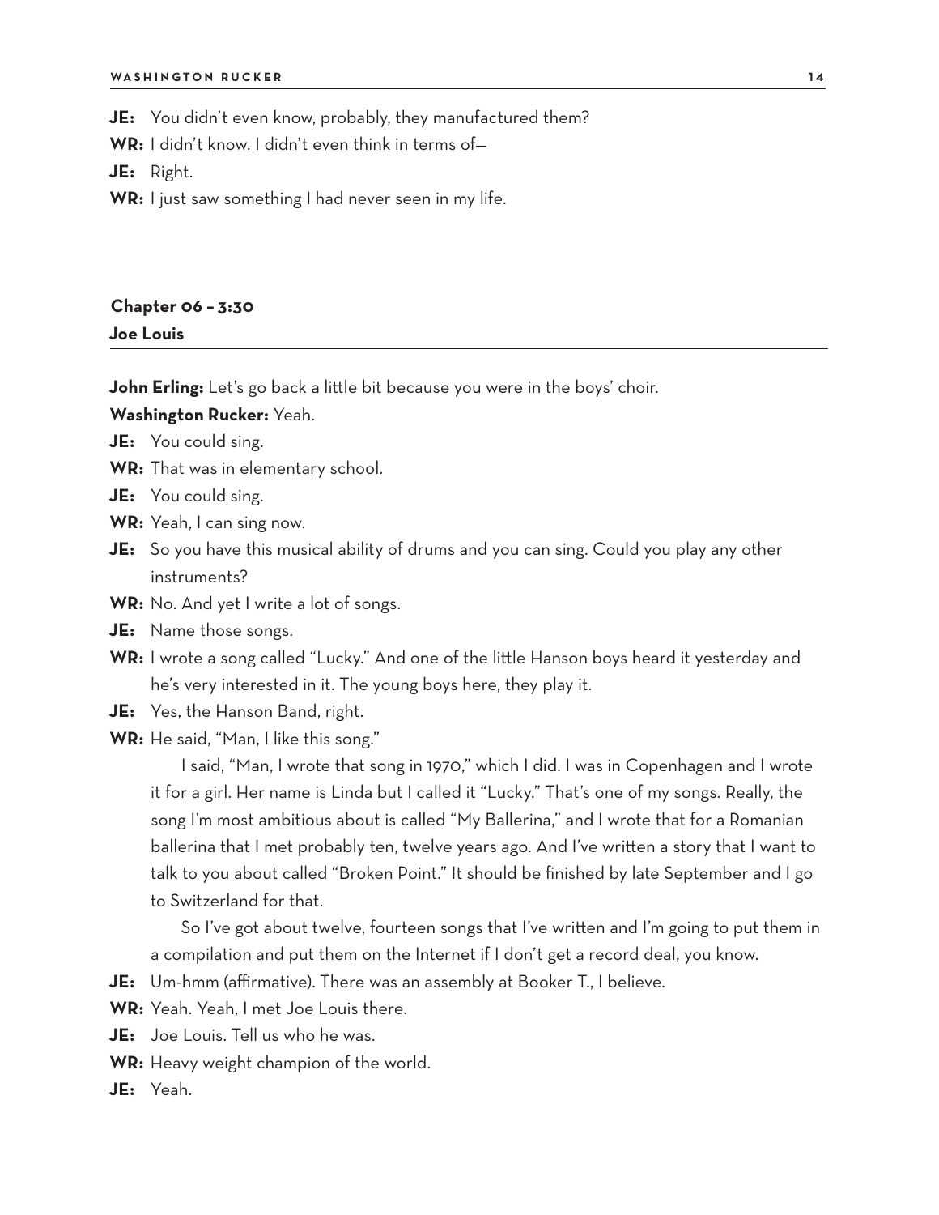**JE:** You didn't even know, probably, they manufactured them?

**WR:** I didn't know. I didn't even think in terms of—

**JE:** Right.

**WR:** I just saw something I had never seen in my life.

## Chapter 06 – 3:30
### Joe Louis

**John Erling:** Let's go back a little bit because you were in the boys' choir.

**Washington Rucker:** Yeah.

**JE:** You could sing.

**WR:** That was in elementary school.

**JE:** You could sing.

**WR:** Yeah, I can sing now.

**JE:** So you have this musical ability of drums and you can sing. Could you play any other instruments?

**WR:** No. And yet I write a lot of songs.

**JE:** Name those songs.

**WR:** I wrote a song called "Lucky." And one of the little Hanson boys heard it yesterday and he's very interested in it. The young boys here, they play it.

**JE:** Yes, the Hanson Band, right.

**WR:** He said, "Man, I like this song."

I said, "Man, I wrote that song in 1970," which I did. I was in Copenhagen and I wrote it for a girl. Her name is Linda but I called it "Lucky." That's one of my songs. Really, the song I'm most ambitious about is called "My Ballerina," and I wrote that for a Romanian ballerina that I met probably ten, twelve years ago. And I've written a story that I want to talk to you about called "Broken Point." It should be finished by late September and I go to Switzerland for that.

So I've got about twelve, fourteen songs that I've written and I'm going to put them in a compilation and put them on the Internet if I don't get a record deal, you know.

**JE:** Um-hmm (affirmative). There was an assembly at Booker T., I believe.

**WR:** Yeah. Yeah, I met Joe Louis there.

**JE:** Joe Louis. Tell us who he was.

**WR:** Heavy weight champion of the world.

**JE:** Yeah.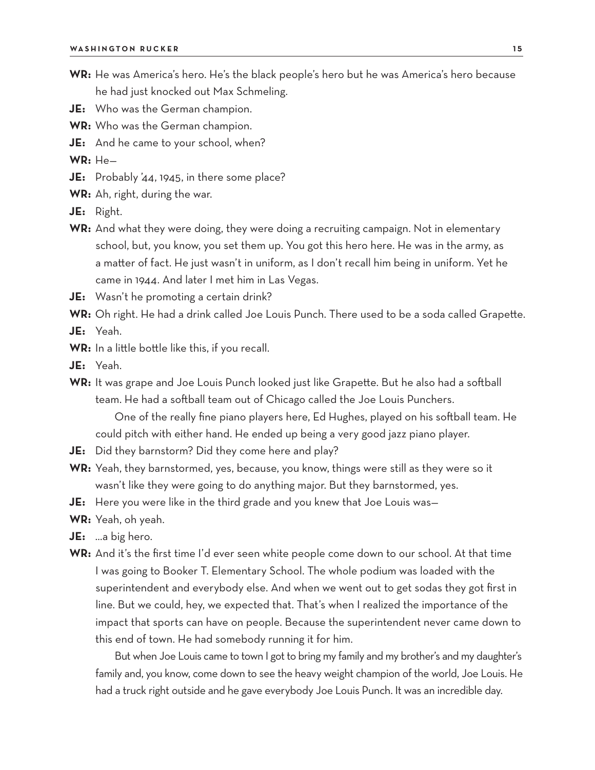**WR:** He was America's hero. He's the black people's hero but he was America's hero because he had just knocked out Max Schmeling.

**JE:** Who was the German champion.

**WR:** Who was the German champion.

**JE:** And he came to your school, when?

**WR:** He—

**JE:** Probably '44, 1945, in there some place?

**WR:** Ah, right, during the war.

**JE:** Right.

**WR:** And what they were doing, they were doing a recruiting campaign. Not in elementary school, but, you know, you set them up. You got this hero here. He was in the army, as a matter of fact. He just wasn't in uniform, as I don't recall him being in uniform. Yet he came in 1944. And later I met him in Las Vegas.

**JE:** Wasn't he promoting a certain drink?

**WR:** Oh right. He had a drink called Joe Louis Punch. There used to be a soda called Grapette.

**JE:** Yeah.

**WR:** In a little bottle like this, if you recall.

**JE:** Yeah.

**WR:** It was grape and Joe Louis Punch looked just like Grapette. But he also had a softball team. He had a softball team out of Chicago called the Joe Louis Punchers.

One of the really fine piano players here, Ed Hughes, played on his softball team. He could pitch with either hand. He ended up being a very good jazz piano player.

**JE:** Did they barnstorm? Did they come here and play?

**WR:** Yeah, they barnstormed, yes, because, you know, things were still as they were so it wasn't like they were going to do anything major. But they barnstormed, yes.

**JE:** Here you were like in the third grade and you knew that Joe Louis was—

**WR:** Yeah, oh yeah.

**JE:** ...a big hero.

**WR:** And it's the first time I'd ever seen white people come down to our school. At that time I was going to Booker T. Elementary School. The whole podium was loaded with the superintendent and everybody else. And when we went out to get sodas they got first in line. But we could, hey, we expected that. That's when I realized the importance of the impact that sports can have on people. Because the superintendent never came down to this end of town. He had somebody running it for him.

But when Joe Louis came to town I got to bring my family and my brother's and my daughter's family and, you know, come down to see the heavy weight champion of the world, Joe Louis. He had a truck right outside and he gave everybody Joe Louis Punch. It was an incredible day.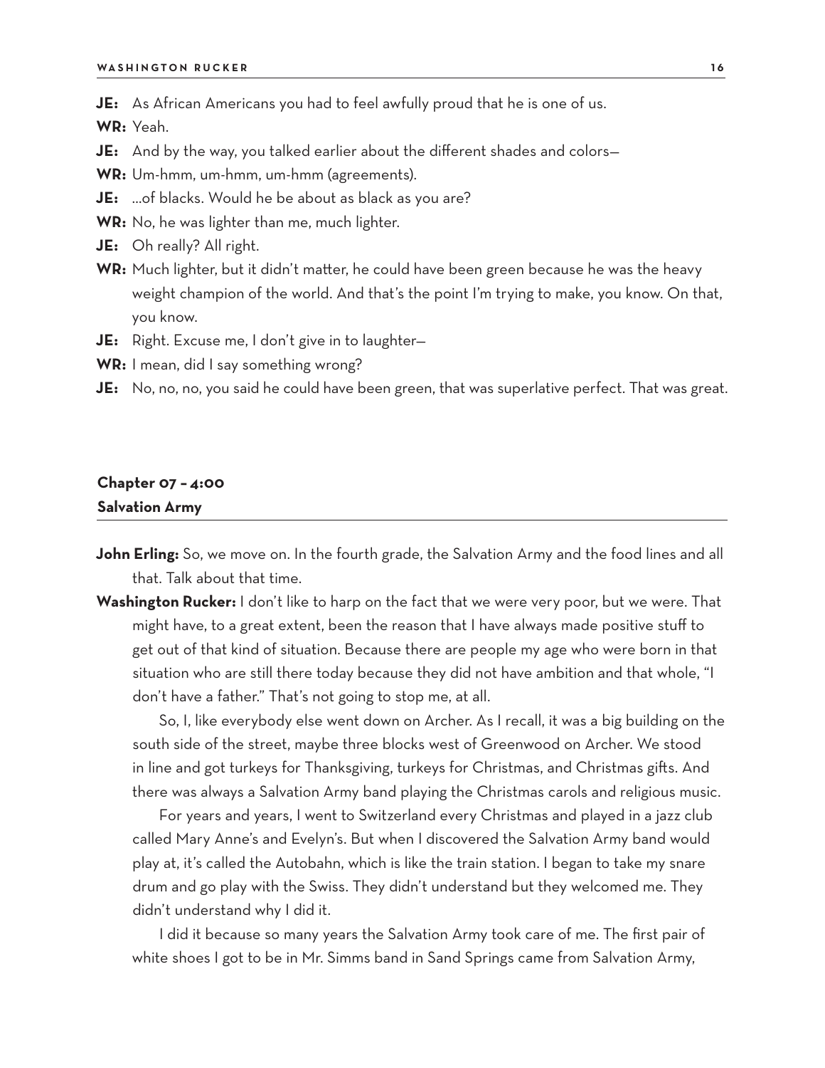**JE:** As African Americans you had to feel awfully proud that he is one of us.

**WR:** Yeah.

**JE:** And by the way, you talked earlier about the different shades and colors—

**WR:** Um-hmm, um-hmm, um-hmm (agreements).

**JE:** …of blacks. Would he be about as black as you are?

**WR:** No, he was lighter than me, much lighter.

**JE:** Oh really? All right.

**WR:** Much lighter, but it didn't matter, he could have been green because he was the heavy weight champion of the world. And that's the point I'm trying to make, you know. On that, you know.

**JE:** Right. Excuse me, I don't give in to laughter—

**WR:** I mean, did I say something wrong?

**JE:** No, no, no, you said he could have been green, that was superlative perfect. That was great.

## Chapter 07 – 4:00
## Salvation Army

**John Erling:** So, we move on. In the fourth grade, the Salvation Army and the food lines and all that. Talk about that time.

**Washington Rucker:** I don't like to harp on the fact that we were very poor, but we were. That might have, to a great extent, been the reason that I have always made positive stuff to get out of that kind of situation. Because there are people my age who were born in that situation who are still there today because they did not have ambition and that whole, "I don't have a father." That's not going to stop me, at all.

So, I, like everybody else went down on Archer. As I recall, it was a big building on the south side of the street, maybe three blocks west of Greenwood on Archer. We stood in line and got turkeys for Thanksgiving, turkeys for Christmas, and Christmas gifts. And there was always a Salvation Army band playing the Christmas carols and religious music.

For years and years, I went to Switzerland every Christmas and played in a jazz club called Mary Anne's and Evelyn's. But when I discovered the Salvation Army band would play at, it's called the Autobahn, which is like the train station. I began to take my snare drum and go play with the Swiss. They didn't understand but they welcomed me. They didn't understand why I did it.

I did it because so many years the Salvation Army took care of me. The first pair of white shoes I got to be in Mr. Simms band in Sand Springs came from Salvation Army,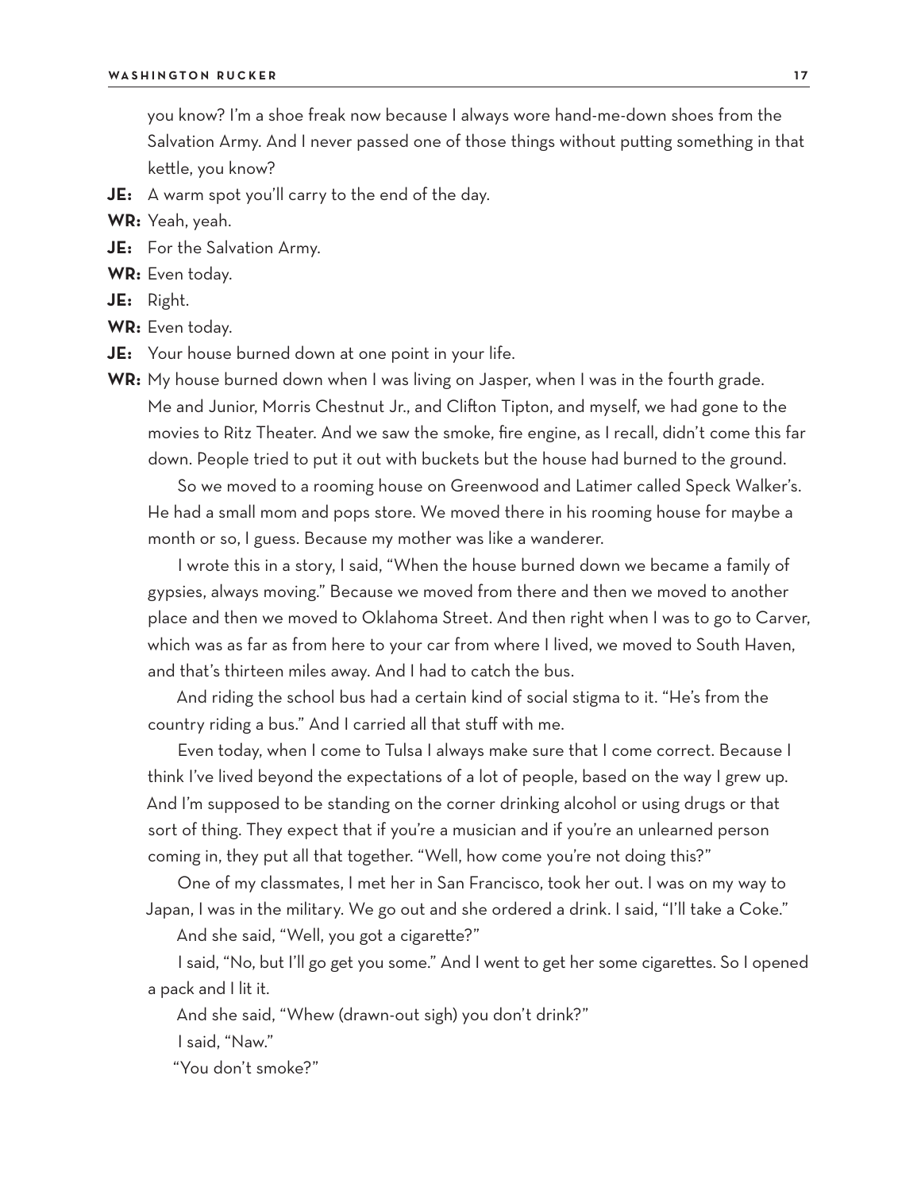you know? I'm a shoe freak now because I always wore hand-me-down shoes from the Salvation Army. And I never passed one of those things without putting something in that kettle, you know?

**JE:** A warm spot you'll carry to the end of the day.

**WR:** Yeah, yeah.

**JE:** For the Salvation Army.

**WR:** Even today.

**JE:** Right.

**WR:** Even today.

**JE:** Your house burned down at one point in your life.

**WR:** My house burned down when I was living on Jasper, when I was in the fourth grade. Me and Junior, Morris Chestnut Jr., and Clifton Tipton, and myself, we had gone to the movies to Ritz Theater. And we saw the smoke, fire engine, as I recall, didn't come this far down. People tried to put it out with buckets but the house had burned to the ground.

So we moved to a rooming house on Greenwood and Latimer called Speck Walker's. He had a small mom and pops store. We moved there in his rooming house for maybe a month or so, I guess. Because my mother was like a wanderer.

I wrote this in a story, I said, "When the house burned down we became a family of gypsies, always moving." Because we moved from there and then we moved to another place and then we moved to Oklahoma Street. And then right when I was to go to Carver, which was as far as from here to your car from where I lived, we moved to South Haven, and that's thirteen miles away. And I had to catch the bus.

And riding the school bus had a certain kind of social stigma to it. "He's from the country riding a bus." And I carried all that stuff with me.

Even today, when I come to Tulsa I always make sure that I come correct. Because I think I've lived beyond the expectations of a lot of people, based on the way I grew up. And I'm supposed to be standing on the corner drinking alcohol or using drugs or that sort of thing. They expect that if you're a musician and if you're an unlearned person coming in, they put all that together. "Well, how come you're not doing this?"

One of my classmates, I met her in San Francisco, took her out. I was on my way to Japan, I was in the military. We go out and she ordered a drink. I said, "I'll take a Coke."

And she said, "Well, you got a cigarette?"

I said, "No, but I'll go get you some." And I went to get her some cigarettes. So I opened a pack and I lit it.

And she said, "Whew (drawn-out sigh) you don't drink?"

I said, "Naw."

"You don't smoke?"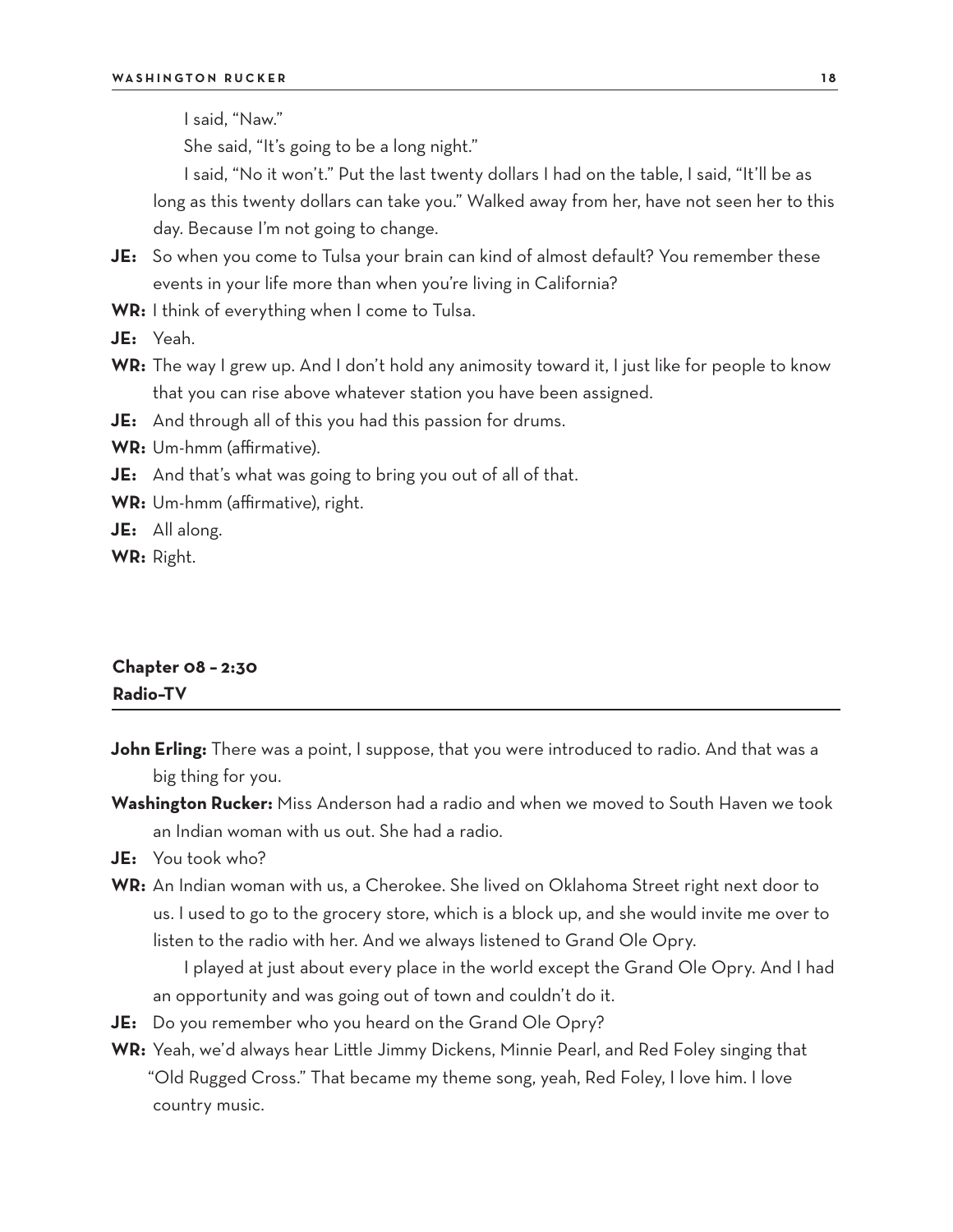I said, "Naw."

She said, "It's going to be a long night."

I said, "No it won't." Put the last twenty dollars I had on the table, I said, "It'll be as long as this twenty dollars can take you." Walked away from her, have not seen her to this day. Because I'm not going to change.

**JE:** So when you come to Tulsa your brain can kind of almost default? You remember these events in your life more than when you're living in California?

**WR:** I think of everything when I come to Tulsa.

**JE:** Yeah.

**WR:** The way I grew up. And I don't hold any animosity toward it, I just like for people to know that you can rise above whatever station you have been assigned.

**JE:** And through all of this you had this passion for drums.

**WR:** Um-hmm (affirmative).

**JE:** And that's what was going to bring you out of all of that.

**WR:** Um-hmm (affirmative), right.

**JE:** All along.

**WR:** Right.

## Chapter 08 – 2:30
## Radio-TV

**John Erling:** There was a point, I suppose, that you were introduced to radio. And that was a big thing for you.

**Washington Rucker:** Miss Anderson had a radio and when we moved to South Haven we took an Indian woman with us out. She had a radio.

**JE:** You took who?

**WR:** An Indian woman with us, a Cherokee. She lived on Oklahoma Street right next door to us. I used to go to the grocery store, which is a block up, and she would invite me over to listen to the radio with her. And we always listened to Grand Ole Opry.

I played at just about every place in the world except the Grand Ole Opry. And I had an opportunity and was going out of town and couldn't do it.

**JE:** Do you remember who you heard on the Grand Ole Opry?

**WR:** Yeah, we'd always hear Little Jimmy Dickens, Minnie Pearl, and Red Foley singing that "Old Rugged Cross." That became my theme song, yeah, Red Foley, I love him. I love country music.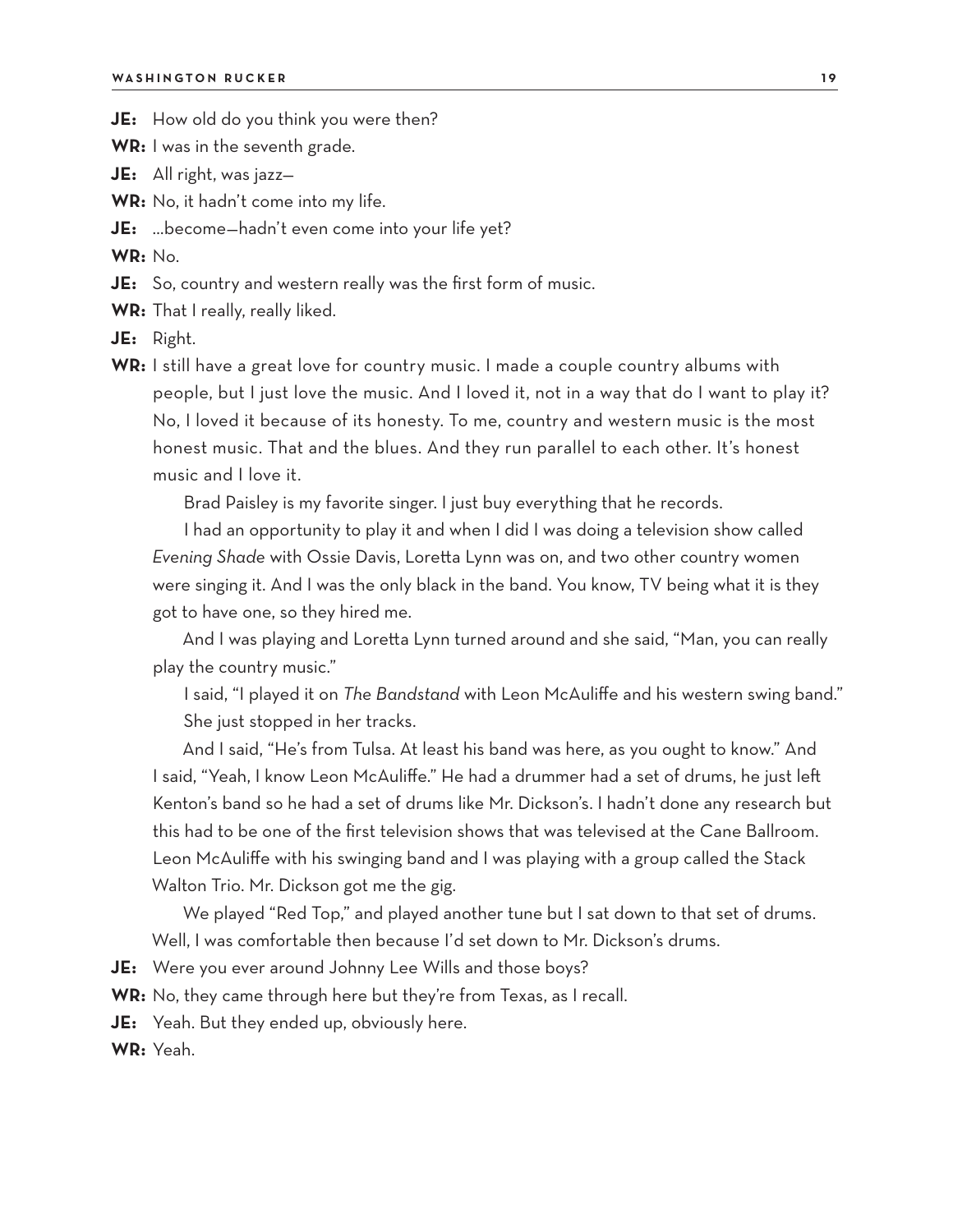**JE:** How old do you think you were then?

**WR:** I was in the seventh grade.

**JE:** All right, was jazz—

**WR:** No, it hadn't come into my life.

**JE:** ...become—hadn't even come into your life yet?

**WR:** No.

**JE:** So, country and western really was the first form of music.

**WR:** That I really, really liked.

**JE:** Right.

**WR:** I still have a great love for country music. I made a couple country albums with people, but I just love the music. And I loved it, not in a way that do I want to play it? No, I loved it because of its honesty. To me, country and western music is the most honest music. That and the blues. And they run parallel to each other. It's honest music and I love it.

Brad Paisley is my favorite singer. I just buy everything that he records.

I had an opportunity to play it and when I did I was doing a television show called *Evening Shade* with Ossie Davis, Loretta Lynn was on, and two other country women were singing it. And I was the only black in the band. You know, TV being what it is they got to have one, so they hired me.

And I was playing and Loretta Lynn turned around and she said, "Man, you can really play the country music."

I said, "I played it on *The Bandstand* with Leon McAuliffe and his western swing band."

She just stopped in her tracks.

And I said, "He's from Tulsa. At least his band was here, as you ought to know." And I said, "Yeah, I know Leon McAuliffe." He had a drummer had a set of drums, he just left Kenton's band so he had a set of drums like Mr. Dickson's. I hadn't done any research but this had to be one of the first television shows that was televised at the Cane Ballroom. Leon McAuliffe with his swinging band and I was playing with a group called the Stack Walton Trio. Mr. Dickson got me the gig.

We played "Red Top," and played another tune but I sat down to that set of drums. Well, I was comfortable then because I'd set down to Mr. Dickson's drums.

**JE:** Were you ever around Johnny Lee Wills and those boys?

**WR:** No, they came through here but they're from Texas, as I recall.

**JE:** Yeah. But they ended up, obviously here.

**WR:** Yeah.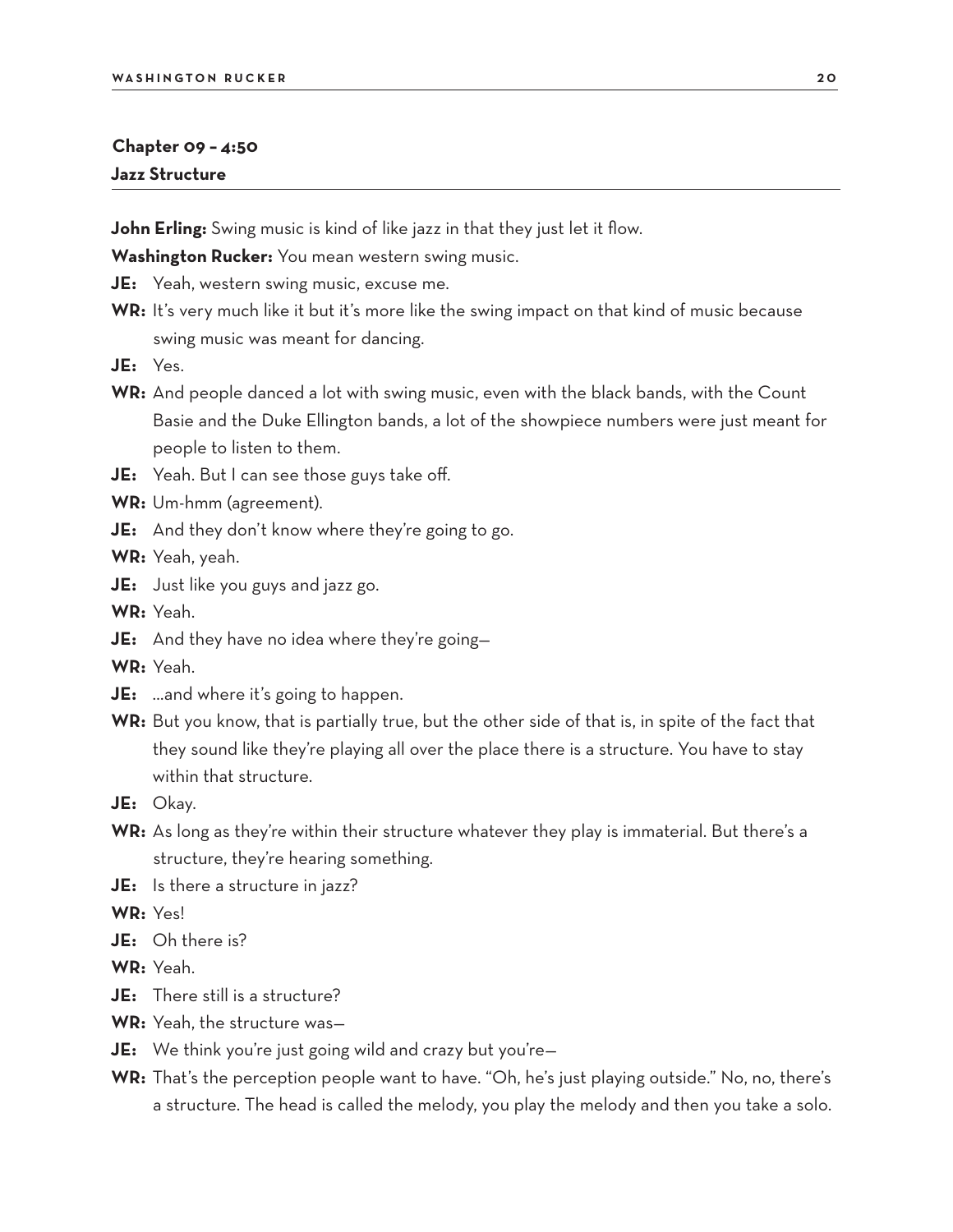## Chapter 09 – 4:50
### Jazz Structure

**John Erling:** Swing music is kind of like jazz in that they just let it flow.

**Washington Rucker:** You mean western swing music.

**JE:** Yeah, western swing music, excuse me.

**WR:** It's very much like it but it's more like the swing impact on that kind of music because swing music was meant for dancing.

**JE:** Yes.

**WR:** And people danced a lot with swing music, even with the black bands, with the Count Basie and the Duke Ellington bands, a lot of the showpiece numbers were just meant for people to listen to them.

**JE:** Yeah. But I can see those guys take off.

**WR:** Um-hmm (agreement).

**JE:** And they don't know where they're going to go.

**WR:** Yeah, yeah.

**JE:** Just like you guys and jazz go.

**WR:** Yeah.

**JE:** And they have no idea where they're going—

**WR:** Yeah.

**JE:** …and where it's going to happen.

**WR:** But you know, that is partially true, but the other side of that is, in spite of the fact that they sound like they're playing all over the place there is a structure. You have to stay within that structure.

**JE:** Okay.

**WR:** As long as they're within their structure whatever they play is immaterial. But there's a structure, they're hearing something.

**JE:** Is there a structure in jazz?

**WR:** Yes!

**JE:** Oh there is?

**WR:** Yeah.

**JE:** There still is a structure?

**WR:** Yeah, the structure was—

**JE:** We think you're just going wild and crazy but you're—

**WR:** That's the perception people want to have. "Oh, he's just playing outside." No, no, there's a structure. The head is called the melody, you play the melody and then you take a solo.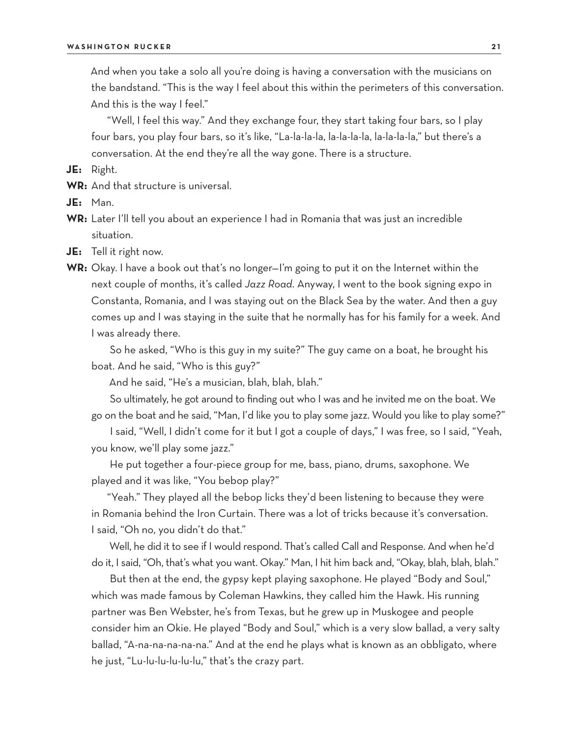And when you take a solo all you're doing is having a conversation with the musicians on the bandstand. "This is the way I feel about this within the perimeters of this conversation. And this is the way I feel."

"Well, I feel this way." And they exchange four, they start taking four bars, so I play four bars, you play four bars, so it's like, "La-la-la-la, la-la-la-la, la-la-la-la," but there's a conversation. At the end they're all the way gone. There is a structure.

**JE:** Right.

**WR:** And that structure is universal.

**JE:** Man.

**WR:** Later I'll tell you about an experience I had in Romania that was just an incredible situation.

**JE:** Tell it right now.

**WR:** Okay. I have a book out that's no longer—I'm going to put it on the Internet within the next couple of months, it's called *Jazz Road*. Anyway, I went to the book signing expo in Constanta, Romania, and I was staying out on the Black Sea by the water. And then a guy comes up and I was staying in the suite that he normally has for his family for a week. And I was already there.

So he asked, "Who is this guy in my suite?" The guy came on a boat, he brought his boat. And he said, "Who is this guy?"

And he said, "He's a musician, blah, blah, blah."

So ultimately, he got around to finding out who I was and he invited me on the boat. We go on the boat and he said, "Man, I'd like you to play some jazz. Would you like to play some?"

I said, "Well, I didn't come for it but I got a couple of days," I was free, so I said, "Yeah, you know, we'll play some jazz."

He put together a four-piece group for me, bass, piano, drums, saxophone. We played and it was like, "You bebop play?"

"Yeah." They played all the bebop licks they'd been listening to because they were in Romania behind the Iron Curtain. There was a lot of tricks because it's conversation. I said, "Oh no, you didn't do that."

Well, he did it to see if I would respond. That's called Call and Response. And when he'd do it, I said, "Oh, that's what you want. Okay." Man, I hit him back and, "Okay, blah, blah, blah."

But then at the end, the gypsy kept playing saxophone. He played "Body and Soul," which was made famous by Coleman Hawkins, they called him the Hawk. His running partner was Ben Webster, he's from Texas, but he grew up in Muskogee and people consider him an Okie. He played "Body and Soul," which is a very slow ballad, a very salty ballad, "A-na-na-na-na-na." And at the end he plays what is known as an obbligato, where he just, "Lu-lu-lu-lu-lu-lu," that's the crazy part.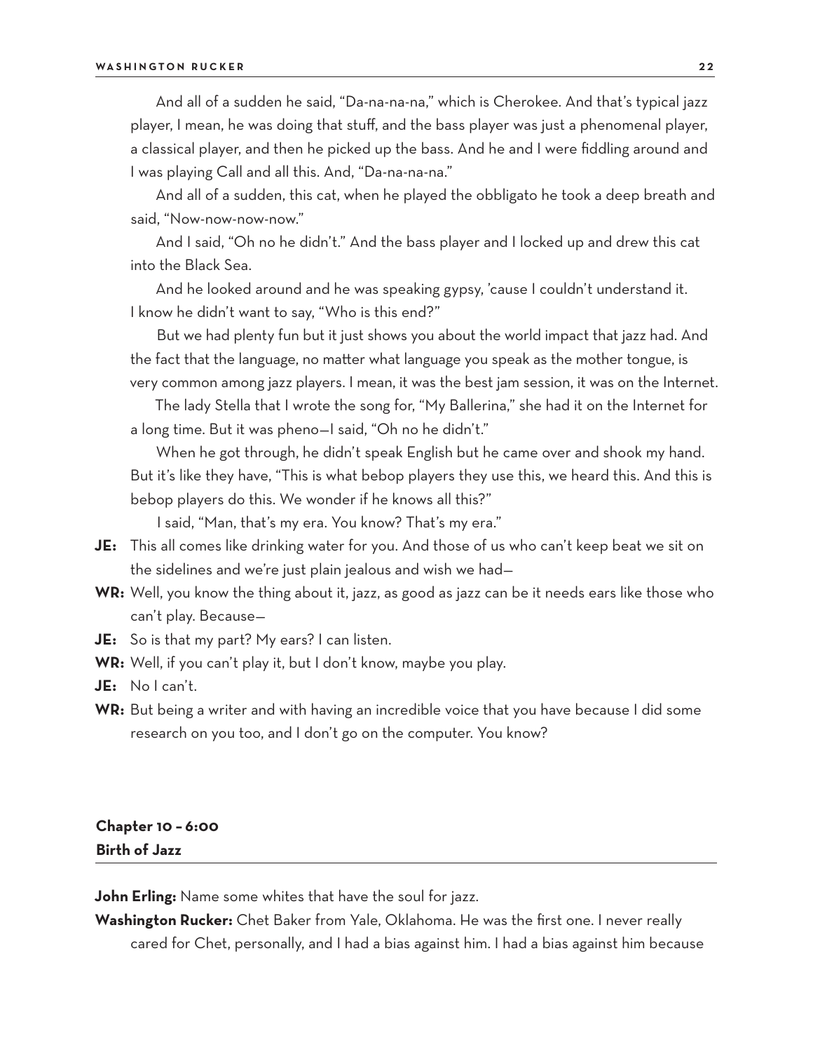And all of a sudden he said, "Da-na-na-na," which is Cherokee. And that's typical jazz player, I mean, he was doing that stuff, and the bass player was just a phenomenal player, a classical player, and then he picked up the bass. And he and I were fiddling around and I was playing Call and all this. And, "Da-na-na-na."

And all of a sudden, this cat, when he played the obbligato he took a deep breath and said, "Now-now-now-now."

And I said, "Oh no he didn't." And the bass player and I locked up and drew this cat into the Black Sea.

And he looked around and he was speaking gypsy, 'cause I couldn't understand it. I know he didn't want to say, "Who is this end?"

But we had plenty fun but it just shows you about the world impact that jazz had. And the fact that the language, no matter what language you speak as the mother tongue, is very common among jazz players. I mean, it was the best jam session, it was on the Internet.

The lady Stella that I wrote the song for, "My Ballerina," she had it on the Internet for a long time. But it was pheno—I said, "Oh no he didn't."

When he got through, he didn't speak English but he came over and shook my hand. But it's like they have, "This is what bebop players they use this, we heard this. And this is bebop players do this. We wonder if he knows all this?"

I said, "Man, that's my era. You know? That's my era."

**JE:** This all comes like drinking water for you. And those of us who can't keep beat we sit on the sidelines and we're just plain jealous and wish we had—

**WR:** Well, you know the thing about it, jazz, as good as jazz can be it needs ears like those who can't play. Because—

**JE:** So is that my part? My ears? I can listen.

**WR:** Well, if you can't play it, but I don't know, maybe you play.

**JE:** No I can't.

**WR:** But being a writer and with having an incredible voice that you have because I did some research on you too, and I don't go on the computer. You know?

## Chapter 10 – 6:00
## Birth of Jazz

**John Erling:** Name some whites that have the soul for jazz.

**Washington Rucker:** Chet Baker from Yale, Oklahoma. He was the first one. I never really cared for Chet, personally, and I had a bias against him. I had a bias against him because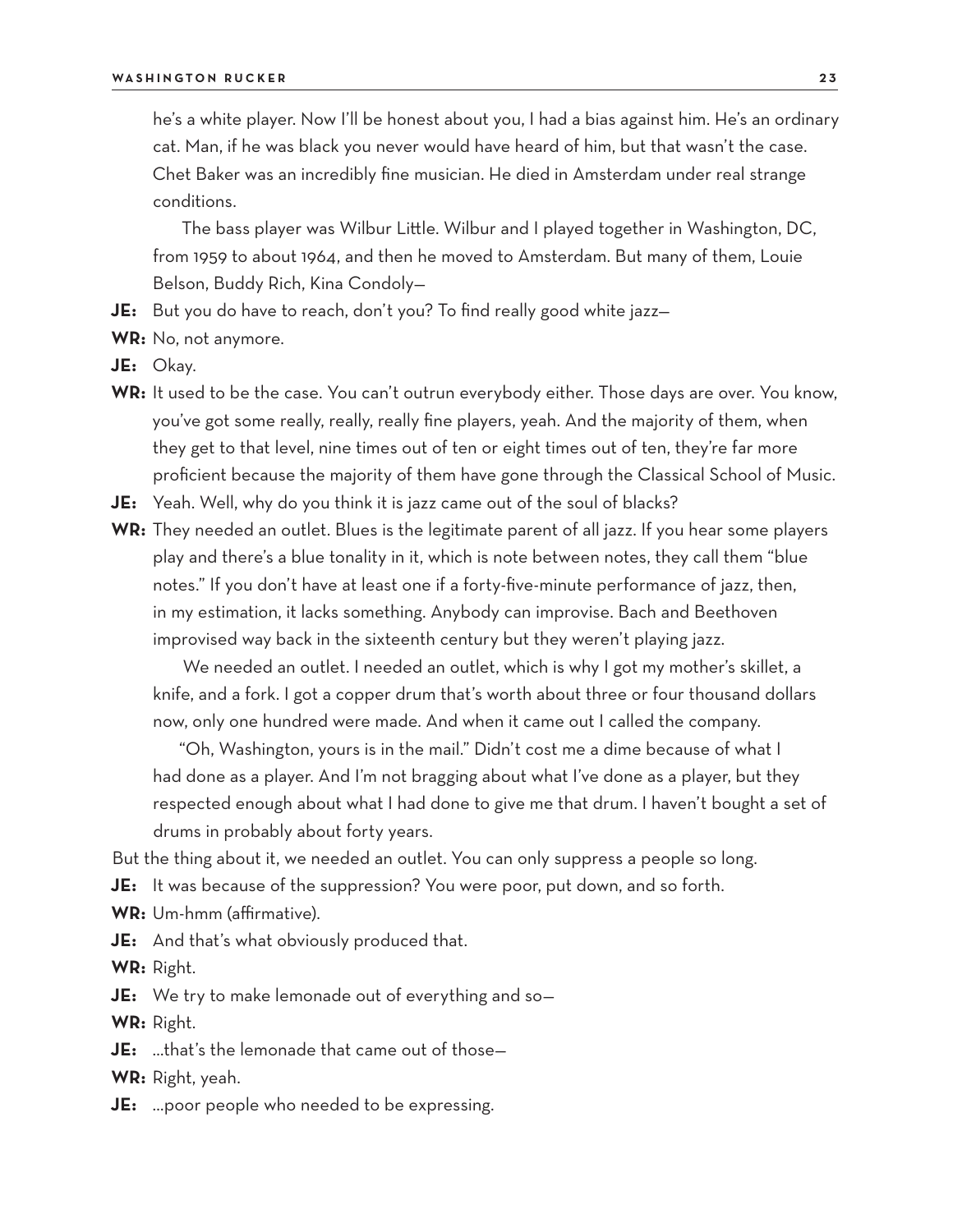he's a white player. Now I'll be honest about you, I had a bias against him. He's an ordinary cat. Man, if he was black you never would have heard of him, but that wasn't the case. Chet Baker was an incredibly fine musician. He died in Amsterdam under real strange conditions.

The bass player was Wilbur Little. Wilbur and I played together in Washington, DC, from 1959 to about 1964, and then he moved to Amsterdam. But many of them, Louie Belson, Buddy Rich, Kina Condoly—

**JE:** But you do have to reach, don't you? To find really good white jazz—

**WR:** No, not anymore.

**JE:** Okay.

**WR:** It used to be the case. You can't outrun everybody either. Those days are over. You know, you've got some really, really, really fine players, yeah. And the majority of them, when they get to that level, nine times out of ten or eight times out of ten, they're far more proficient because the majority of them have gone through the Classical School of Music.

**JE:** Yeah. Well, why do you think it is jazz came out of the soul of blacks?

**WR:** They needed an outlet. Blues is the legitimate parent of all jazz. If you hear some players play and there's a blue tonality in it, which is note between notes, they call them "blue notes." If you don't have at least one if a forty-five-minute performance of jazz, then, in my estimation, it lacks something. Anybody can improvise. Bach and Beethoven improvised way back in the sixteenth century but they weren't playing jazz.

We needed an outlet. I needed an outlet, which is why I got my mother's skillet, a knife, and a fork. I got a copper drum that's worth about three or four thousand dollars now, only one hundred were made. And when it came out I called the company.

"Oh, Washington, yours is in the mail." Didn't cost me a dime because of what I had done as a player. And I'm not bragging about what I've done as a player, but they respected enough about what I had done to give me that drum. I haven't bought a set of drums in probably about forty years.

But the thing about it, we needed an outlet. You can only suppress a people so long.

**JE:** It was because of the suppression? You were poor, put down, and so forth.

**WR:** Um-hmm (affirmative).

**JE:** And that's what obviously produced that.

**WR:** Right.

**JE:** We try to make lemonade out of everything and so—

**WR:** Right.

**JE:** ...that's the lemonade that came out of those—

**WR:** Right, yeah.

**JE:** ...poor people who needed to be expressing.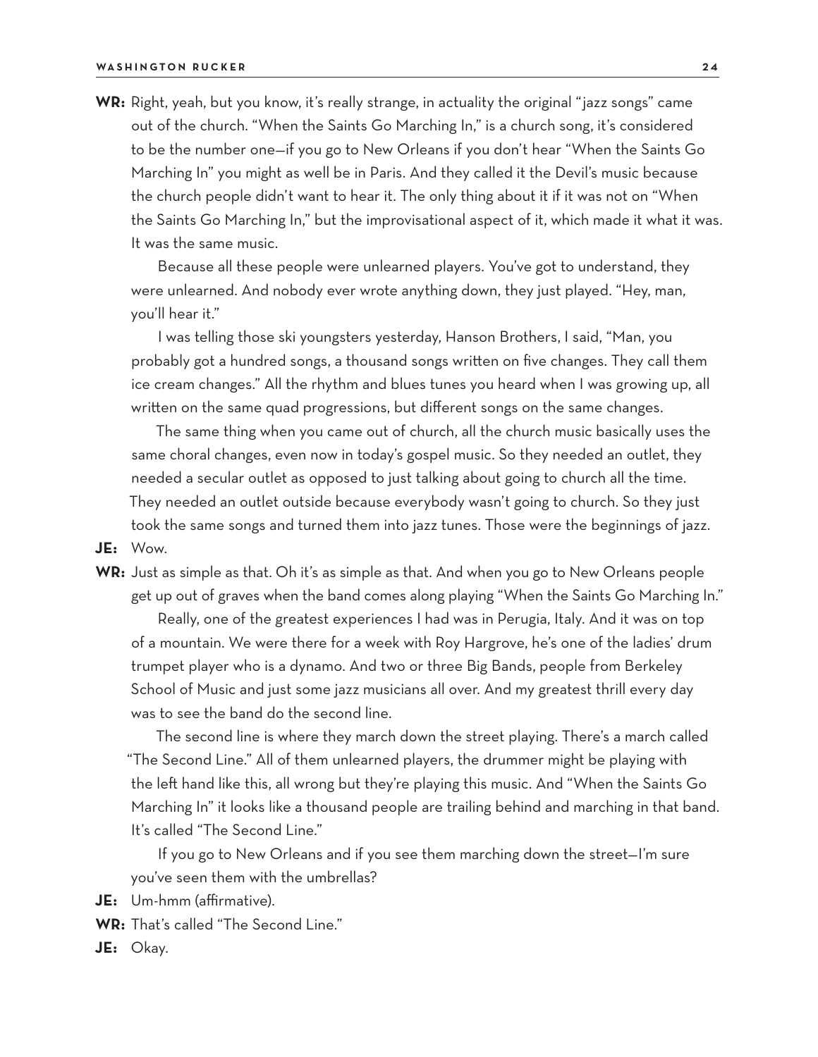**WR:** Right, yeah, but you know, it's really strange, in actuality the original "jazz songs" came out of the church. "When the Saints Go Marching In," is a church song, it's considered to be the number one—if you go to New Orleans if you don't hear "When the Saints Go Marching In" you might as well be in Paris. And they called it the Devil's music because the church people didn't want to hear it. The only thing about it if it was not on "When the Saints Go Marching In," but the improvisational aspect of it, which made it what it was. It was the same music.

Because all these people were unlearned players. You've got to understand, they were unlearned. And nobody ever wrote anything down, they just played. "Hey, man, you'll hear it."

I was telling those ski youngsters yesterday, Hanson Brothers, I said, "Man, you probably got a hundred songs, a thousand songs written on five changes. They call them ice cream changes." All the rhythm and blues tunes you heard when I was growing up, all written on the same quad progressions, but different songs on the same changes.

The same thing when you came out of church, all the church music basically uses the same choral changes, even now in today's gospel music. So they needed an outlet, they needed a secular outlet as opposed to just talking about going to church all the time. They needed an outlet outside because everybody wasn't going to church. So they just took the same songs and turned them into jazz tunes. Those were the beginnings of jazz.

**JE:** Wow.

**WR:** Just as simple as that. Oh it's as simple as that. And when you go to New Orleans people get up out of graves when the band comes along playing "When the Saints Go Marching In."

Really, one of the greatest experiences I had was in Perugia, Italy. And it was on top of a mountain. We were there for a week with Roy Hargrove, he's one of the ladies' drum trumpet player who is a dynamo. And two or three Big Bands, people from Berkeley School of Music and just some jazz musicians all over. And my greatest thrill every day was to see the band do the second line.

The second line is where they march down the street playing. There's a march called "The Second Line." All of them unlearned players, the drummer might be playing with the left hand like this, all wrong but they're playing this music. And "When the Saints Go Marching In" it looks like a thousand people are trailing behind and marching in that band. It's called "The Second Line."

If you go to New Orleans and if you see them marching down the street—I'm sure you've seen them with the umbrellas?

**JE:** Um-hmm (affirmative).

**WR:** That's called "The Second Line."

**JE:** Okay.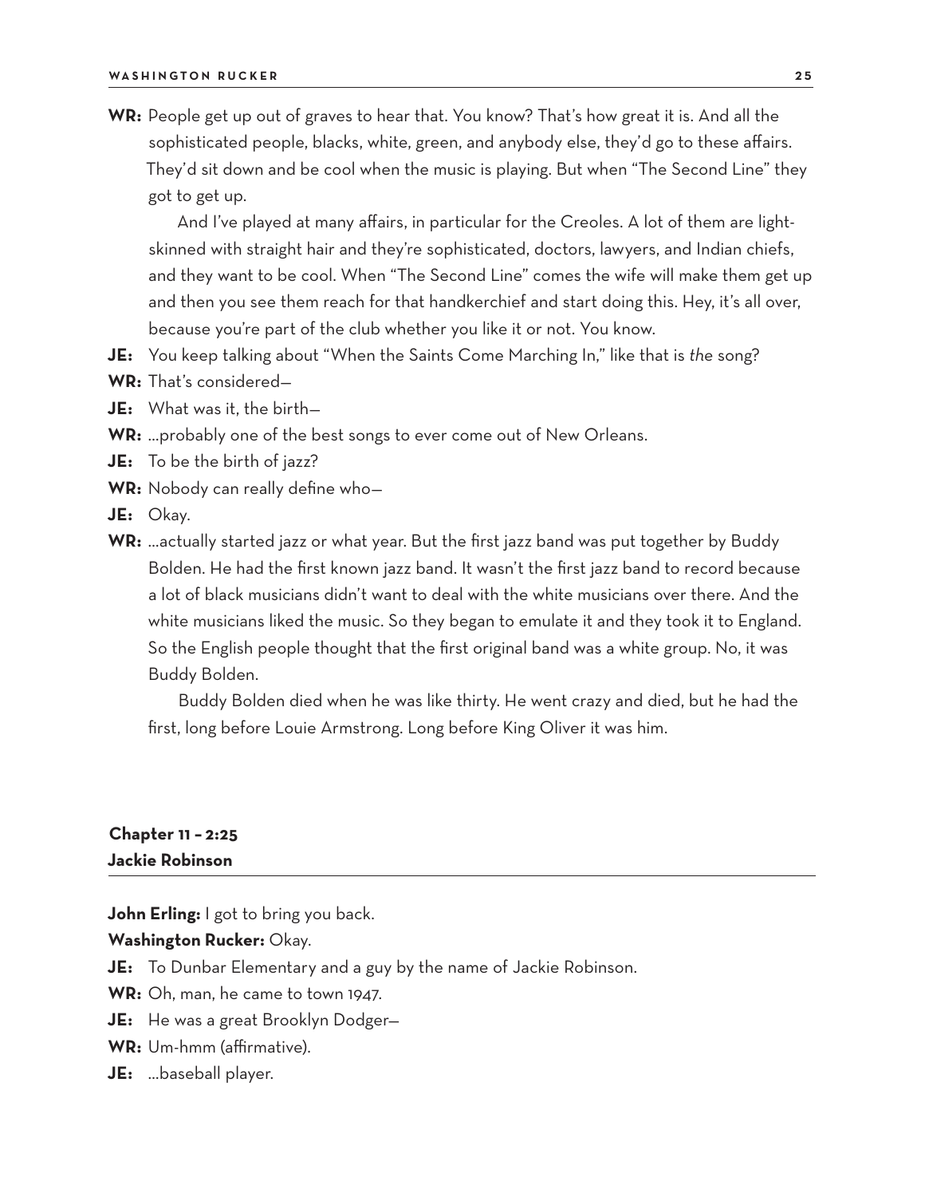**WR:** People get up out of graves to hear that. You know? That's how great it is. And all the sophisticated people, blacks, white, green, and anybody else, they'd go to these affairs. They'd sit down and be cool when the music is playing. But when "The Second Line" they got to get up.

And I've played at many affairs, in particular for the Creoles. A lot of them are light-skinned with straight hair and they're sophisticated, doctors, lawyers, and Indian chiefs, and they want to be cool. When "The Second Line" comes the wife will make them get up and then you see them reach for that handkerchief and start doing this. Hey, it's all over, because you're part of the club whether you like it or not. You know.

**JE:** You keep talking about "When the Saints Come Marching In," like that is *the* song?

**WR:** That's considered—

**JE:** What was it, the birth—

**WR:** …probably one of the best songs to ever come out of New Orleans.

**JE:** To be the birth of jazz?

**WR:** Nobody can really define who—

**JE:** Okay.

**WR:** …actually started jazz or what year. But the first jazz band was put together by Buddy Bolden. He had the first known jazz band. It wasn't the first jazz band to record because a lot of black musicians didn't want to deal with the white musicians over there. And the white musicians liked the music. So they began to emulate it and they took it to England. So the English people thought that the first original band was a white group. No, it was Buddy Bolden.

Buddy Bolden died when he was like thirty. He went crazy and died, but he had the first, long before Louie Armstrong. Long before King Oliver it was him.

## Chapter 11 – 2:25
## Jackie Robinson

**John Erling:** I got to bring you back.

**Washington Rucker:** Okay.

**JE:** To Dunbar Elementary and a guy by the name of Jackie Robinson.

**WR:** Oh, man, he came to town 1947.

**JE:** He was a great Brooklyn Dodger—

**WR:** Um-hmm (affirmative).

**JE:** …baseball player.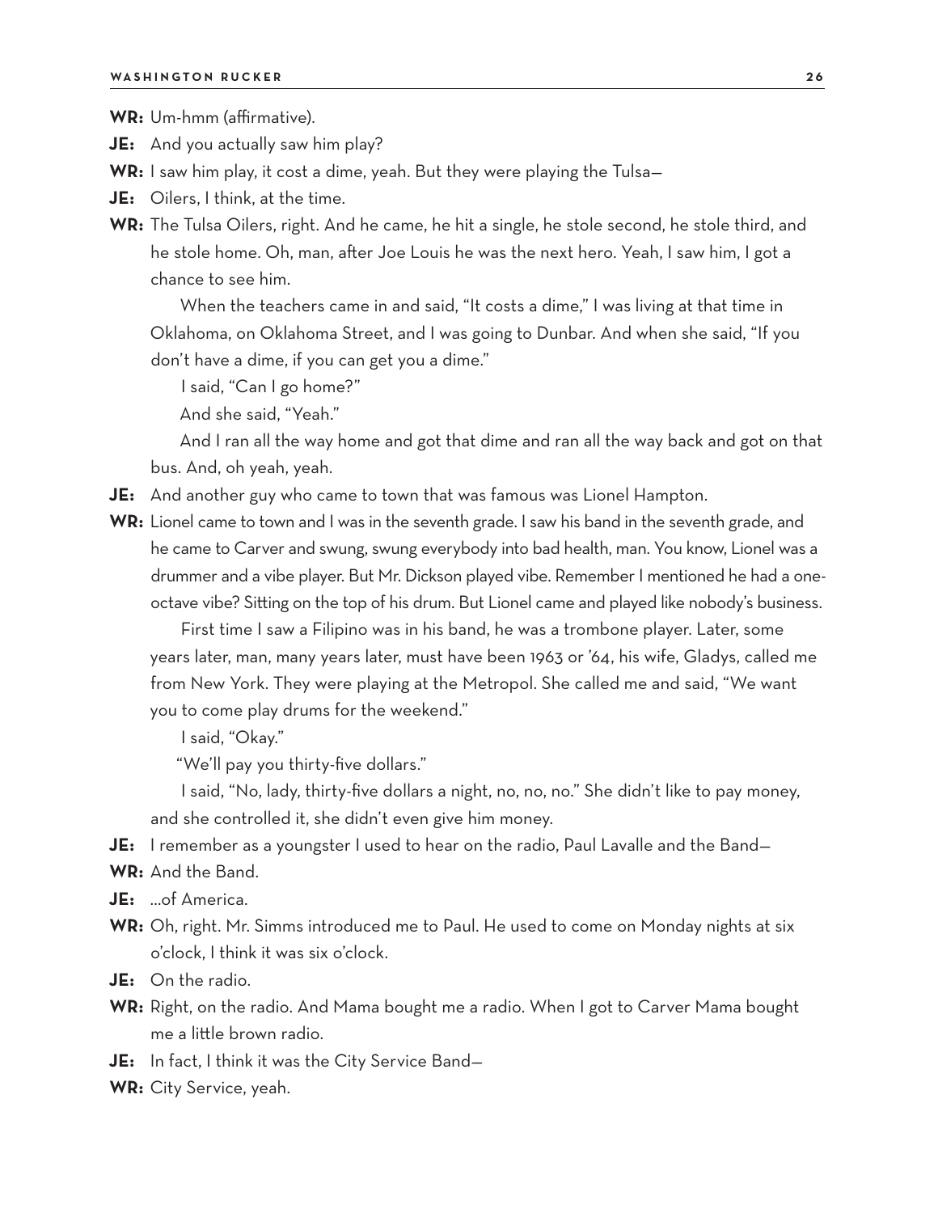**WR:** Um-hmm (affirmative).

**JE:** And you actually saw him play?

**WR:** I saw him play, it cost a dime, yeah. But they were playing the Tulsa—

**JE:** Oilers, I think, at the time.

**WR:** The Tulsa Oilers, right. And he came, he hit a single, he stole second, he stole third, and he stole home. Oh, man, after Joe Louis he was the next hero. Yeah, I saw him, I got a chance to see him.

When the teachers came in and said, "It costs a dime," I was living at that time in Oklahoma, on Oklahoma Street, and I was going to Dunbar. And when she said, "If you don't have a dime, if you can get you a dime."

I said, "Can I go home?"

And she said, "Yeah."

And I ran all the way home and got that dime and ran all the way back and got on that bus. And, oh yeah, yeah.

**JE:** And another guy who came to town that was famous was Lionel Hampton.

**WR:** Lionel came to town and I was in the seventh grade. I saw his band in the seventh grade, and he came to Carver and swung, swung everybody into bad health, man. You know, Lionel was a drummer and a vibe player. But Mr. Dickson played vibe. Remember I mentioned he had a one-octave vibe? Sitting on the top of his drum. But Lionel came and played like nobody's business.

First time I saw a Filipino was in his band, he was a trombone player. Later, some years later, man, many years later, must have been 1963 or '64, his wife, Gladys, called me from New York. They were playing at the Metropol. She called me and said, "We want you to come play drums for the weekend."

I said, "Okay."

"We'll pay you thirty-five dollars."

I said, "No, lady, thirty-five dollars a night, no, no, no." She didn't like to pay money, and she controlled it, she didn't even give him money.

**JE:** I remember as a youngster I used to hear on the radio, Paul Lavalle and the Band—

**WR:** And the Band.

**JE:** ...of America.

**WR:** Oh, right. Mr. Simms introduced me to Paul. He used to come on Monday nights at six o'clock, I think it was six o'clock.

**JE:** On the radio.

**WR:** Right, on the radio. And Mama bought me a radio. When I got to Carver Mama bought me a little brown radio.

**JE:** In fact, I think it was the City Service Band—

**WR:** City Service, yeah.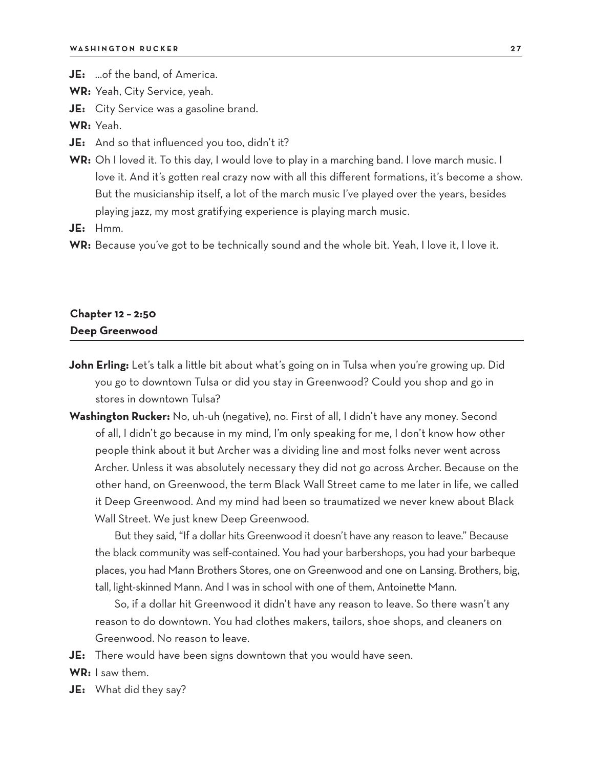**JE:** …of the band, of America.

**WR:** Yeah, City Service, yeah.

**JE:** City Service was a gasoline brand.

**WR:** Yeah.

**JE:** And so that influenced you too, didn't it?

**WR:** Oh I loved it. To this day, I would love to play in a marching band. I love march music. I love it. And it's gotten real crazy now with all this different formations, it's become a show. But the musicianship itself, a lot of the march music I've played over the years, besides playing jazz, my most gratifying experience is playing march music.

**JE:** Hmm.

**WR:** Because you've got to be technically sound and the whole bit. Yeah, I love it, I love it.

## Chapter 12 – 2:50
## Deep Greenwood

**John Erling:** Let's talk a little bit about what's going on in Tulsa when you're growing up. Did you go to downtown Tulsa or did you stay in Greenwood? Could you shop and go in stores in downtown Tulsa?

**Washington Rucker:** No, uh-uh (negative), no. First of all, I didn't have any money. Second of all, I didn't go because in my mind, I'm only speaking for me, I don't know how other people think about it but Archer was a dividing line and most folks never went across Archer. Unless it was absolutely necessary they did not go across Archer. Because on the other hand, on Greenwood, the term Black Wall Street came to me later in life, we called it Deep Greenwood. And my mind had been so traumatized we never knew about Black Wall Street. We just knew Deep Greenwood.

But they said, "If a dollar hits Greenwood it doesn't have any reason to leave." Because the black community was self-contained. You had your barbershops, you had your barbeque places, you had Mann Brothers Stores, one on Greenwood and one on Lansing. Brothers, big, tall, light-skinned Mann. And I was in school with one of them, Antoinette Mann.

So, if a dollar hit Greenwood it didn't have any reason to leave. So there wasn't any reason to do downtown. You had clothes makers, tailors, shoe shops, and cleaners on Greenwood. No reason to leave.

**JE:** There would have been signs downtown that you would have seen.

**WR:** I saw them.

**JE:** What did they say?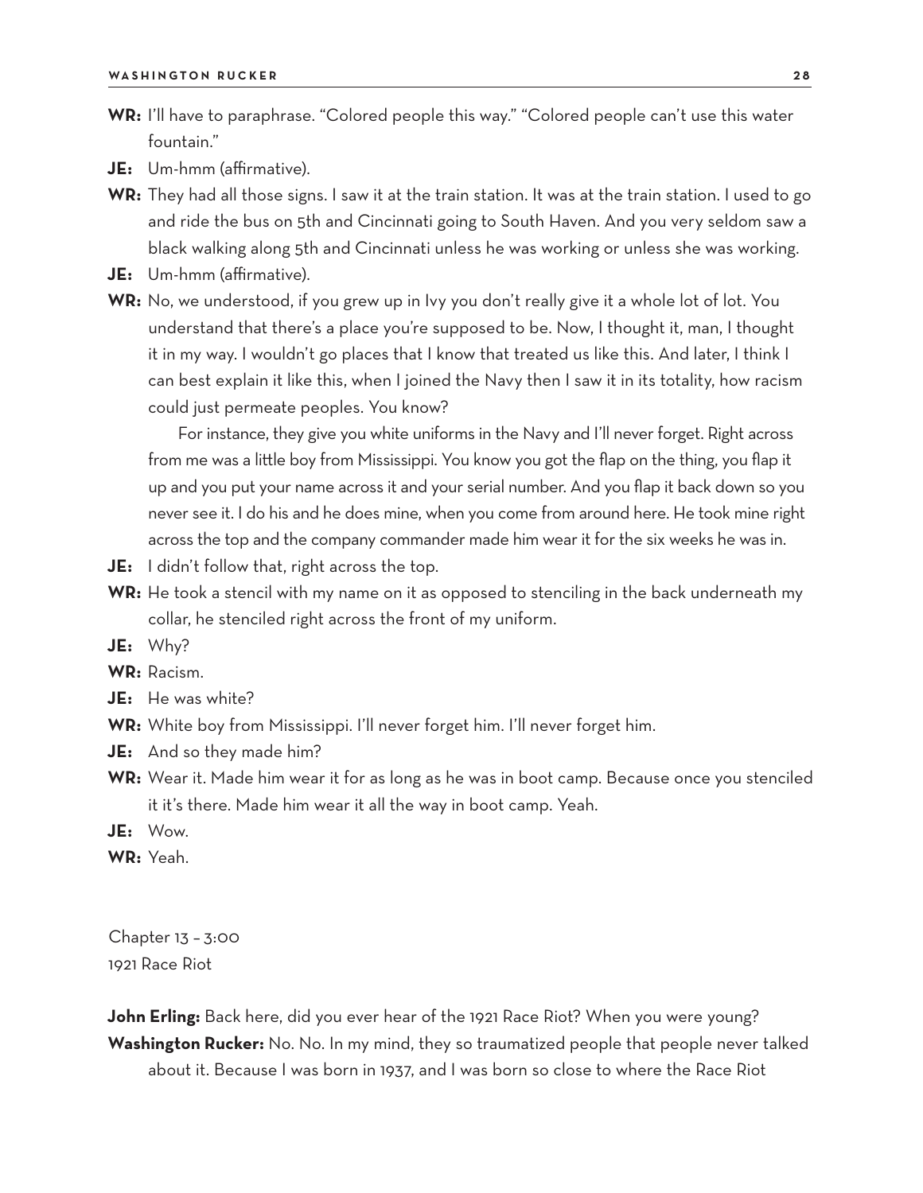**WR:** I'll have to paraphrase. "Colored people this way." "Colored people can't use this water fountain."

**JE:** Um-hmm (affirmative).

**WR:** They had all those signs. I saw it at the train station. It was at the train station. I used to go and ride the bus on 5th and Cincinnati going to South Haven. And you very seldom saw a black walking along 5th and Cincinnati unless he was working or unless she was working.

**JE:** Um-hmm (affirmative).

**WR:** No, we understood, if you grew up in Ivy you don't really give it a whole lot of lot. You understand that there's a place you're supposed to be. Now, I thought it, man, I thought it in my way. I wouldn't go places that I know that treated us like this. And later, I think I can best explain it like this, when I joined the Navy then I saw it in its totality, how racism could just permeate peoples. You know?

For instance, they give you white uniforms in the Navy and I'll never forget. Right across from me was a little boy from Mississippi. You know you got the flap on the thing, you flap it up and you put your name across it and your serial number. And you flap it back down so you never see it. I do his and he does mine, when you come from around here. He took mine right across the top and the company commander made him wear it for the six weeks he was in.

**JE:** I didn't follow that, right across the top.

**WR:** He took a stencil with my name on it as opposed to stenciling in the back underneath my collar, he stenciled right across the front of my uniform.

**JE:** Why?

**WR:** Racism.

**JE:** He was white?

**WR:** White boy from Mississippi. I'll never forget him. I'll never forget him.

**JE:** And so they made him?

**WR:** Wear it. Made him wear it for as long as he was in boot camp. Because once you stenciled it it's there. Made him wear it all the way in boot camp. Yeah.

**JE:** Wow.

**WR:** Yeah.

Chapter 13 – 3:00
1921 Race Riot

**John Erling:** Back here, did you ever hear of the 1921 Race Riot? When you were young?

**Washington Rucker:** No. No. In my mind, they so traumatized people that people never talked about it. Because I was born in 1937, and I was born so close to where the Race Riot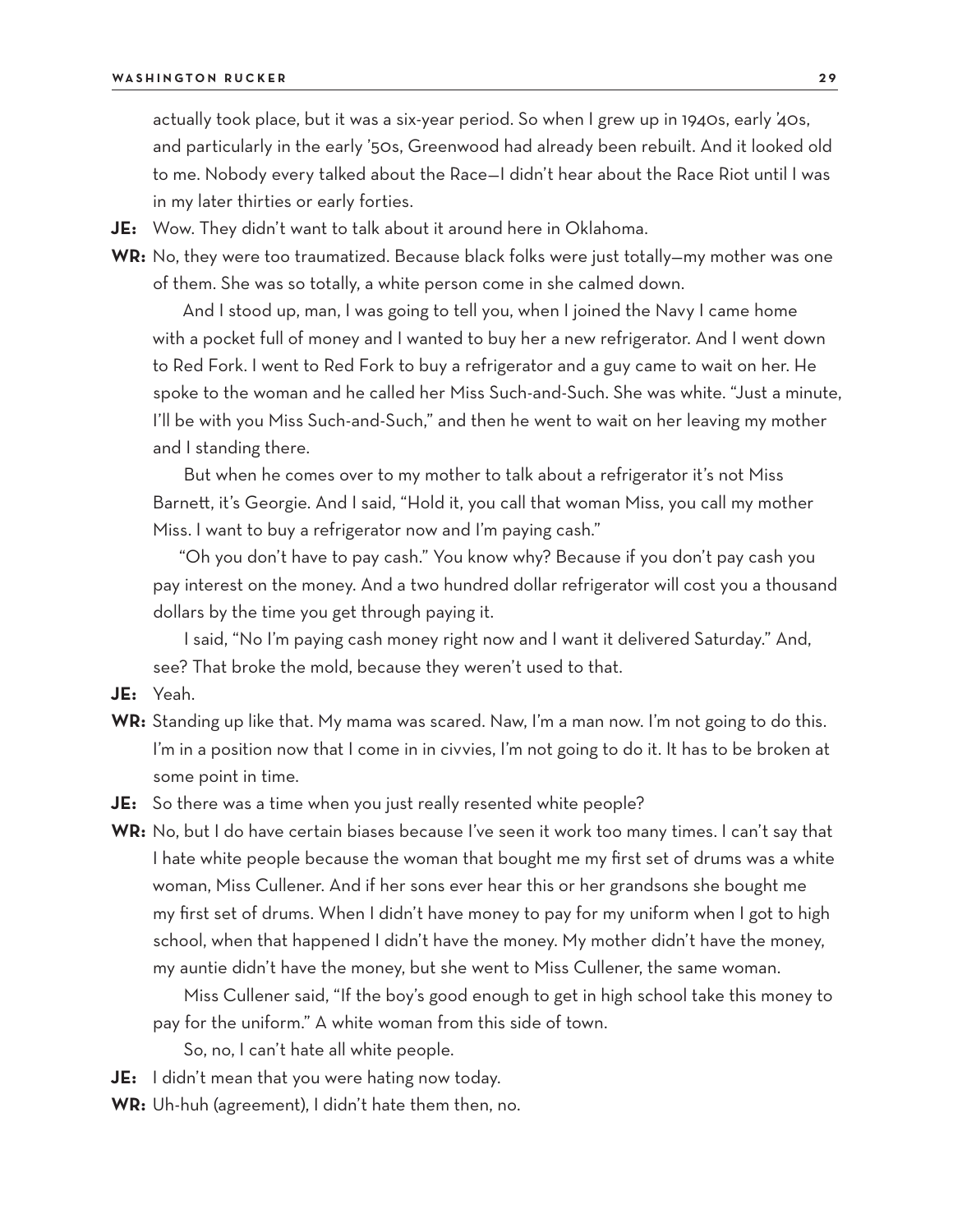actually took place, but it was a six-year period. So when I grew up in 1940s, early '40s, and particularly in the early '50s, Greenwood had already been rebuilt. And it looked old to me. Nobody every talked about the Race—I didn't hear about the Race Riot until I was in my later thirties or early forties.

**JE:** Wow. They didn't want to talk about it around here in Oklahoma.

**WR:** No, they were too traumatized. Because black folks were just totally—my mother was one of them. She was so totally, a white person come in she calmed down.

And I stood up, man, I was going to tell you, when I joined the Navy I came home with a pocket full of money and I wanted to buy her a new refrigerator. And I went down to Red Fork. I went to Red Fork to buy a refrigerator and a guy came to wait on her. He spoke to the woman and he called her Miss Such-and-Such. She was white. "Just a minute, I'll be with you Miss Such-and-Such," and then he went to wait on her leaving my mother and I standing there.

But when he comes over to my mother to talk about a refrigerator it's not Miss Barnett, it's Georgie. And I said, "Hold it, you call that woman Miss, you call my mother Miss. I want to buy a refrigerator now and I'm paying cash."

"Oh you don't have to pay cash." You know why? Because if you don't pay cash you pay interest on the money. And a two hundred dollar refrigerator will cost you a thousand dollars by the time you get through paying it.

I said, "No I'm paying cash money right now and I want it delivered Saturday." And, see? That broke the mold, because they weren't used to that.

**JE:** Yeah.

**WR:** Standing up like that. My mama was scared. Naw, I'm a man now. I'm not going to do this. I'm in a position now that I come in in civvies, I'm not going to do it. It has to be broken at some point in time.

**JE:** So there was a time when you just really resented white people?

**WR:** No, but I do have certain biases because I've seen it work too many times. I can't say that I hate white people because the woman that bought me my first set of drums was a white woman, Miss Cullener. And if her sons ever hear this or her grandsons she bought me my first set of drums. When I didn't have money to pay for my uniform when I got to high school, when that happened I didn't have the money. My mother didn't have the money, my auntie didn't have the money, but she went to Miss Cullener, the same woman.

Miss Cullener said, "If the boy's good enough to get in high school take this money to pay for the uniform." A white woman from this side of town.

So, no, I can't hate all white people.

**JE:** I didn't mean that you were hating now today.

**WR:** Uh-huh (agreement), I didn't hate them then, no.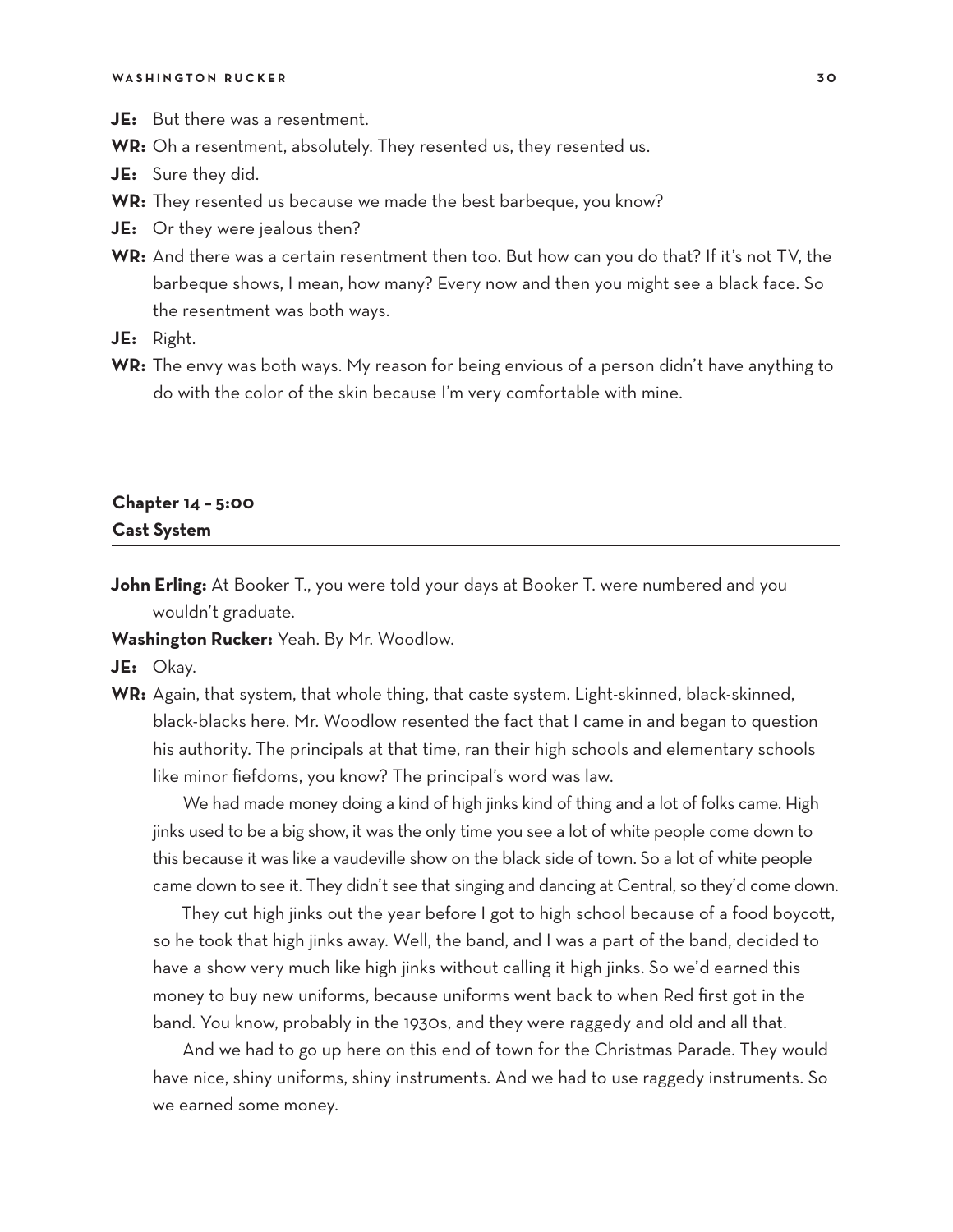**JE:** But there was a resentment.

**WR:** Oh a resentment, absolutely. They resented us, they resented us.

**JE:** Sure they did.

**WR:** They resented us because we made the best barbeque, you know?

**JE:** Or they were jealous then?

**WR:** And there was a certain resentment then too. But how can you do that? If it's not TV, the barbeque shows, I mean, how many? Every now and then you might see a black face. So the resentment was both ways.

**JE:** Right.

**WR:** The envy was both ways. My reason for being envious of a person didn't have anything to do with the color of the skin because I'm very comfortable with mine.

## Chapter 14 – 5:00
## Cast System

**John Erling:** At Booker T., you were told your days at Booker T. were numbered and you wouldn't graduate.

**Washington Rucker:** Yeah. By Mr. Woodlow.

**JE:** Okay.

**WR:** Again, that system, that whole thing, that caste system. Light-skinned, black-skinned, black-blacks here. Mr. Woodlow resented the fact that I came in and began to question his authority. The principals at that time, ran their high schools and elementary schools like minor fiefdoms, you know? The principal's word was law.

We had made money doing a kind of high jinks kind of thing and a lot of folks came. High jinks used to be a big show, it was the only time you see a lot of white people come down to this because it was like a vaudeville show on the black side of town. So a lot of white people came down to see it. They didn't see that singing and dancing at Central, so they'd come down.

They cut high jinks out the year before I got to high school because of a food boycott, so he took that high jinks away. Well, the band, and I was a part of the band, decided to have a show very much like high jinks without calling it high jinks. So we'd earned this money to buy new uniforms, because uniforms went back to when Red first got in the band. You know, probably in the 1930s, and they were raggedy and old and all that.

And we had to go up here on this end of town for the Christmas Parade. They would have nice, shiny uniforms, shiny instruments. And we had to use raggedy instruments. So we earned some money.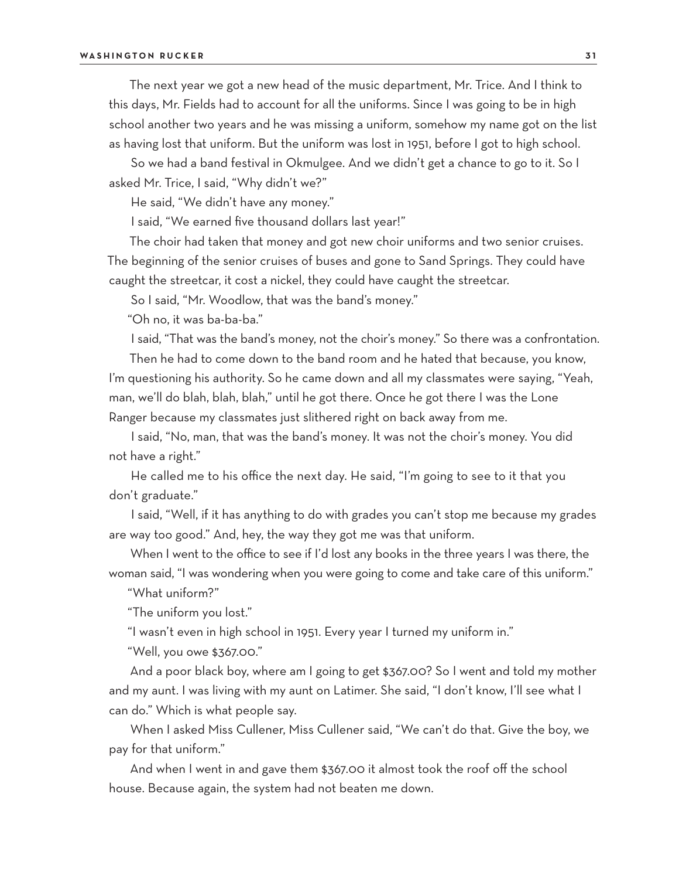The next year we got a new head of the music department, Mr. Trice. And I think to this days, Mr. Fields had to account for all the uniforms. Since I was going to be in high school another two years and he was missing a uniform, somehow my name got on the list as having lost that uniform. But the uniform was lost in 1951, before I got to high school.

So we had a band festival in Okmulgee. And we didn't get a chance to go to it. So I asked Mr. Trice, I said, "Why didn't we?"

He said, "We didn't have any money."

I said, "We earned five thousand dollars last year!"

The choir had taken that money and got new choir uniforms and two senior cruises. The beginning of the senior cruises of buses and gone to Sand Springs. They could have caught the streetcar, it cost a nickel, they could have caught the streetcar.

So I said, "Mr. Woodlow, that was the band's money."

"Oh no, it was ba-ba-ba."

I said, "That was the band's money, not the choir's money." So there was a confrontation.

Then he had to come down to the band room and he hated that because, you know, I'm questioning his authority. So he came down and all my classmates were saying, "Yeah, man, we'll do blah, blah, blah," until he got there. Once he got there I was the Lone Ranger because my classmates just slithered right on back away from me.

I said, "No, man, that was the band's money. It was not the choir's money. You did not have a right."

He called me to his office the next day. He said, "I'm going to see to it that you don't graduate."

I said, "Well, if it has anything to do with grades you can't stop me because my grades are way too good." And, hey, the way they got me was that uniform.

When I went to the office to see if I'd lost any books in the three years I was there, the woman said, "I was wondering when you were going to come and take care of this uniform."

"What uniform?"

"The uniform you lost."

"I wasn't even in high school in 1951. Every year I turned my uniform in."

"Well, you owe $367.00."

And a poor black boy, where am I going to get $367.00? So I went and told my mother and my aunt. I was living with my aunt on Latimer. She said, "I don't know, I'll see what I can do." Which is what people say.

When I asked Miss Cullener, Miss Cullener said, "We can't do that. Give the boy, we pay for that uniform."

And when I went in and gave them $367.00 it almost took the roof off the school house. Because again, the system had not beaten me down.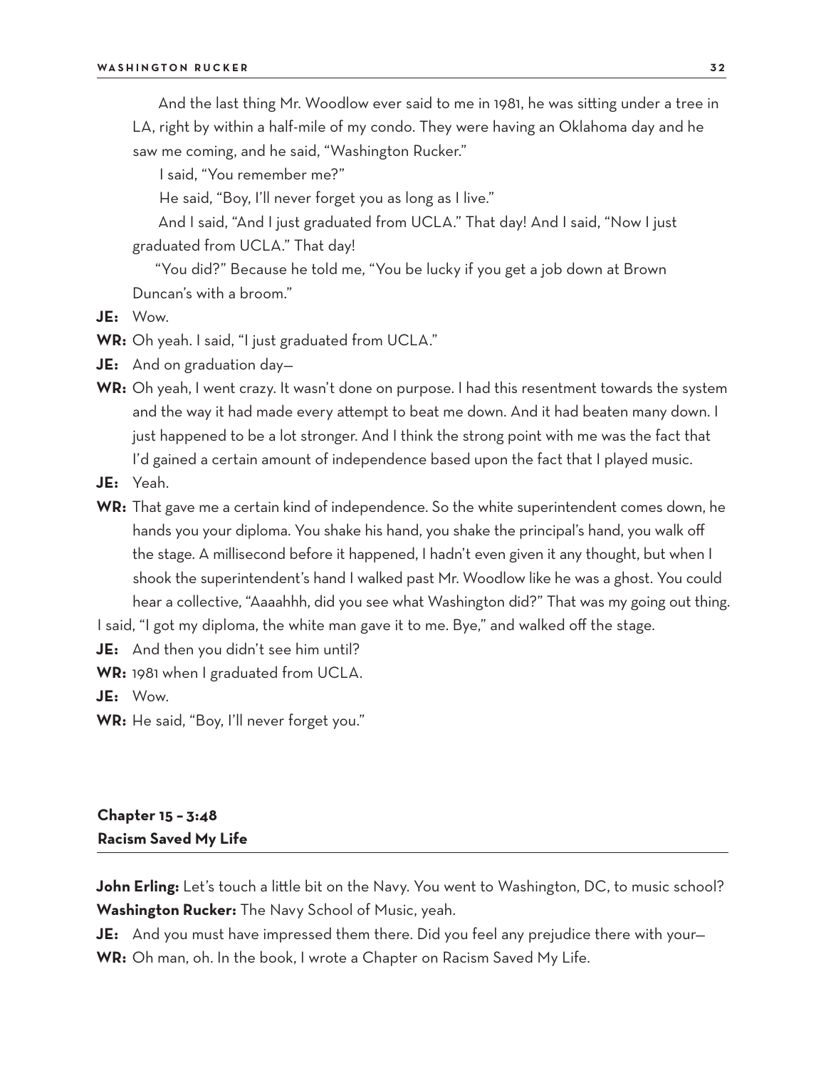And the last thing Mr. Woodlow ever said to me in 1981, he was sitting under a tree in LA, right by within a half-mile of my condo. They were having an Oklahoma day and he saw me coming, and he said, "Washington Rucker."

I said, "You remember me?"

He said, "Boy, I'll never forget you as long as I live."

And I said, "And I just graduated from UCLA." That day! And I said, "Now I just graduated from UCLA." That day!

"You did?" Because he told me, "You be lucky if you get a job down at Brown Duncan's with a broom."

**JE:** Wow.

**WR:** Oh yeah. I said, "I just graduated from UCLA."

**JE:** And on graduation day—

**WR:** Oh yeah, I went crazy. It wasn't done on purpose. I had this resentment towards the system and the way it had made every attempt to beat me down. And it had beaten many down. I just happened to be a lot stronger. And I think the strong point with me was the fact that I'd gained a certain amount of independence based upon the fact that I played music.

**JE:** Yeah.

**WR:** That gave me a certain kind of independence. So the white superintendent comes down, he hands you your diploma. You shake his hand, you shake the principal's hand, you walk off the stage. A millisecond before it happened, I hadn't even given it any thought, but when I shook the superintendent's hand I walked past Mr. Woodlow like he was a ghost. You could hear a collective, "Aaaahhh, did you see what Washington did?" That was my going out thing. I said, "I got my diploma, the white man gave it to me. Bye," and walked off the stage.

**JE:** And then you didn't see him until?

**WR:** 1981 when I graduated from UCLA.

**JE:** Wow.

**WR:** He said, "Boy, I'll never forget you."

## Chapter 15 – 3:48
## Racism Saved My Life

**John Erling:** Let's touch a little bit on the Navy. You went to Washington, DC, to music school?

**Washington Rucker:** The Navy School of Music, yeah.

**JE:** And you must have impressed them there. Did you feel any prejudice there with your—

**WR:** Oh man, oh. In the book, I wrote a Chapter on Racism Saved My Life.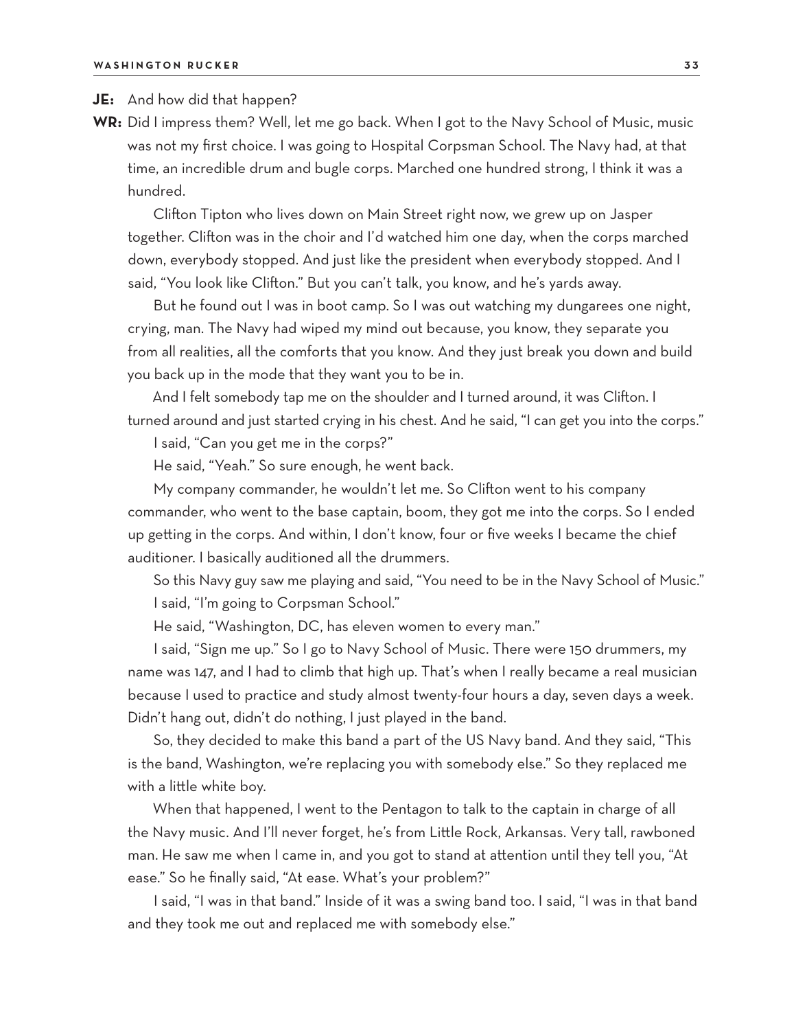**JE:** And how did that happen?

**WR:** Did I impress them? Well, let me go back. When I got to the Navy School of Music, music was not my first choice. I was going to Hospital Corpsman School. The Navy had, at that time, an incredible drum and bugle corps. Marched one hundred strong, I think it was a hundred.

Clifton Tipton who lives down on Main Street right now, we grew up on Jasper together. Clifton was in the choir and I'd watched him one day, when the corps marched down, everybody stopped. And just like the president when everybody stopped. And I said, "You look like Clifton." But you can't talk, you know, and he's yards away.

But he found out I was in boot camp. So I was out watching my dungarees one night, crying, man. The Navy had wiped my mind out because, you know, they separate you from all realities, all the comforts that you know. And they just break you down and build you back up in the mode that they want you to be in.

And I felt somebody tap me on the shoulder and I turned around, it was Clifton. I turned around and just started crying in his chest. And he said, "I can get you into the corps."

I said, "Can you get me in the corps?"

He said, "Yeah." So sure enough, he went back.

My company commander, he wouldn't let me. So Clifton went to his company commander, who went to the base captain, boom, they got me into the corps. So I ended up getting in the corps. And within, I don't know, four or five weeks I became the chief auditioner. I basically auditioned all the drummers.

So this Navy guy saw me playing and said, "You need to be in the Navy School of Music."

I said, "I'm going to Corpsman School."

He said, "Washington, DC, has eleven women to every man."

I said, "Sign me up." So I go to Navy School of Music. There were 150 drummers, my name was 147, and I had to climb that high up. That's when I really became a real musician because I used to practice and study almost twenty-four hours a day, seven days a week. Didn't hang out, didn't do nothing, I just played in the band.

So, they decided to make this band a part of the US Navy band. And they said, "This is the band, Washington, we're replacing you with somebody else." So they replaced me with a little white boy.

When that happened, I went to the Pentagon to talk to the captain in charge of all the Navy music. And I'll never forget, he's from Little Rock, Arkansas. Very tall, rawboned man. He saw me when I came in, and you got to stand at attention until they tell you, "At ease." So he finally said, "At ease. What's your problem?"

I said, "I was in that band." Inside of it was a swing band too. I said, "I was in that band and they took me out and replaced me with somebody else."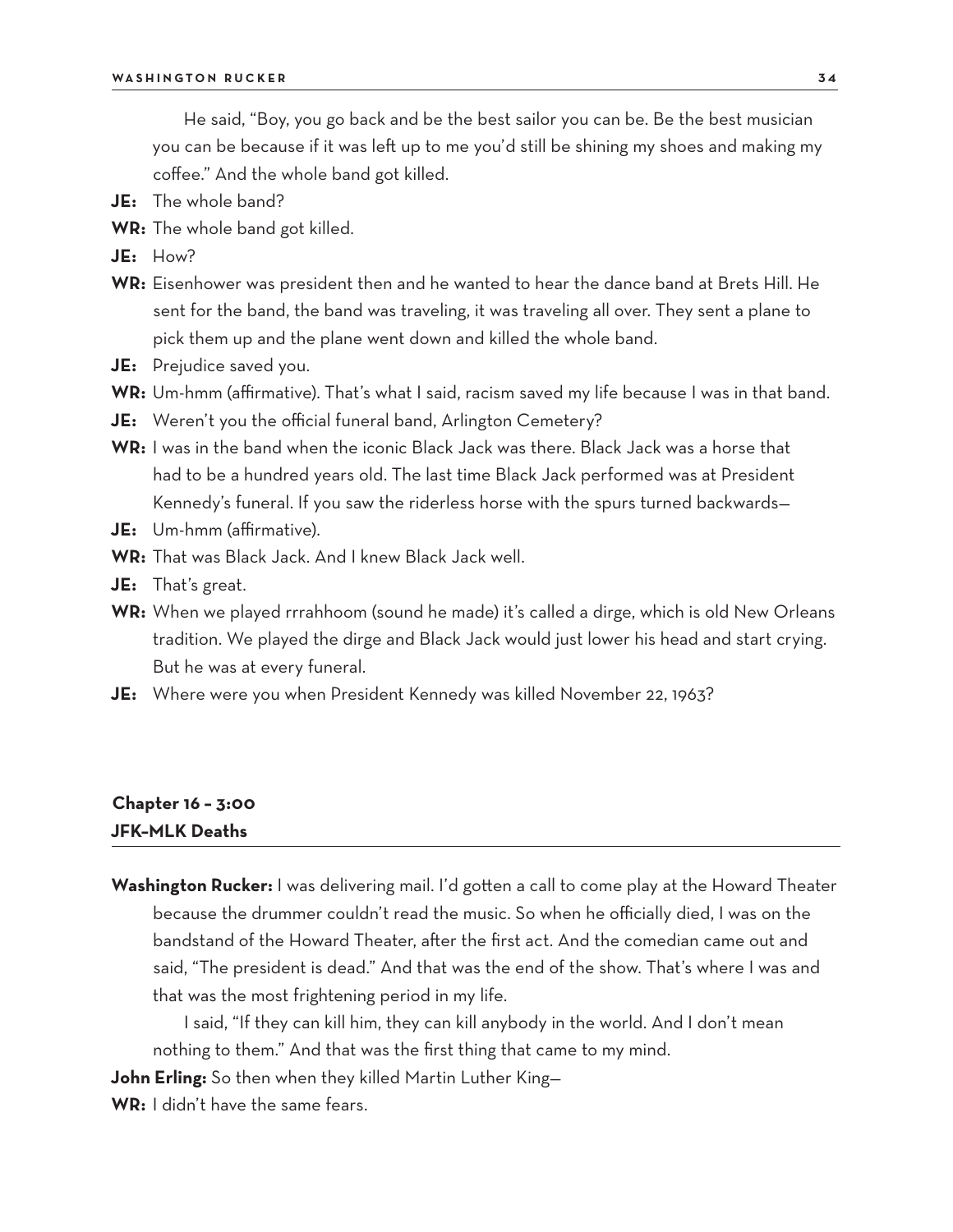He said, "Boy, you go back and be the best sailor you can be. Be the best musician you can be because if it was left up to me you'd still be shining my shoes and making my coffee." And the whole band got killed.

**JE:** The whole band?

**WR:** The whole band got killed.

**JE:** How?

**WR:** Eisenhower was president then and he wanted to hear the dance band at Brets Hill. He sent for the band, the band was traveling, it was traveling all over. They sent a plane to pick them up and the plane went down and killed the whole band.

**JE:** Prejudice saved you.

**WR:** Um-hmm (affirmative). That's what I said, racism saved my life because I was in that band.

**JE:** Weren't you the official funeral band, Arlington Cemetery?

**WR:** I was in the band when the iconic Black Jack was there. Black Jack was a horse that had to be a hundred years old. The last time Black Jack performed was at President Kennedy's funeral. If you saw the riderless horse with the spurs turned backwards—

**JE:** Um-hmm (affirmative).

**WR:** That was Black Jack. And I knew Black Jack well.

**JE:** That's great.

**WR:** When we played rrrahhoom (sound he made) it's called a dirge, which is old New Orleans tradition. We played the dirge and Black Jack would just lower his head and start crying. But he was at every funeral.

**JE:** Where were you when President Kennedy was killed November 22, 1963?

## Chapter 16 – 3:00
## JFK–MLK Deaths

**Washington Rucker:** I was delivering mail. I'd gotten a call to come play at the Howard Theater because the drummer couldn't read the music. So when he officially died, I was on the bandstand of the Howard Theater, after the first act. And the comedian came out and said, "The president is dead." And that was the end of the show. That's where I was and that was the most frightening period in my life.

I said, "If they can kill him, they can kill anybody in the world. And I don't mean nothing to them." And that was the first thing that came to my mind.

**John Erling:** So then when they killed Martin Luther King—

**WR:** I didn't have the same fears.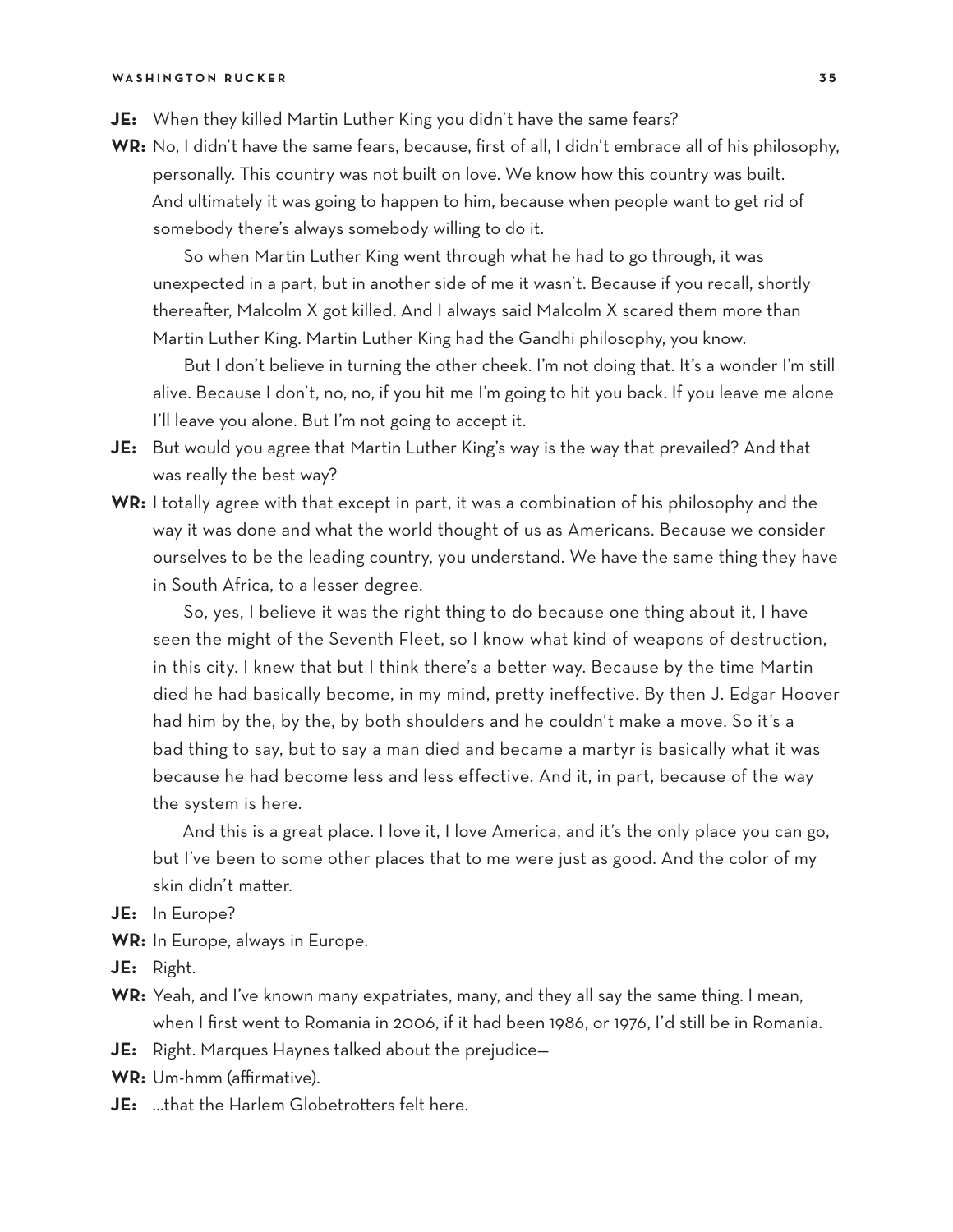**JE:** When they killed Martin Luther King you didn't have the same fears?

**WR:** No, I didn't have the same fears, because, first of all, I didn't embrace all of his philosophy, personally. This country was not built on love. We know how this country was built. And ultimately it was going to happen to him, because when people want to get rid of somebody there's always somebody willing to do it.

So when Martin Luther King went through what he had to go through, it was unexpected in a part, but in another side of me it wasn't. Because if you recall, shortly thereafter, Malcolm X got killed. And I always said Malcolm X scared them more than Martin Luther King. Martin Luther King had the Gandhi philosophy, you know.

But I don't believe in turning the other cheek. I'm not doing that. It's a wonder I'm still alive. Because I don't, no, no, if you hit me I'm going to hit you back. If you leave me alone I'll leave you alone. But I'm not going to accept it.

**JE:** But would you agree that Martin Luther King's way is the way that prevailed? And that was really the best way?

**WR:** I totally agree with that except in part, it was a combination of his philosophy and the way it was done and what the world thought of us as Americans. Because we consider ourselves to be the leading country, you understand. We have the same thing they have in South Africa, to a lesser degree.

So, yes, I believe it was the right thing to do because one thing about it, I have seen the might of the Seventh Fleet, so I know what kind of weapons of destruction, in this city. I knew that but I think there's a better way. Because by the time Martin died he had basically become, in my mind, pretty ineffective. By then J. Edgar Hoover had him by the, by the, by both shoulders and he couldn't make a move. So it's a bad thing to say, but to say a man died and became a martyr is basically what it was because he had become less and less effective. And it, in part, because of the way the system is here.

And this is a great place. I love it, I love America, and it's the only place you can go, but I've been to some other places that to me were just as good. And the color of my skin didn't matter.

**JE:** In Europe?

**WR:** In Europe, always in Europe.

**JE:** Right.

**WR:** Yeah, and I've known many expatriates, many, and they all say the same thing. I mean, when I first went to Romania in 2006, if it had been 1986, or 1976, I'd still be in Romania.

**JE:** Right. Marques Haynes talked about the prejudice—

**WR:** Um-hmm (affirmative).

**JE:** …that the Harlem Globetrotters felt here.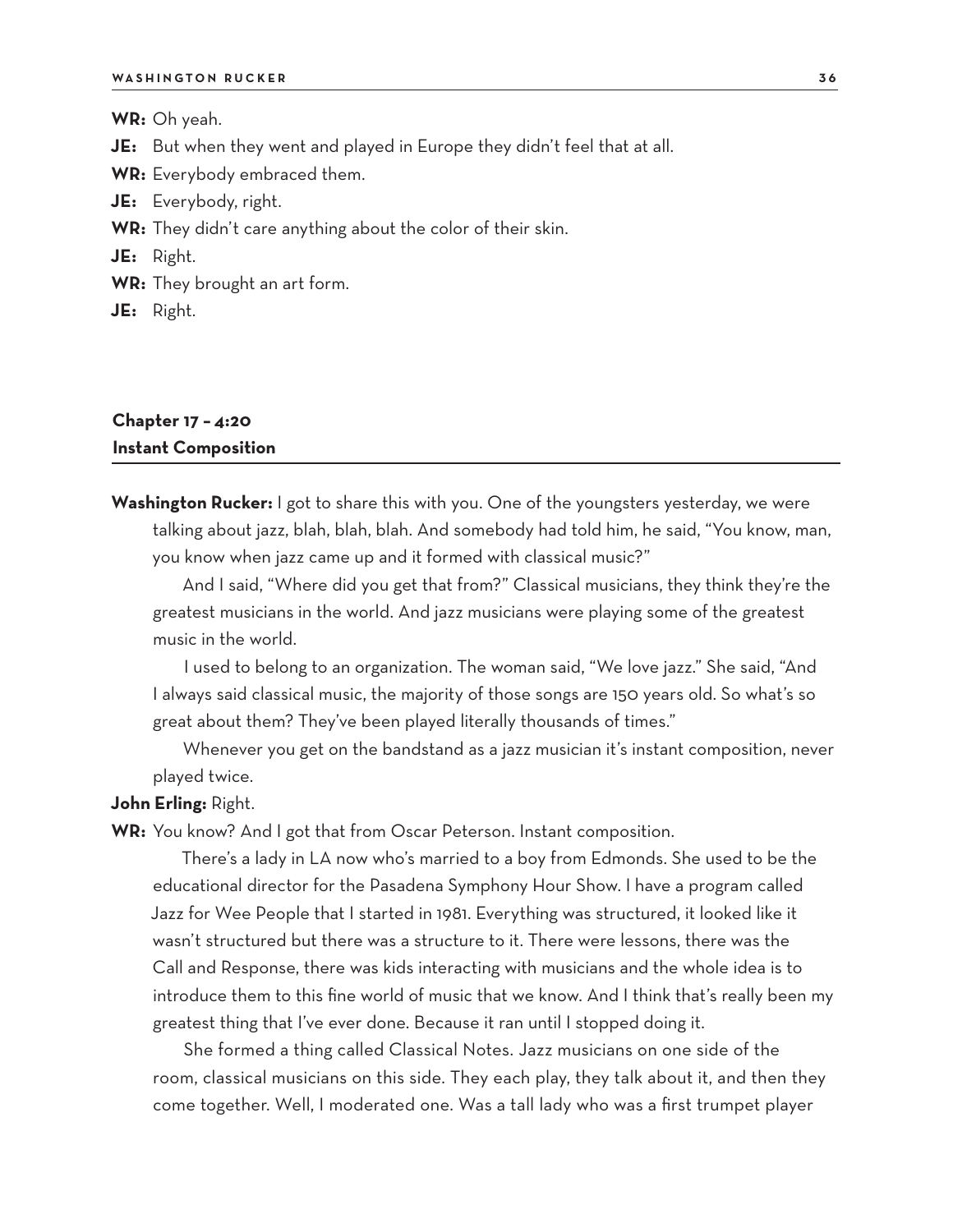**WR:** Oh yeah.

**JE:** But when they went and played in Europe they didn't feel that at all.

**WR:** Everybody embraced them.

**JE:** Everybody, right.

**WR:** They didn't care anything about the color of their skin.

**JE:** Right.

**WR:** They brought an art form.

**JE:** Right.

## Chapter 17 – 4:20
## Instant Composition

**Washington Rucker:** I got to share this with you. One of the youngsters yesterday, we were talking about jazz, blah, blah, blah. And somebody had told him, he said, "You know, man, you know when jazz came up and it formed with classical music?"

And I said, "Where did you get that from?" Classical musicians, they think they're the greatest musicians in the world. And jazz musicians were playing some of the greatest music in the world.

I used to belong to an organization. The woman said, "We love jazz." She said, "And I always said classical music, the majority of those songs are 150 years old. So what's so great about them? They've been played literally thousands of times."

Whenever you get on the bandstand as a jazz musician it's instant composition, never played twice.

**John Erling:** Right.

**WR:** You know? And I got that from Oscar Peterson. Instant composition.

There's a lady in LA now who's married to a boy from Edmonds. She used to be the educational director for the Pasadena Symphony Hour Show. I have a program called Jazz for Wee People that I started in 1981. Everything was structured, it looked like it wasn't structured but there was a structure to it. There were lessons, there was the Call and Response, there was kids interacting with musicians and the whole idea is to introduce them to this fine world of music that we know. And I think that's really been my greatest thing that I've ever done. Because it ran until I stopped doing it.

She formed a thing called Classical Notes. Jazz musicians on one side of the room, classical musicians on this side. They each play, they talk about it, and then they come together. Well, I moderated one. Was a tall lady who was a first trumpet player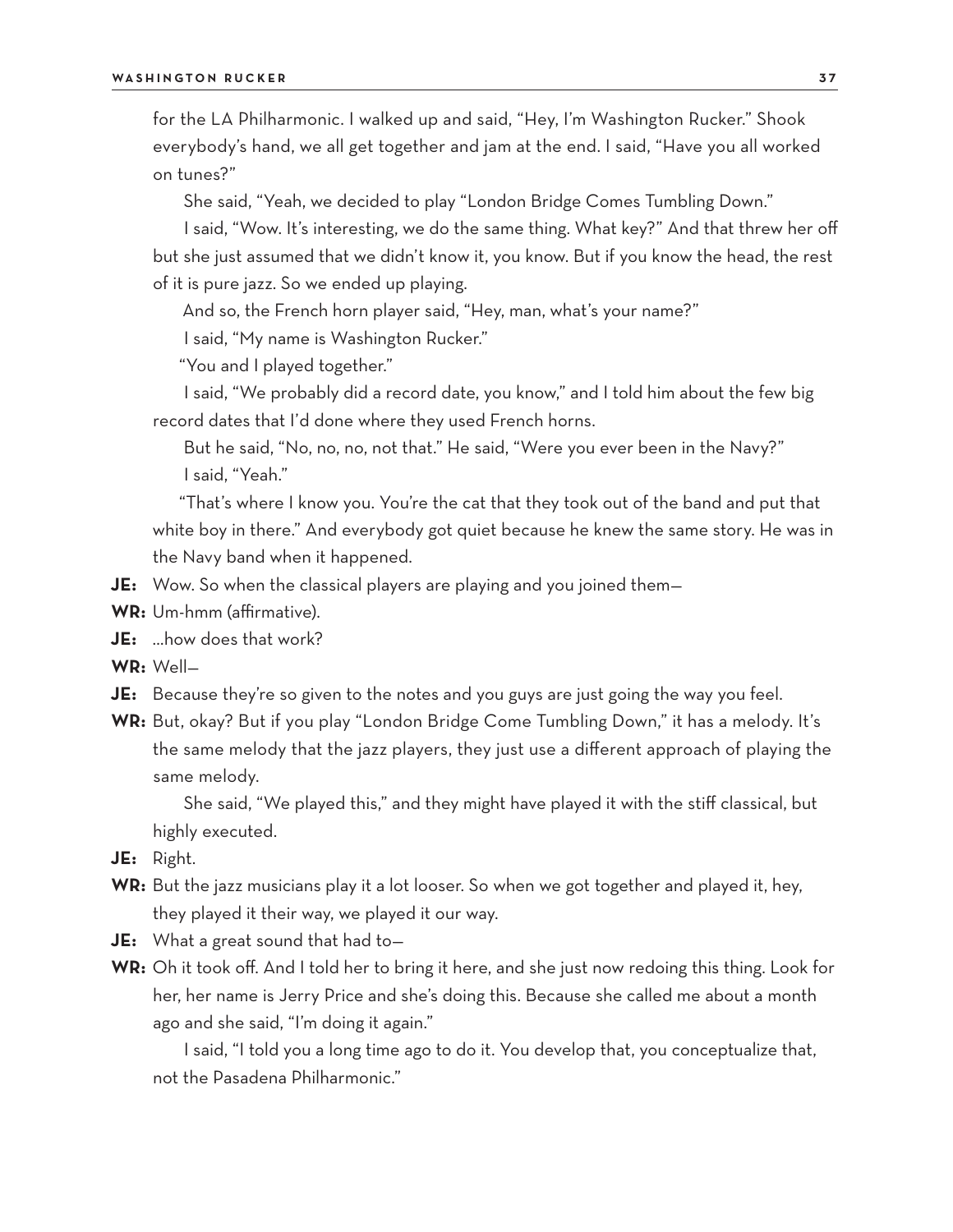for the LA Philharmonic. I walked up and said, "Hey, I'm Washington Rucker." Shook everybody's hand, we all get together and jam at the end. I said, "Have you all worked on tunes?"

She said, "Yeah, we decided to play "London Bridge Comes Tumbling Down."

I said, "Wow. It's interesting, we do the same thing. What key?" And that threw her off but she just assumed that we didn't know it, you know. But if you know the head, the rest of it is pure jazz. So we ended up playing.

And so, the French horn player said, "Hey, man, what's your name?"

I said, "My name is Washington Rucker."

"You and I played together."

I said, "We probably did a record date, you know," and I told him about the few big record dates that I'd done where they used French horns.

But he said, "No, no, no, not that." He said, "Were you ever been in the Navy?"

I said, "Yeah."

"That's where I know you. You're the cat that they took out of the band and put that white boy in there." And everybody got quiet because he knew the same story. He was in the Navy band when it happened.

**JE:** Wow. So when the classical players are playing and you joined them—

**WR:** Um-hmm (affirmative).

**JE:** …how does that work?

**WR:** Well—

**JE:** Because they're so given to the notes and you guys are just going the way you feel.

**WR:** But, okay? But if you play "London Bridge Come Tumbling Down," it has a melody. It's the same melody that the jazz players, they just use a different approach of playing the same melody.

She said, "We played this," and they might have played it with the stiff classical, but highly executed.

**JE:** Right.

**WR:** But the jazz musicians play it a lot looser. So when we got together and played it, hey, they played it their way, we played it our way.

**JE:** What a great sound that had to—

**WR:** Oh it took off. And I told her to bring it here, and she just now redoing this thing. Look for her, her name is Jerry Price and she's doing this. Because she called me about a month ago and she said, "I'm doing it again."

I said, "I told you a long time ago to do it. You develop that, you conceptualize that, not the Pasadena Philharmonic."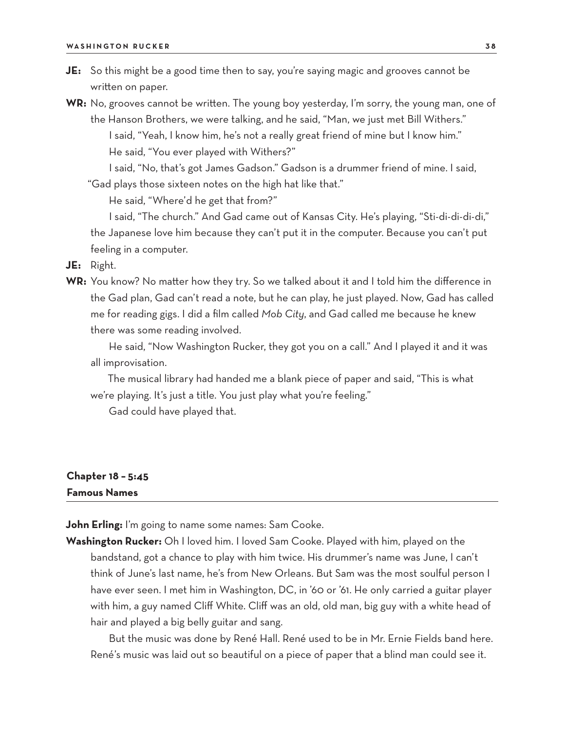**JE:** So this might be a good time then to say, you're saying magic and grooves cannot be written on paper.

**WR:** No, grooves cannot be written. The young boy yesterday, I'm sorry, the young man, one of the Hanson Brothers, we were talking, and he said, "Man, we just met Bill Withers."

I said, "Yeah, I know him, he's not a really great friend of mine but I know him."

He said, "You ever played with Withers?"

I said, "No, that's got James Gadson." Gadson is a drummer friend of mine. I said, "Gad plays those sixteen notes on the high hat like that."

He said, "Where'd he get that from?"

I said, "The church." And Gad came out of Kansas City. He's playing, "Sti-di-di-di-di," the Japanese love him because they can't put it in the computer. Because you can't put feeling in a computer.

**JE:** Right.

**WR:** You know? No matter how they try. So we talked about it and I told him the difference in the Gad plan, Gad can't read a note, but he can play, he just played. Now, Gad has called me for reading gigs. I did a film called *Mob City*, and Gad called me because he knew there was some reading involved.

He said, "Now Washington Rucker, they got you on a call." And I played it and it was all improvisation.

The musical library had handed me a blank piece of paper and said, "This is what we're playing. It's just a title. You just play what you're feeling."

Gad could have played that.

## Chapter 18 – 5:45
## Famous Names

**John Erling:** I'm going to name some names: Sam Cooke.

**Washington Rucker:** Oh I loved him. I loved Sam Cooke. Played with him, played on the bandstand, got a chance to play with him twice. His drummer's name was June, I can't think of June's last name, he's from New Orleans. But Sam was the most soulful person I have ever seen. I met him in Washington, DC, in '60 or '61. He only carried a guitar player with him, a guy named Cliff White. Cliff was an old, old man, big guy with a white head of hair and played a big belly guitar and sang.

But the music was done by René Hall. René used to be in Mr. Ernie Fields band here. René's music was laid out so beautiful on a piece of paper that a blind man could see it.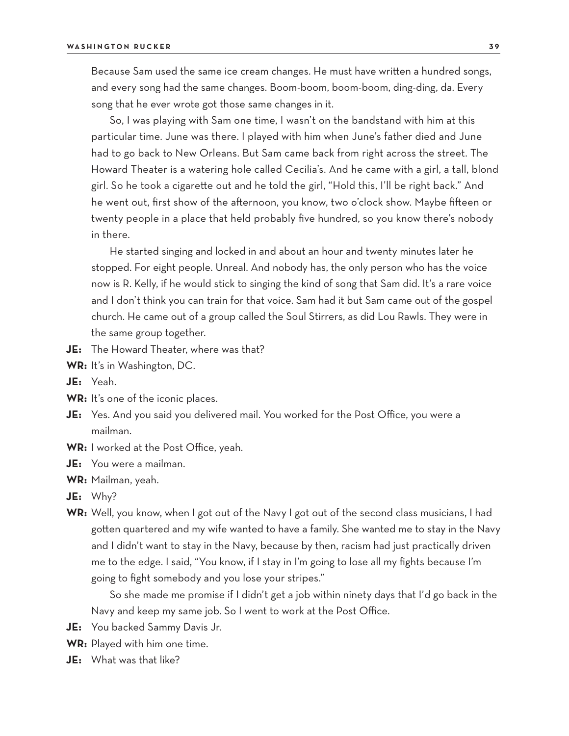Because Sam used the same ice cream changes. He must have written a hundred songs, and every song had the same changes. Boom-boom, boom-boom, ding-ding, da. Every song that he ever wrote got those same changes in it.

So, I was playing with Sam one time, I wasn't on the bandstand with him at this particular time. June was there. I played with him when June's father died and June had to go back to New Orleans. But Sam came back from right across the street. The Howard Theater is a watering hole called Cecilia's. And he came with a girl, a tall, blond girl. So he took a cigarette out and he told the girl, "Hold this, I'll be right back." And he went out, first show of the afternoon, you know, two o'clock show. Maybe fifteen or twenty people in a place that held probably five hundred, so you know there's nobody in there.

He started singing and locked in and about an hour and twenty minutes later he stopped. For eight people. Unreal. And nobody has, the only person who has the voice now is R. Kelly, if he would stick to singing the kind of song that Sam did. It's a rare voice and I don't think you can train for that voice. Sam had it but Sam came out of the gospel church. He came out of a group called the Soul Stirrers, as did Lou Rawls. They were in the same group together.

**JE:** The Howard Theater, where was that?

**WR:** It's in Washington, DC.

**JE:** Yeah.

**WR:** It's one of the iconic places.

**JE:** Yes. And you said you delivered mail. You worked for the Post Office, you were a mailman.

**WR:** I worked at the Post Office, yeah.

**JE:** You were a mailman.

**WR:** Mailman, yeah.

**JE:** Why?

**WR:** Well, you know, when I got out of the Navy I got out of the second class musicians, I had gotten quartered and my wife wanted to have a family. She wanted me to stay in the Navy and I didn't want to stay in the Navy, because by then, racism had just practically driven me to the edge. I said, "You know, if I stay in I'm going to lose all my fights because I'm going to fight somebody and you lose your stripes."

So she made me promise if I didn't get a job within ninety days that I'd go back in the Navy and keep my same job. So I went to work at the Post Office.

**JE:** You backed Sammy Davis Jr.

**WR:** Played with him one time.

**JE:** What was that like?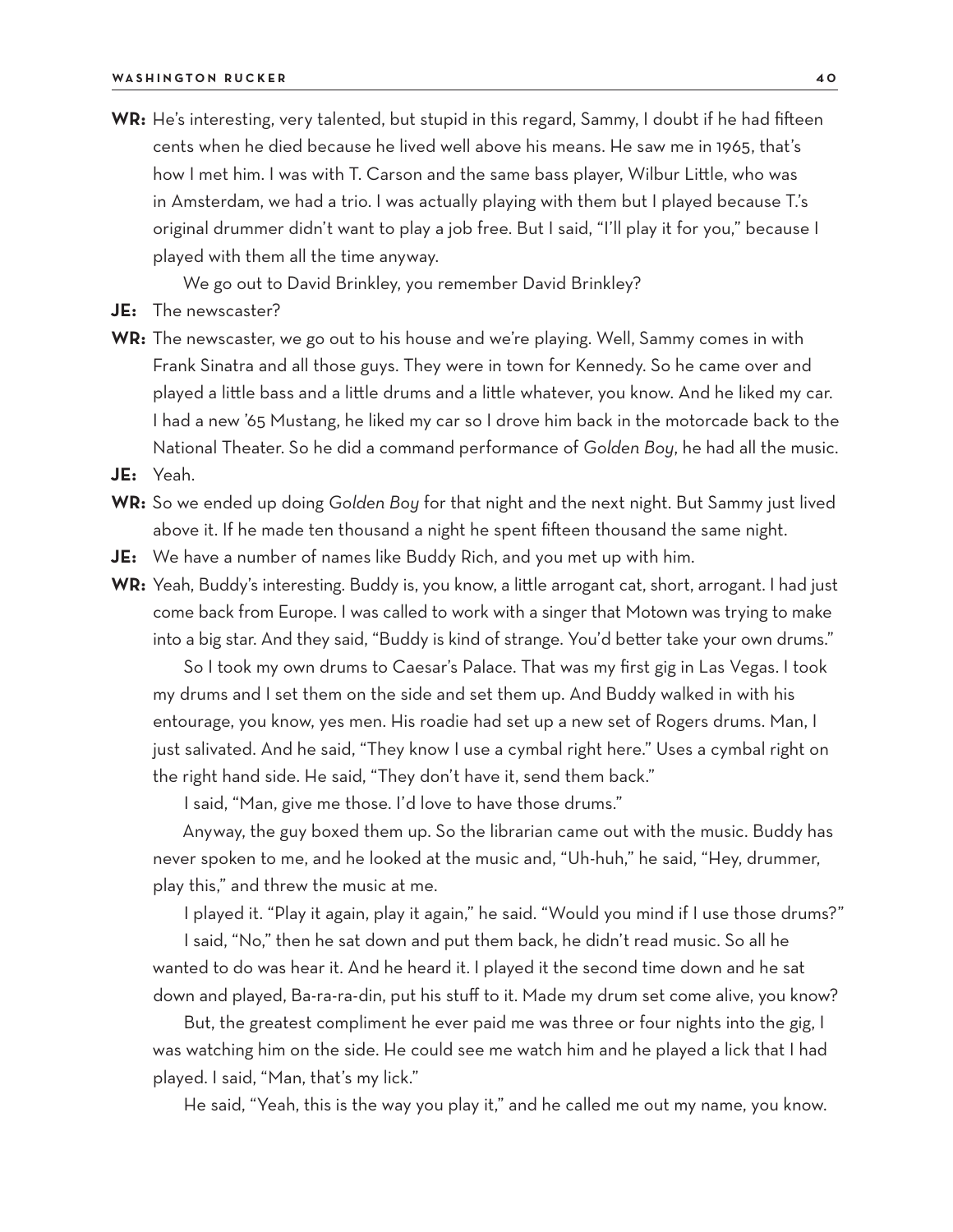**WR:** He's interesting, very talented, but stupid in this regard, Sammy, I doubt if he had fifteen cents when he died because he lived well above his means. He saw me in 1965, that's how I met him. I was with T. Carson and the same bass player, Wilbur Little, who was in Amsterdam, we had a trio. I was actually playing with them but I played because T.'s original drummer didn't want to play a job free. But I said, "I'll play it for you," because I played with them all the time anyway.

We go out to David Brinkley, you remember David Brinkley?

**JE:** The newscaster?

**WR:** The newscaster, we go out to his house and we're playing. Well, Sammy comes in with Frank Sinatra and all those guys. They were in town for Kennedy. So he came over and played a little bass and a little drums and a little whatever, you know. And he liked my car. I had a new '65 Mustang, he liked my car so I drove him back in the motorcade back to the National Theater. So he did a command performance of *Golden Boy*, he had all the music.

**JE:** Yeah.

**WR:** So we ended up doing *Golden Boy* for that night and the next night. But Sammy just lived above it. If he made ten thousand a night he spent fifteen thousand the same night.

**JE:** We have a number of names like Buddy Rich, and you met up with him.

**WR:** Yeah, Buddy's interesting. Buddy is, you know, a little arrogant cat, short, arrogant. I had just come back from Europe. I was called to work with a singer that Motown was trying to make into a big star. And they said, "Buddy is kind of strange. You'd better take your own drums."

So I took my own drums to Caesar's Palace. That was my first gig in Las Vegas. I took my drums and I set them on the side and set them up. And Buddy walked in with his entourage, you know, yes men. His roadie had set up a new set of Rogers drums. Man, I just salivated. And he said, "They know I use a cymbal right here." Uses a cymbal right on the right hand side. He said, "They don't have it, send them back."

I said, "Man, give me those. I'd love to have those drums."

Anyway, the guy boxed them up. So the librarian came out with the music. Buddy has never spoken to me, and he looked at the music and, "Uh-huh," he said, "Hey, drummer, play this," and threw the music at me.

I played it. "Play it again, play it again," he said. "Would you mind if I use those drums?"

I said, "No," then he sat down and put them back, he didn't read music. So all he wanted to do was hear it. And he heard it. I played it the second time down and he sat down and played, Ba-ra-ra-din, put his stuff to it. Made my drum set come alive, you know?

But, the greatest compliment he ever paid me was three or four nights into the gig, I was watching him on the side. He could see me watch him and he played a lick that I had played. I said, "Man, that's my lick."

He said, "Yeah, this is the way you play it," and he called me out my name, you know.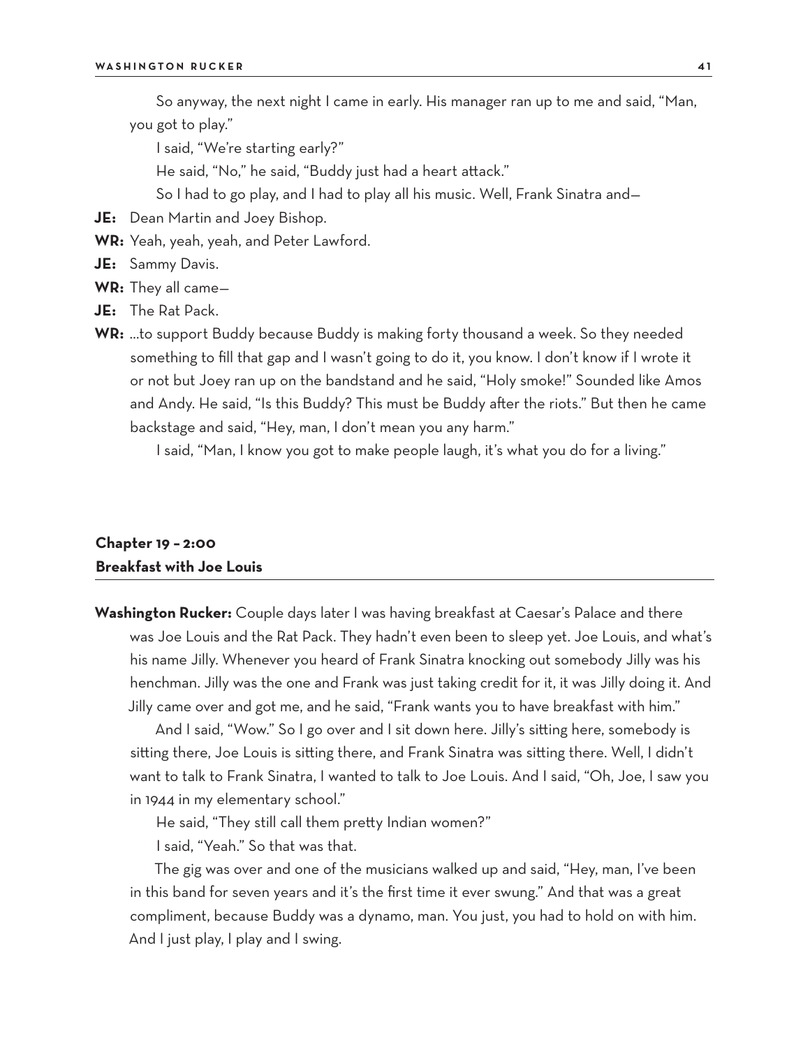So anyway, the next night I came in early. His manager ran up to me and said, "Man, you got to play."

I said, "We're starting early?"

He said, "No," he said, "Buddy just had a heart attack."

So I had to go play, and I had to play all his music. Well, Frank Sinatra and—

**JE:** Dean Martin and Joey Bishop.

**WR:** Yeah, yeah, yeah, and Peter Lawford.

**JE:** Sammy Davis.

**WR:** They all came—

**JE:** The Rat Pack.

**WR:** …to support Buddy because Buddy is making forty thousand a week. So they needed something to fill that gap and I wasn't going to do it, you know. I don't know if I wrote it or not but Joey ran up on the bandstand and he said, "Holy smoke!" Sounded like Amos and Andy. He said, "Is this Buddy? This must be Buddy after the riots." But then he came backstage and said, "Hey, man, I don't mean you any harm."

I said, "Man, I know you got to make people laugh, it's what you do for a living."

## Chapter 19 – 2:00
## Breakfast with Joe Louis

**Washington Rucker:** Couple days later I was having breakfast at Caesar's Palace and there was Joe Louis and the Rat Pack. They hadn't even been to sleep yet. Joe Louis, and what's his name Jilly. Whenever you heard of Frank Sinatra knocking out somebody Jilly was his henchman. Jilly was the one and Frank was just taking credit for it, it was Jilly doing it. And Jilly came over and got me, and he said, "Frank wants you to have breakfast with him."

And I said, "Wow." So I go over and I sit down here. Jilly's sitting here, somebody is sitting there, Joe Louis is sitting there, and Frank Sinatra was sitting there. Well, I didn't want to talk to Frank Sinatra, I wanted to talk to Joe Louis. And I said, "Oh, Joe, I saw you in 1944 in my elementary school."

He said, "They still call them pretty Indian women?"

I said, "Yeah." So that was that.

The gig was over and one of the musicians walked up and said, "Hey, man, I've been in this band for seven years and it's the first time it ever swung." And that was a great compliment, because Buddy was a dynamo, man. You just, you had to hold on with him. And I just play, I play and I swing.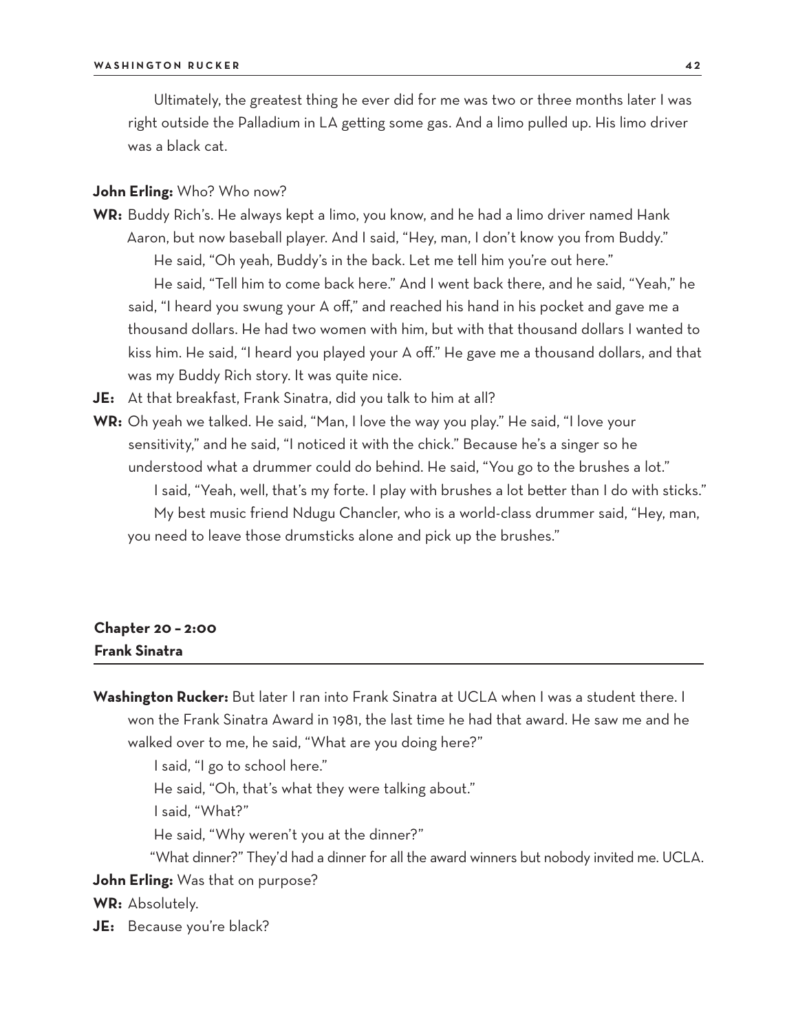Ultimately, the greatest thing he ever did for me was two or three months later I was right outside the Palladium in LA getting some gas. And a limo pulled up. His limo driver was a black cat.

**John Erling:** Who? Who now?

**WR:** Buddy Rich's. He always kept a limo, you know, and he had a limo driver named Hank Aaron, but now baseball player. And I said, "Hey, man, I don't know you from Buddy."

He said, "Oh yeah, Buddy's in the back. Let me tell him you're out here."

He said, "Tell him to come back here." And I went back there, and he said, "Yeah," he said, "I heard you swung your A off," and reached his hand in his pocket and gave me a thousand dollars. He had two women with him, but with that thousand dollars I wanted to kiss him. He said, "I heard you played your A off." He gave me a thousand dollars, and that was my Buddy Rich story. It was quite nice.

**JE:** At that breakfast, Frank Sinatra, did you talk to him at all?

**WR:** Oh yeah we talked. He said, "Man, I love the way you play." He said, "I love your sensitivity," and he said, "I noticed it with the chick." Because he's a singer so he understood what a drummer could do behind. He said, "You go to the brushes a lot."

I said, "Yeah, well, that's my forte. I play with brushes a lot better than I do with sticks."

My best music friend Ndugu Chancler, who is a world-class drummer said, "Hey, man, you need to leave those drumsticks alone and pick up the brushes."

## Chapter 20 – 2:00
## Frank Sinatra

**Washington Rucker:** But later I ran into Frank Sinatra at UCLA when I was a student there. I won the Frank Sinatra Award in 1981, the last time he had that award. He saw me and he walked over to me, he said, "What are you doing here?"

I said, "I go to school here."

He said, "Oh, that's what they were talking about."

I said, "What?"

He said, "Why weren't you at the dinner?"

"What dinner?" They'd had a dinner for all the award winners but nobody invited me. UCLA.

**John Erling:** Was that on purpose?

**WR:** Absolutely.

**JE:** Because you're black?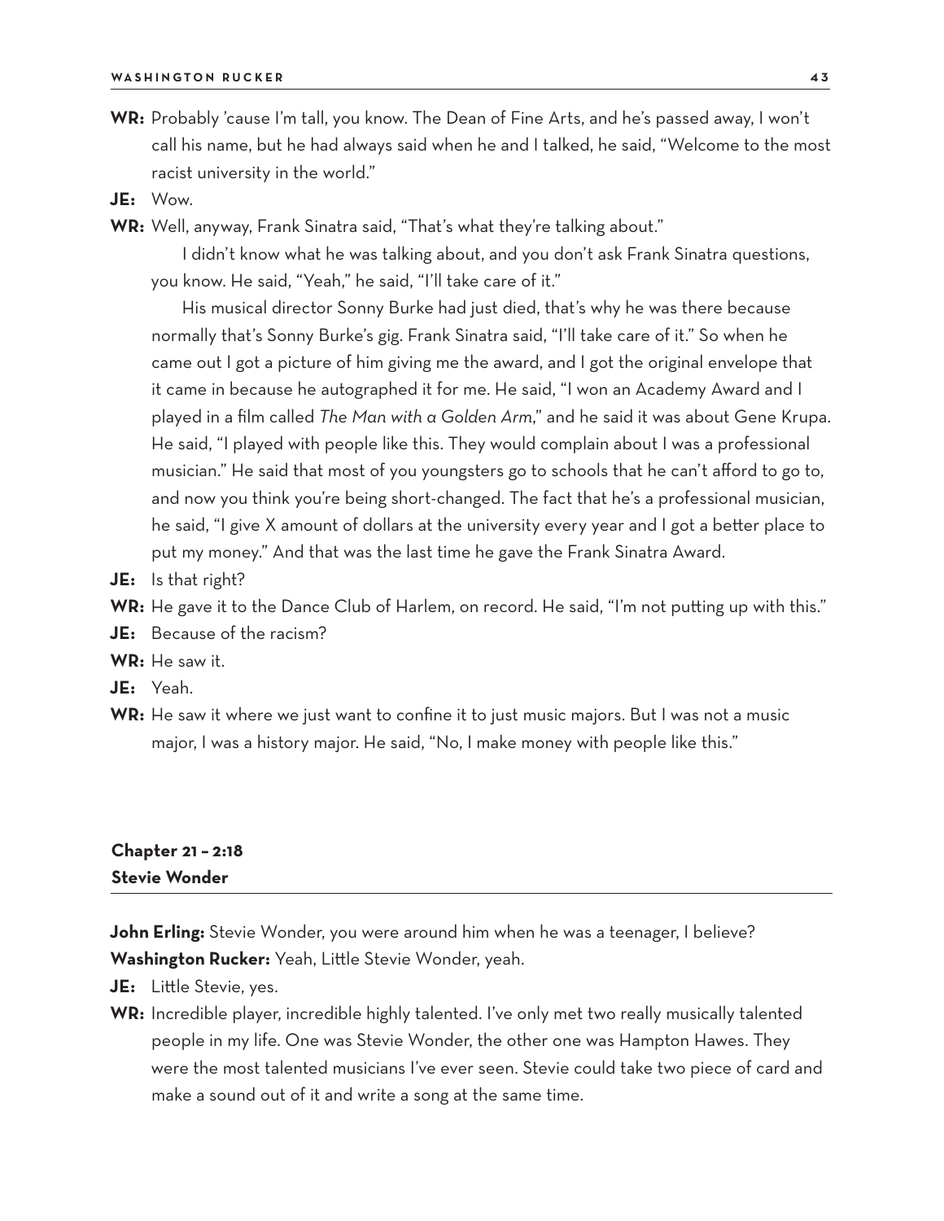**WR:** Probably 'cause I'm tall, you know. The Dean of Fine Arts, and he's passed away, I won't call his name, but he had always said when he and I talked, he said, "Welcome to the most racist university in the world."

**JE:** Wow.

**WR:** Well, anyway, Frank Sinatra said, "That's what they're talking about."

I didn't know what he was talking about, and you don't ask Frank Sinatra questions, you know. He said, "Yeah," he said, "I'll take care of it."

His musical director Sonny Burke had just died, that's why he was there because normally that's Sonny Burke's gig. Frank Sinatra said, "I'll take care of it." So when he came out I got a picture of him giving me the award, and I got the original envelope that it came in because he autographed it for me. He said, "I won an Academy Award and I played in a film called *The Man with a Golden Arm*," and he said it was about Gene Krupa. He said, "I played with people like this. They would complain about I was a professional musician." He said that most of you youngsters go to schools that he can't afford to go to, and now you think you're being short-changed. The fact that he's a professional musician, he said, "I give X amount of dollars at the university every year and I got a better place to put my money." And that was the last time he gave the Frank Sinatra Award.

**JE:** Is that right?

**WR:** He gave it to the Dance Club of Harlem, on record. He said, "I'm not putting up with this."

**JE:** Because of the racism?

**WR:** He saw it.

**JE:** Yeah.

**WR:** He saw it where we just want to confine it to just music majors. But I was not a music major, I was a history major. He said, "No, I make money with people like this."

## Chapter 21 – 2:18
## Stevie Wonder

**John Erling:** Stevie Wonder, you were around him when he was a teenager, I believe?

**Washington Rucker:** Yeah, Little Stevie Wonder, yeah.

**JE:** Little Stevie, yes.

**WR:** Incredible player, incredible highly talented. I've only met two really musically talented people in my life. One was Stevie Wonder, the other one was Hampton Hawes. They were the most talented musicians I've ever seen. Stevie could take two piece of card and make a sound out of it and write a song at the same time.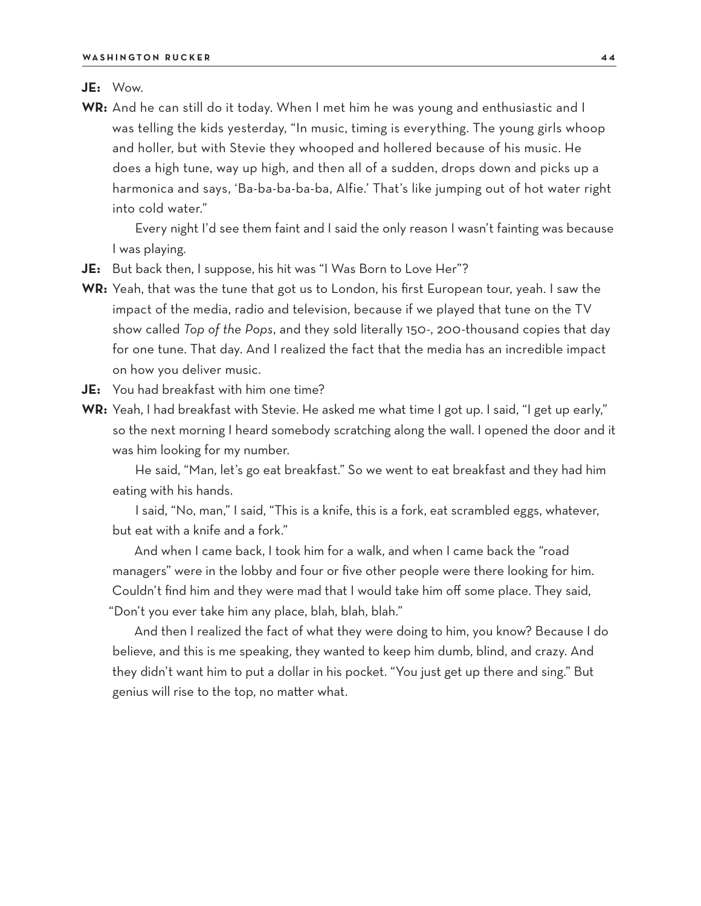**JE:** Wow.

**WR:** And he can still do it today. When I met him he was young and enthusiastic and I was telling the kids yesterday, "In music, timing is everything. The young girls whoop and holler, but with Stevie they whooped and hollered because of his music. He does a high tune, way up high, and then all of a sudden, drops down and picks up a harmonica and says, 'Ba-ba-ba-ba-ba, Alfie.' That's like jumping out of hot water right into cold water."

Every night I'd see them faint and I said the only reason I wasn't fainting was because I was playing.

**JE:** But back then, I suppose, his hit was "I Was Born to Love Her"?

**WR:** Yeah, that was the tune that got us to London, his first European tour, yeah. I saw the impact of the media, radio and television, because if we played that tune on the TV show called *Top of the Pops*, and they sold literally 150-, 200-thousand copies that day for one tune. That day. And I realized the fact that the media has an incredible impact on how you deliver music.

**JE:** You had breakfast with him one time?

**WR:** Yeah, I had breakfast with Stevie. He asked me what time I got up. I said, "I get up early," so the next morning I heard somebody scratching along the wall. I opened the door and it was him looking for my number.

He said, "Man, let's go eat breakfast." So we went to eat breakfast and they had him eating with his hands.

I said, "No, man," I said, "This is a knife, this is a fork, eat scrambled eggs, whatever, but eat with a knife and a fork."

And when I came back, I took him for a walk, and when I came back the "road managers" were in the lobby and four or five other people were there looking for him. Couldn't find him and they were mad that I would take him off some place. They said, "Don't you ever take him any place, blah, blah, blah."

And then I realized the fact of what they were doing to him, you know? Because I do believe, and this is me speaking, they wanted to keep him dumb, blind, and crazy. And they didn't want him to put a dollar in his pocket. "You just get up there and sing." But genius will rise to the top, no matter what.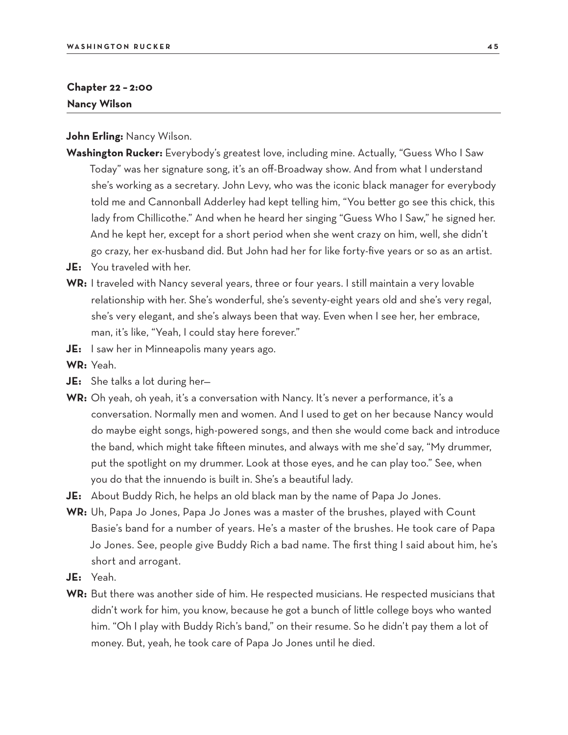## Chapter 22 – 2:00
### Nancy Wilson

**John Erling:** Nancy Wilson.

**Washington Rucker:** Everybody's greatest love, including mine. Actually, "Guess Who I Saw Today" was her signature song, it's an off-Broadway show. And from what I understand she's working as a secretary. John Levy, who was the iconic black manager for everybody told me and Cannonball Adderley had kept telling him, "You better go see this chick, this lady from Chillicothe." And when he heard her singing "Guess Who I Saw," he signed her. And he kept her, except for a short period when she went crazy on him, well, she didn't go crazy, her ex-husband did. But John had her for like forty-five years or so as an artist.

**JE:** You traveled with her.

**WR:** I traveled with Nancy several years, three or four years. I still maintain a very lovable relationship with her. She's wonderful, she's seventy-eight years old and she's very regal, she's very elegant, and she's always been that way. Even when I see her, her embrace, man, it's like, "Yeah, I could stay here forever."

**JE:** I saw her in Minneapolis many years ago.

**WR:** Yeah.

**JE:** She talks a lot during her—

**WR:** Oh yeah, oh yeah, it's a conversation with Nancy. It's never a performance, it's a conversation. Normally men and women. And I used to get on her because Nancy would do maybe eight songs, high-powered songs, and then she would come back and introduce the band, which might take fifteen minutes, and always with me she'd say, "My drummer, put the spotlight on my drummer. Look at those eyes, and he can play too." See, when you do that the innuendo is built in. She's a beautiful lady.

**JE:** About Buddy Rich, he helps an old black man by the name of Papa Jo Jones.

**WR:** Uh, Papa Jo Jones, Papa Jo Jones was a master of the brushes, played with Count Basie's band for a number of years. He's a master of the brushes. He took care of Papa Jo Jones. See, people give Buddy Rich a bad name. The first thing I said about him, he's short and arrogant.

**JE:** Yeah.

**WR:** But there was another side of him. He respected musicians. He respected musicians that didn't work for him, you know, because he got a bunch of little college boys who wanted him. "Oh I play with Buddy Rich's band," on their resume. So he didn't pay them a lot of money. But, yeah, he took care of Papa Jo Jones until he died.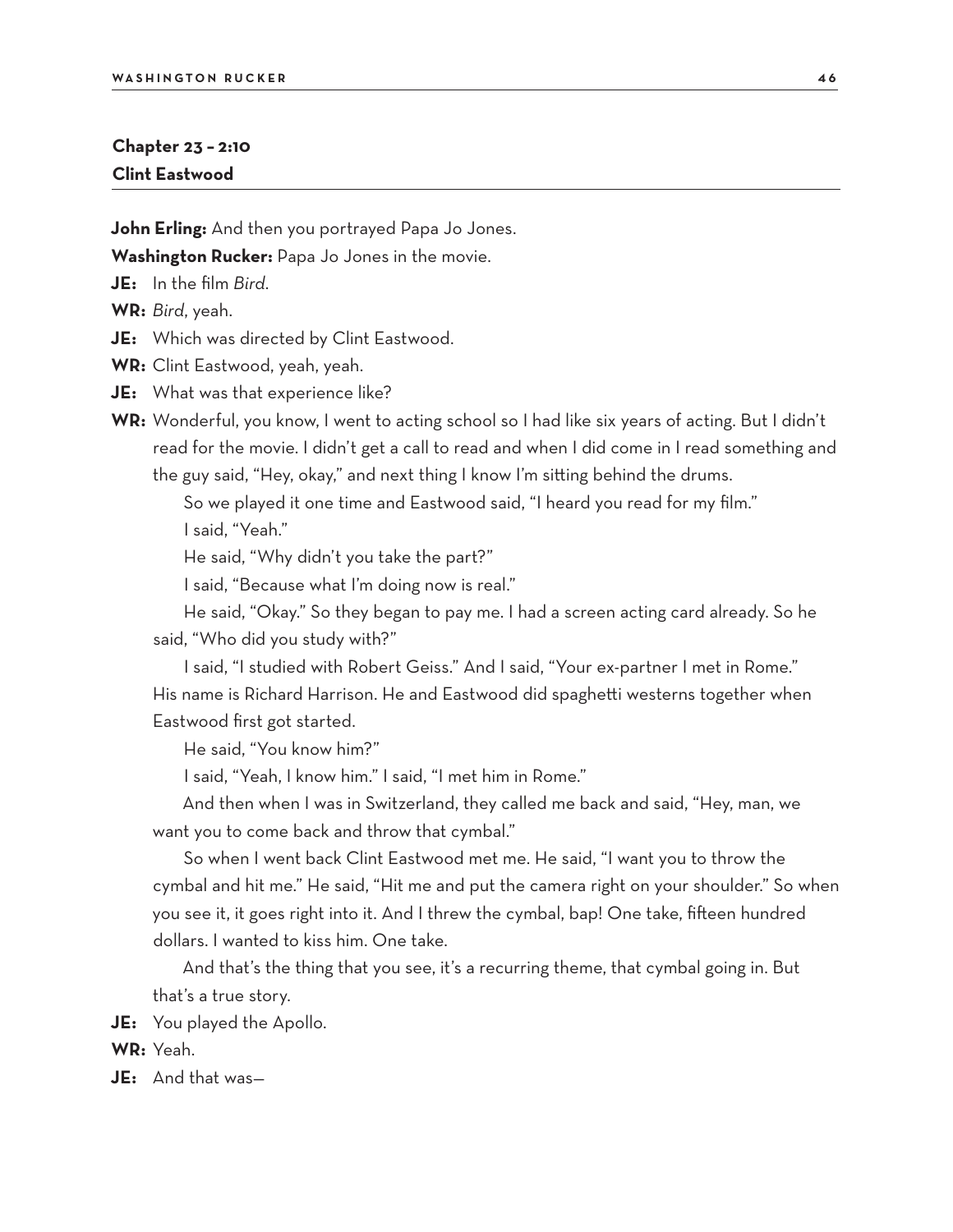## Chapter 23 – 2:10
## Clint Eastwood

**John Erling:** And then you portrayed Papa Jo Jones.

**Washington Rucker:** Papa Jo Jones in the movie.

**JE:** In the film *Bird*.

**WR:** *Bird*, yeah.

**JE:** Which was directed by Clint Eastwood.

**WR:** Clint Eastwood, yeah, yeah.

**JE:** What was that experience like?

**WR:** Wonderful, you know, I went to acting school so I had like six years of acting. But I didn't read for the movie. I didn't get a call to read and when I did come in I read something and the guy said, "Hey, okay," and next thing I know I'm sitting behind the drums.

So we played it one time and Eastwood said, "I heard you read for my film."

I said, "Yeah."

He said, "Why didn't you take the part?"

I said, "Because what I'm doing now is real."

He said, "Okay." So they began to pay me. I had a screen acting card already. So he said, "Who did you study with?"

I said, "I studied with Robert Geiss." And I said, "Your ex-partner I met in Rome." His name is Richard Harrison. He and Eastwood did spaghetti westerns together when Eastwood first got started.

He said, "You know him?"

I said, "Yeah, I know him." I said, "I met him in Rome."

And then when I was in Switzerland, they called me back and said, "Hey, man, we want you to come back and throw that cymbal."

So when I went back Clint Eastwood met me. He said, "I want you to throw the cymbal and hit me." He said, "Hit me and put the camera right on your shoulder." So when you see it, it goes right into it. And I threw the cymbal, bap! One take, fifteen hundred dollars. I wanted to kiss him. One take.

And that's the thing that you see, it's a recurring theme, that cymbal going in. But that's a true story.

**JE:** You played the Apollo.

**WR:** Yeah.

**JE:** And that was—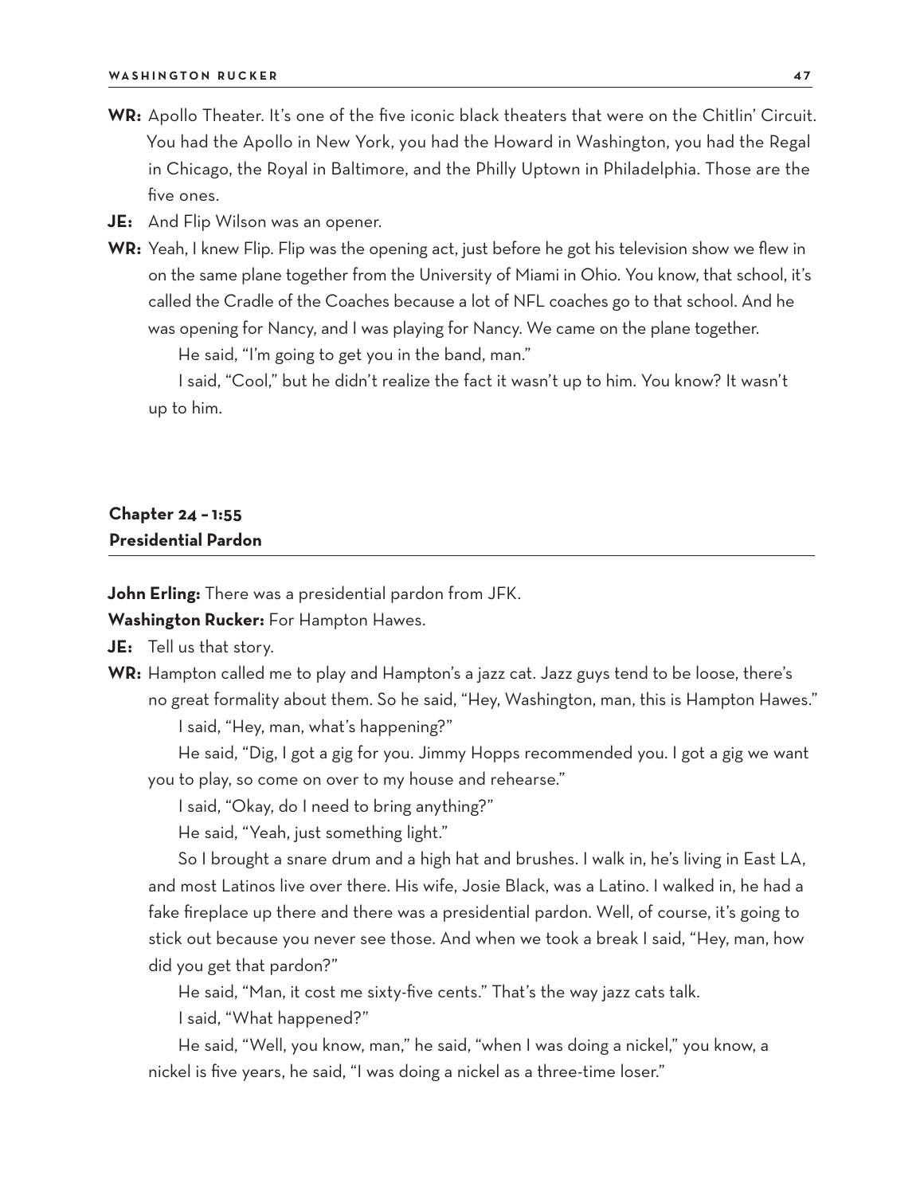**WR:** Apollo Theater. It's one of the five iconic black theaters that were on the Chitlin' Circuit. You had the Apollo in New York, you had the Howard in Washington, you had the Regal in Chicago, the Royal in Baltimore, and the Philly Uptown in Philadelphia. Those are the five ones.

**JE:** And Flip Wilson was an opener.

**WR:** Yeah, I knew Flip. Flip was the opening act, just before he got his television show we flew in on the same plane together from the University of Miami in Ohio. You know, that school, it's called the Cradle of the Coaches because a lot of NFL coaches go to that school. And he was opening for Nancy, and I was playing for Nancy. We came on the plane together.

He said, "I'm going to get you in the band, man."

I said, "Cool," but he didn't realize the fact it wasn't up to him. You know? It wasn't up to him.

## Chapter 24 – 1:55
## Presidential Pardon

**John Erling:** There was a presidential pardon from JFK.

**Washington Rucker:** For Hampton Hawes.

**JE:** Tell us that story.

**WR:** Hampton called me to play and Hampton's a jazz cat. Jazz guys tend to be loose, there's no great formality about them. So he said, "Hey, Washington, man, this is Hampton Hawes."

I said, "Hey, man, what's happening?"

He said, "Dig, I got a gig for you. Jimmy Hopps recommended you. I got a gig we want you to play, so come on over to my house and rehearse."

I said, "Okay, do I need to bring anything?"

He said, "Yeah, just something light."

So I brought a snare drum and a high hat and brushes. I walk in, he's living in East LA, and most Latinos live over there. His wife, Josie Black, was a Latino. I walked in, he had a fake fireplace up there and there was a presidential pardon. Well, of course, it's going to stick out because you never see those. And when we took a break I said, "Hey, man, how did you get that pardon?"

He said, "Man, it cost me sixty-five cents." That's the way jazz cats talk.

I said, "What happened?"

He said, "Well, you know, man," he said, "when I was doing a nickel," you know, a nickel is five years, he said, "I was doing a nickel as a three-time loser."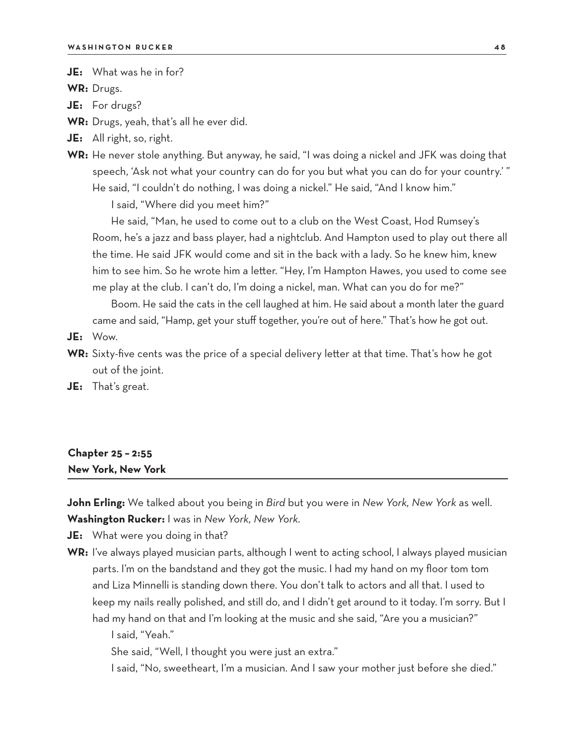**JE:** What was he in for?

**WR:** Drugs.

**JE:** For drugs?

**WR:** Drugs, yeah, that's all he ever did.

**JE:** All right, so, right.

**WR:** He never stole anything. But anyway, he said, "I was doing a nickel and JFK was doing that speech, 'Ask not what your country can do for you but what you can do for your country.' " He said, "I couldn't do nothing, I was doing a nickel." He said, "And I know him."

I said, "Where did you meet him?"

He said, "Man, he used to come out to a club on the West Coast, Hod Rumsey's Room, he's a jazz and bass player, had a nightclub. And Hampton used to play out there all the time. He said JFK would come and sit in the back with a lady. So he knew him, knew him to see him. So he wrote him a letter. "Hey, I'm Hampton Hawes, you used to come see me play at the club. I can't do, I'm doing a nickel, man. What can you do for me?"

Boom. He said the cats in the cell laughed at him. He said about a month later the guard came and said, "Hamp, get your stuff together, you're out of here." That's how he got out.

**JE:** Wow.

**WR:** Sixty-five cents was the price of a special delivery letter at that time. That's how he got out of the joint.

**JE:** That's great.

## Chapter 25 – 2:55
## New York, New York

**John Erling:** We talked about you being in *Bird* but you were in *New York, New York* as well.

**Washington Rucker:** I was in *New York, New York*.

**JE:** What were you doing in that?

**WR:** I've always played musician parts, although I went to acting school, I always played musician parts. I'm on the bandstand and they got the music. I had my hand on my floor tom tom and Liza Minnelli is standing down there. You don't talk to actors and all that. I used to keep my nails really polished, and still do, and I didn't get around to it today. I'm sorry. But I had my hand on that and I'm looking at the music and she said, "Are you a musician?"

I said, "Yeah."

She said, "Well, I thought you were just an extra."

I said, "No, sweetheart, I'm a musician. And I saw your mother just before she died."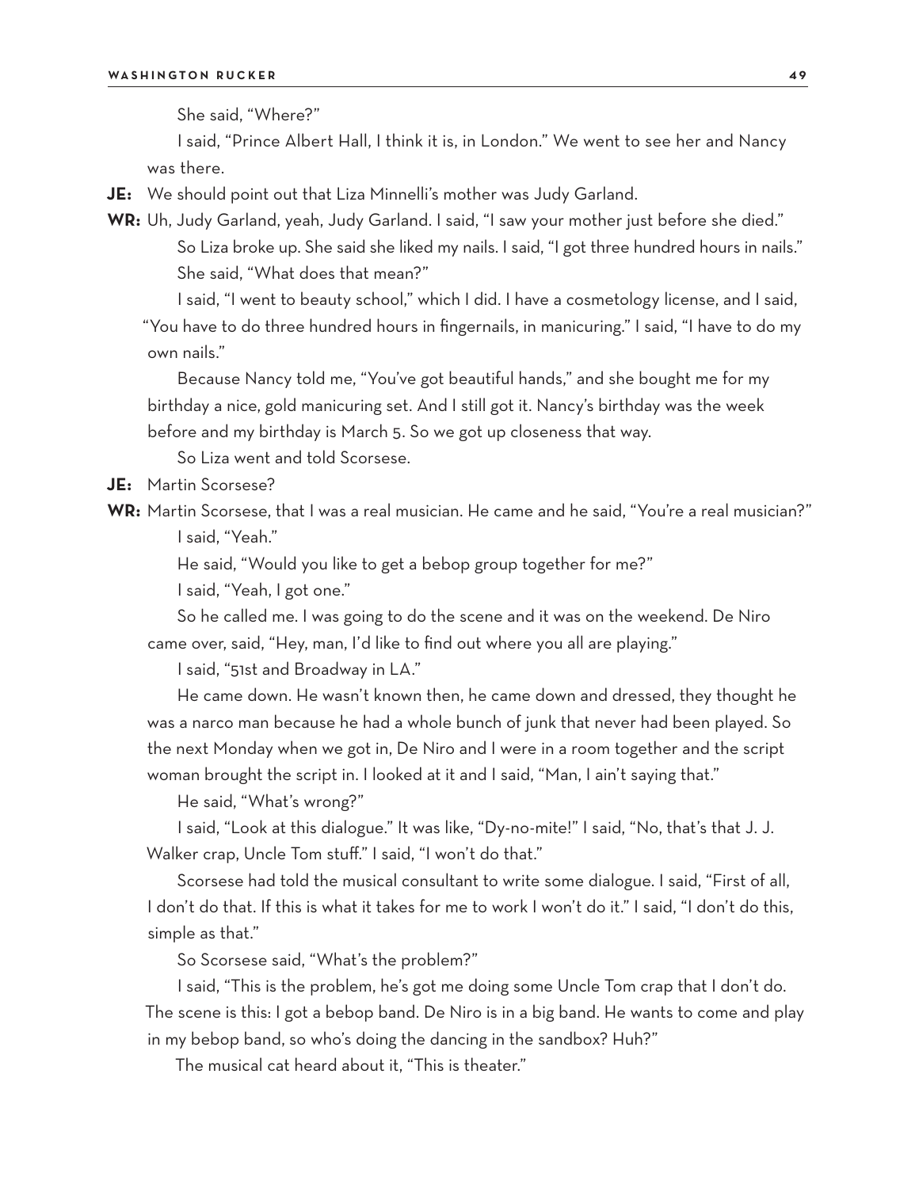She said, "Where?"

I said, "Prince Albert Hall, I think it is, in London." We went to see her and Nancy was there.

**JE:** We should point out that Liza Minnelli's mother was Judy Garland.

**WR:** Uh, Judy Garland, yeah, Judy Garland. I said, "I saw your mother just before she died."

So Liza broke up. She said she liked my nails. I said, "I got three hundred hours in nails."

She said, "What does that mean?"

I said, "I went to beauty school," which I did. I have a cosmetology license, and I said, "You have to do three hundred hours in fingernails, in manicuring." I said, "I have to do my own nails."

Because Nancy told me, "You've got beautiful hands," and she bought me for my birthday a nice, gold manicuring set. And I still got it. Nancy's birthday was the week before and my birthday is March 5. So we got up closeness that way.

So Liza went and told Scorsese.

**JE:** Martin Scorsese?

**WR:** Martin Scorsese, that I was a real musician. He came and he said, "You're a real musician?"

I said, "Yeah."

He said, "Would you like to get a bebop group together for me?"

I said, "Yeah, I got one."

So he called me. I was going to do the scene and it was on the weekend. De Niro came over, said, "Hey, man, I'd like to find out where you all are playing."

I said, "51st and Broadway in LA."

He came down. He wasn't known then, he came down and dressed, they thought he was a narco man because he had a whole bunch of junk that never had been played. So the next Monday when we got in, De Niro and I were in a room together and the script woman brought the script in. I looked at it and I said, "Man, I ain't saying that."

He said, "What's wrong?"

I said, "Look at this dialogue." It was like, "Dy-no-mite!" I said, "No, that's that J. J. Walker crap, Uncle Tom stuff." I said, "I won't do that."

Scorsese had told the musical consultant to write some dialogue. I said, "First of all, I don't do that. If this is what it takes for me to work I won't do it." I said, "I don't do this, simple as that."

So Scorsese said, "What's the problem?"

I said, "This is the problem, he's got me doing some Uncle Tom crap that I don't do. The scene is this: I got a bebop band. De Niro is in a big band. He wants to come and play in my bebop band, so who's doing the dancing in the sandbox? Huh?"

The musical cat heard about it, "This is theater."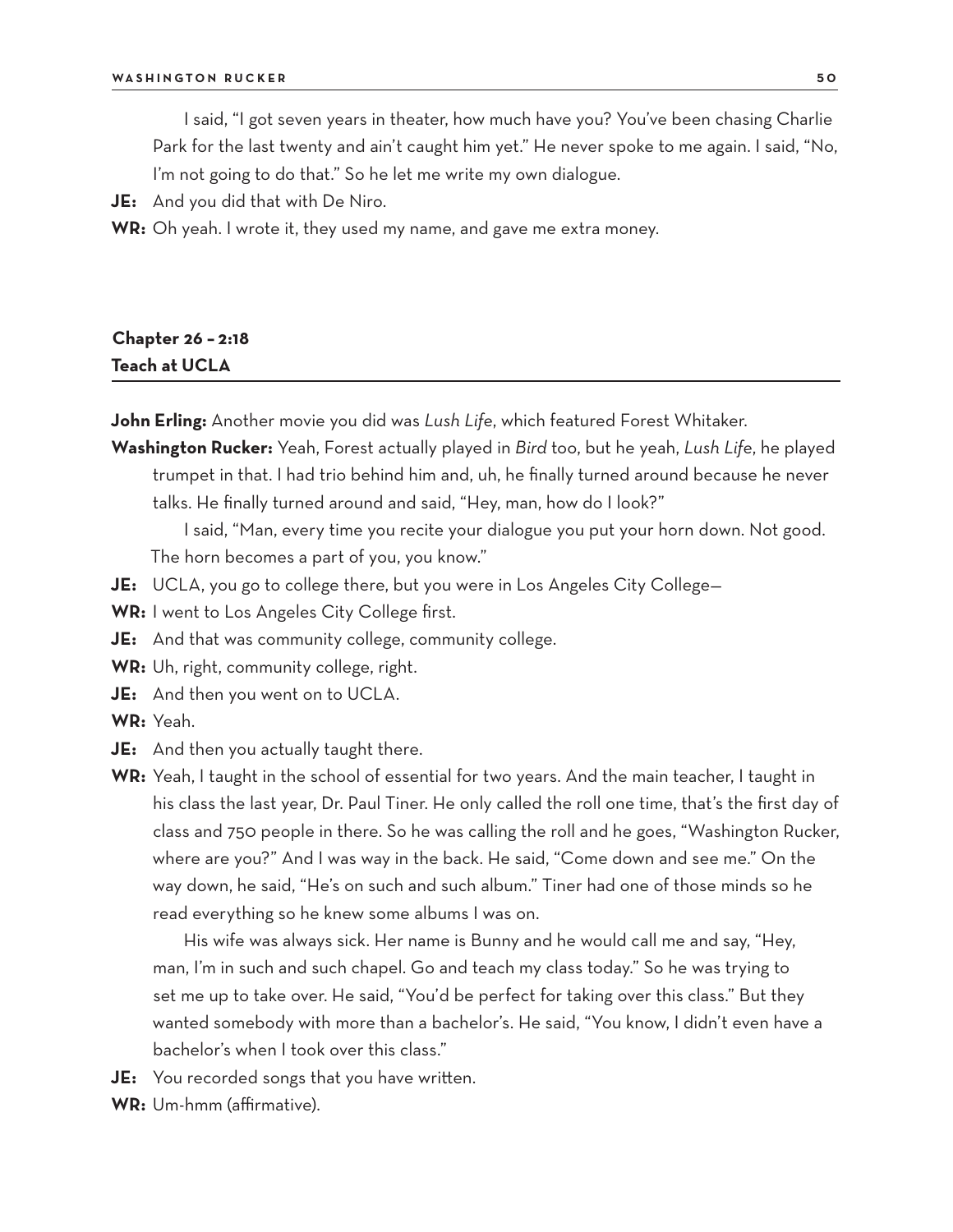I said, "I got seven years in theater, how much have you? You've been chasing Charlie Park for the last twenty and ain't caught him yet." He never spoke to me again. I said, "No, I'm not going to do that." So he let me write my own dialogue.

**JE:** And you did that with De Niro.

**WR:** Oh yeah. I wrote it, they used my name, and gave me extra money.

## Chapter 26 – 2:18
## Teach at UCLA

**John Erling:** Another movie you did was *Lush Life*, which featured Forest Whitaker.

**Washington Rucker:** Yeah, Forest actually played in *Bird* too, but he yeah, *Lush Life*, he played trumpet in that. I had trio behind him and, uh, he finally turned around because he never talks. He finally turned around and said, "Hey, man, how do I look?"

I said, "Man, every time you recite your dialogue you put your horn down. Not good. The horn becomes a part of you, you know."

**JE:** UCLA, you go to college there, but you were in Los Angeles City College—

**WR:** I went to Los Angeles City College first.

**JE:** And that was community college, community college.

**WR:** Uh, right, community college, right.

**JE:** And then you went on to UCLA.

**WR:** Yeah.

**JE:** And then you actually taught there.

**WR:** Yeah, I taught in the school of essential for two years. And the main teacher, I taught in his class the last year, Dr. Paul Tiner. He only called the roll one time, that's the first day of class and 750 people in there. So he was calling the roll and he goes, "Washington Rucker, where are you?" And I was way in the back. He said, "Come down and see me." On the way down, he said, "He's on such and such album." Tiner had one of those minds so he read everything so he knew some albums I was on.

His wife was always sick. Her name is Bunny and he would call me and say, "Hey, man, I'm in such and such chapel. Go and teach my class today." So he was trying to set me up to take over. He said, "You'd be perfect for taking over this class." But they wanted somebody with more than a bachelor's. He said, "You know, I didn't even have a bachelor's when I took over this class."

**JE:** You recorded songs that you have written.

**WR:** Um-hmm (affirmative).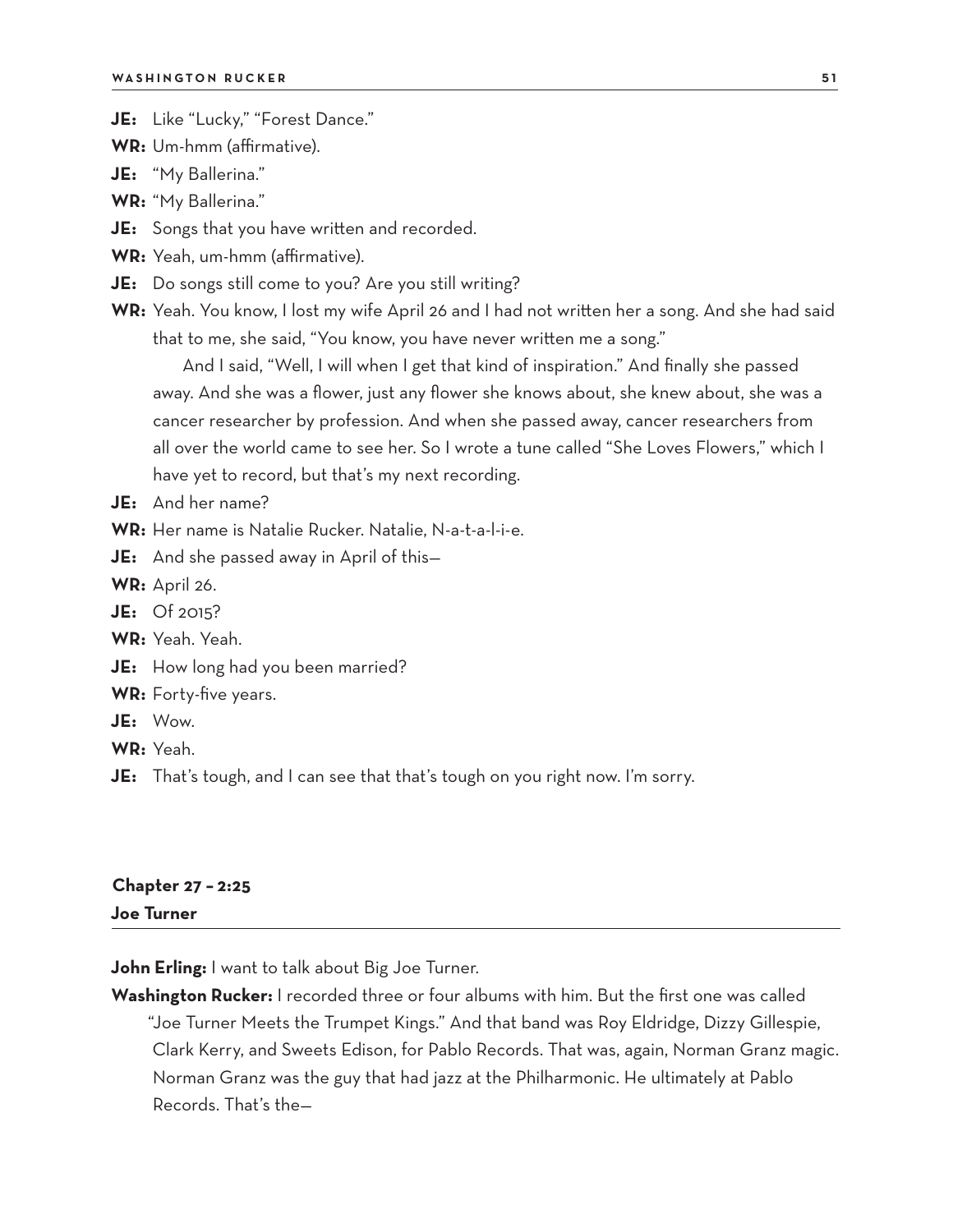**JE:** Like "Lucky," "Forest Dance."

**WR:** Um-hmm (affirmative).

**JE:** "My Ballerina."

**WR:** "My Ballerina."

**JE:** Songs that you have written and recorded.

**WR:** Yeah, um-hmm (affirmative).

**JE:** Do songs still come to you? Are you still writing?

**WR:** Yeah. You know, I lost my wife April 26 and I had not written her a song. And she had said that to me, she said, "You know, you have never written me a song."

And I said, "Well, I will when I get that kind of inspiration." And finally she passed away. And she was a flower, just any flower she knows about, she knew about, she was a cancer researcher by profession. And when she passed away, cancer researchers from all over the world came to see her. So I wrote a tune called "She Loves Flowers," which I have yet to record, but that's my next recording.

**JE:** And her name?

**WR:** Her name is Natalie Rucker. Natalie, N-a-t-a-l-i-e.

**JE:** And she passed away in April of this—

**WR:** April 26.

**JE:** Of 2015?

**WR:** Yeah. Yeah.

**JE:** How long had you been married?

**WR:** Forty-five years.

**JE:** Wow.

**WR:** Yeah.

**JE:** That's tough, and I can see that that's tough on you right now. I'm sorry.

## Chapter 27 – 2:25
## Joe Turner

**John Erling:** I want to talk about Big Joe Turner.

**Washington Rucker:** I recorded three or four albums with him. But the first one was called "Joe Turner Meets the Trumpet Kings." And that band was Roy Eldridge, Dizzy Gillespie, Clark Kerry, and Sweets Edison, for Pablo Records. That was, again, Norman Granz magic. Norman Granz was the guy that had jazz at the Philharmonic. He ultimately at Pablo Records. That's the—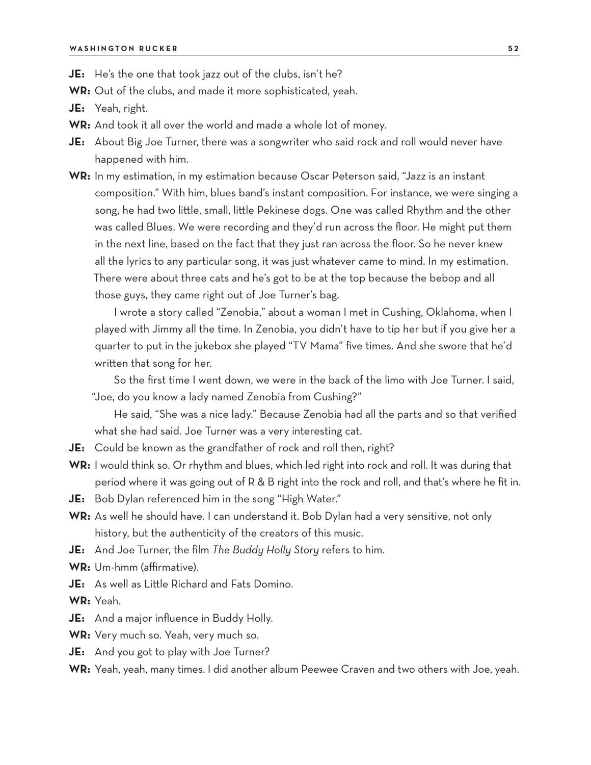**JE:** He's the one that took jazz out of the clubs, isn't he?

**WR:** Out of the clubs, and made it more sophisticated, yeah.

**JE:** Yeah, right.

**WR:** And took it all over the world and made a whole lot of money.

**JE:** About Big Joe Turner, there was a songwriter who said rock and roll would never have happened with him.

**WR:** In my estimation, in my estimation because Oscar Peterson said, "Jazz is an instant composition." With him, blues band's instant composition. For instance, we were singing a song, he had two little, small, little Pekinese dogs. One was called Rhythm and the other was called Blues. We were recording and they'd run across the floor. He might put them in the next line, based on the fact that they just ran across the floor. So he never knew all the lyrics to any particular song, it was just whatever came to mind. In my estimation. There were about three cats and he's got to be at the top because the bebop and all those guys, they came right out of Joe Turner's bag.

I wrote a story called "Zenobia," about a woman I met in Cushing, Oklahoma, when I played with Jimmy all the time. In Zenobia, you didn't have to tip her but if you give her a quarter to put in the jukebox she played "TV Mama" five times. And she swore that he'd written that song for her.

So the first time I went down, we were in the back of the limo with Joe Turner. I said, "Joe, do you know a lady named Zenobia from Cushing?"

He said, "She was a nice lady." Because Zenobia had all the parts and so that verified what she had said. Joe Turner was a very interesting cat.

**JE:** Could be known as the grandfather of rock and roll then, right?

**WR:** I would think so. Or rhythm and blues, which led right into rock and roll. It was during that period where it was going out of R & B right into the rock and roll, and that's where he fit in.

**JE:** Bob Dylan referenced him in the song "High Water."

**WR:** As well he should have. I can understand it. Bob Dylan had a very sensitive, not only history, but the authenticity of the creators of this music.

**JE:** And Joe Turner, the film *The Buddy Holly Story* refers to him.

**WR:** Um-hmm (affirmative).

**JE:** As well as Little Richard and Fats Domino.

**WR:** Yeah.

**JE:** And a major influence in Buddy Holly.

**WR:** Very much so. Yeah, very much so.

**JE:** And you got to play with Joe Turner?

**WR:** Yeah, yeah, many times. I did another album Peewee Craven and two others with Joe, yeah.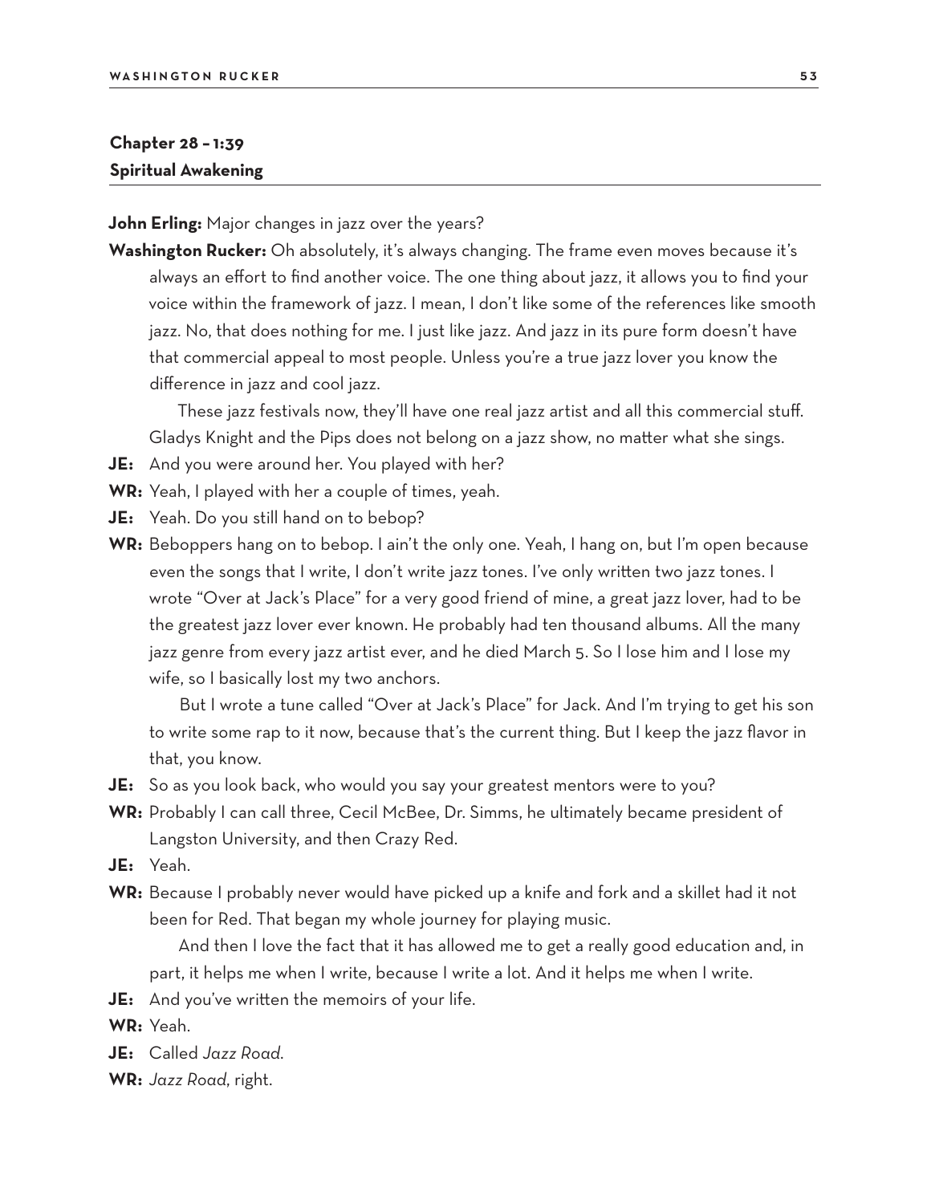## Chapter 28 – 1:39
## Spiritual Awakening

**John Erling:** Major changes in jazz over the years?

**Washington Rucker:** Oh absolutely, it's always changing. The frame even moves because it's always an effort to find another voice. The one thing about jazz, it allows you to find your voice within the framework of jazz. I mean, I don't like some of the references like smooth jazz. No, that does nothing for me. I just like jazz. And jazz in its pure form doesn't have that commercial appeal to most people. Unless you're a true jazz lover you know the difference in jazz and cool jazz.

These jazz festivals now, they'll have one real jazz artist and all this commercial stuff. Gladys Knight and the Pips does not belong on a jazz show, no matter what she sings.

**JE:** And you were around her. You played with her?

**WR:** Yeah, I played with her a couple of times, yeah.

**JE:** Yeah. Do you still hand on to bebop?

**WR:** Beboppers hang on to bebop. I ain't the only one. Yeah, I hang on, but I'm open because even the songs that I write, I don't write jazz tones. I've only written two jazz tones. I wrote "Over at Jack's Place" for a very good friend of mine, a great jazz lover, had to be the greatest jazz lover ever known. He probably had ten thousand albums. All the many jazz genre from every jazz artist ever, and he died March 5. So I lose him and I lose my wife, so I basically lost my two anchors.

But I wrote a tune called "Over at Jack's Place" for Jack. And I'm trying to get his son to write some rap to it now, because that's the current thing. But I keep the jazz flavor in that, you know.

**JE:** So as you look back, who would you say your greatest mentors were to you?

**WR:** Probably I can call three, Cecil McBee, Dr. Simms, he ultimately became president of Langston University, and then Crazy Red.

**JE:** Yeah.

**WR:** Because I probably never would have picked up a knife and fork and a skillet had it not been for Red. That began my whole journey for playing music.

And then I love the fact that it has allowed me to get a really good education and, in part, it helps me when I write, because I write a lot. And it helps me when I write.

**JE:** And you've written the memoirs of your life.

**WR:** Yeah.

**JE:** Called *Jazz Road*.

**WR:** *Jazz Road*, right.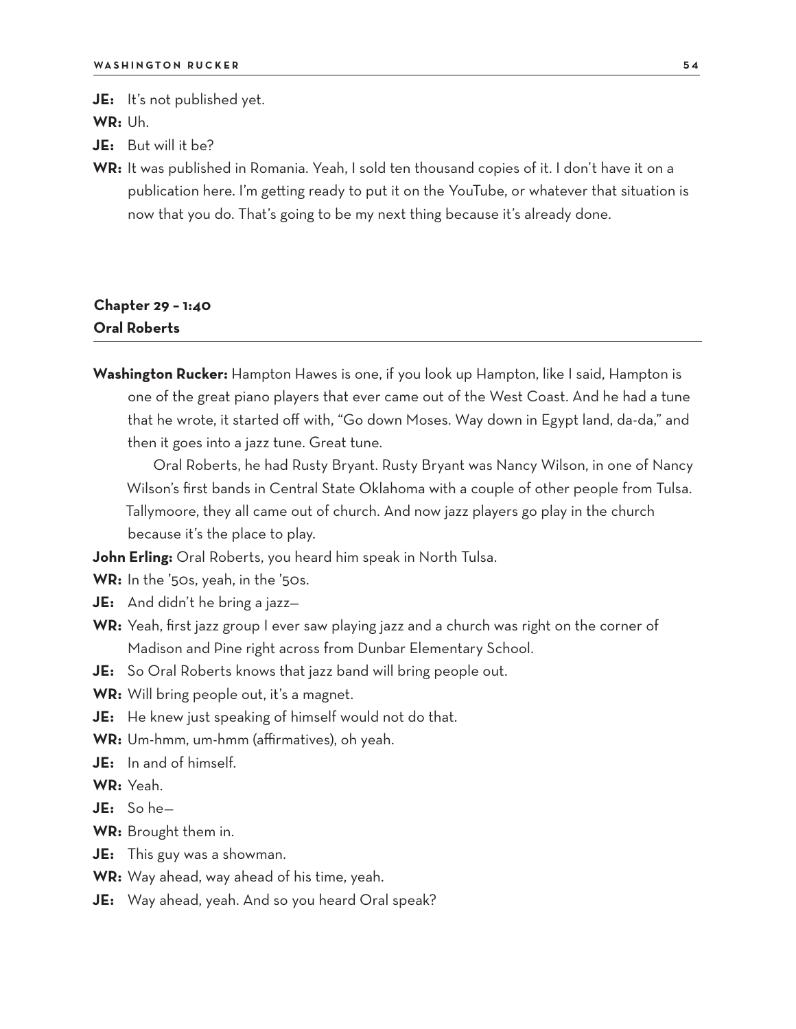**JE:** It's not published yet.

**WR:** Uh.

**JE:** But will it be?

**WR:** It was published in Romania. Yeah, I sold ten thousand copies of it. I don't have it on a publication here. I'm getting ready to put it on the YouTube, or whatever that situation is now that you do. That's going to be my next thing because it's already done.

## Chapter 29 – 1:40
## Oral Roberts

**Washington Rucker:** Hampton Hawes is one, if you look up Hampton, like I said, Hampton is one of the great piano players that ever came out of the West Coast. And he had a tune that he wrote, it started off with, "Go down Moses. Way down in Egypt land, da-da," and then it goes into a jazz tune. Great tune.

Oral Roberts, he had Rusty Bryant. Rusty Bryant was Nancy Wilson, in one of Nancy Wilson's first bands in Central State Oklahoma with a couple of other people from Tulsa. Tallymoore, they all came out of church. And now jazz players go play in the church because it's the place to play.

**John Erling:** Oral Roberts, you heard him speak in North Tulsa.

**WR:** In the '50s, yeah, in the '50s.

**JE:** And didn't he bring a jazz—

**WR:** Yeah, first jazz group I ever saw playing jazz and a church was right on the corner of Madison and Pine right across from Dunbar Elementary School.

**JE:** So Oral Roberts knows that jazz band will bring people out.

**WR:** Will bring people out, it's a magnet.

**JE:** He knew just speaking of himself would not do that.

**WR:** Um-hmm, um-hmm (affirmatives), oh yeah.

**JE:** In and of himself.

**WR:** Yeah.

**JE:** So he—

**WR:** Brought them in.

**JE:** This guy was a showman.

**WR:** Way ahead, way ahead of his time, yeah.

**JE:** Way ahead, yeah. And so you heard Oral speak?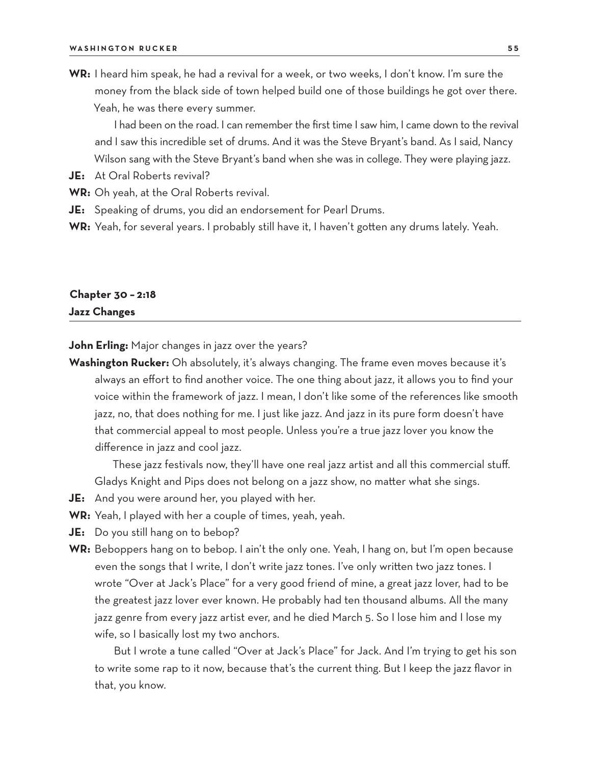**WR:** I heard him speak, he had a revival for a week, or two weeks, I don't know. I'm sure the money from the black side of town helped build one of those buildings he got over there. Yeah, he was there every summer.

I had been on the road. I can remember the first time I saw him, I came down to the revival and I saw this incredible set of drums. And it was the Steve Bryant's band. As I said, Nancy Wilson sang with the Steve Bryant's band when she was in college. They were playing jazz.

**JE:** At Oral Roberts revival?

**WR:** Oh yeah, at the Oral Roberts revival.

**JE:** Speaking of drums, you did an endorsement for Pearl Drums.

**WR:** Yeah, for several years. I probably still have it, I haven't gotten any drums lately. Yeah.

## Chapter 30 – 2:18
## Jazz Changes

**John Erling:** Major changes in jazz over the years?

**Washington Rucker:** Oh absolutely, it's always changing. The frame even moves because it's always an effort to find another voice. The one thing about jazz, it allows you to find your voice within the framework of jazz. I mean, I don't like some of the references like smooth jazz, no, that does nothing for me. I just like jazz. And jazz in its pure form doesn't have that commercial appeal to most people. Unless you're a true jazz lover you know the difference in jazz and cool jazz.

These jazz festivals now, they'll have one real jazz artist and all this commercial stuff. Gladys Knight and Pips does not belong on a jazz show, no matter what she sings.

**JE:** And you were around her, you played with her.

**WR:** Yeah, I played with her a couple of times, yeah, yeah.

**JE:** Do you still hang on to bebop?

**WR:** Beboppers hang on to bebop. I ain't the only one. Yeah, I hang on, but I'm open because even the songs that I write, I don't write jazz tones. I've only written two jazz tones. I wrote "Over at Jack's Place" for a very good friend of mine, a great jazz lover, had to be the greatest jazz lover ever known. He probably had ten thousand albums. All the many jazz genre from every jazz artist ever, and he died March 5. So I lose him and I lose my wife, so I basically lost my two anchors.

But I wrote a tune called "Over at Jack's Place" for Jack. And I'm trying to get his son to write some rap to it now, because that's the current thing. But I keep the jazz flavor in that, you know.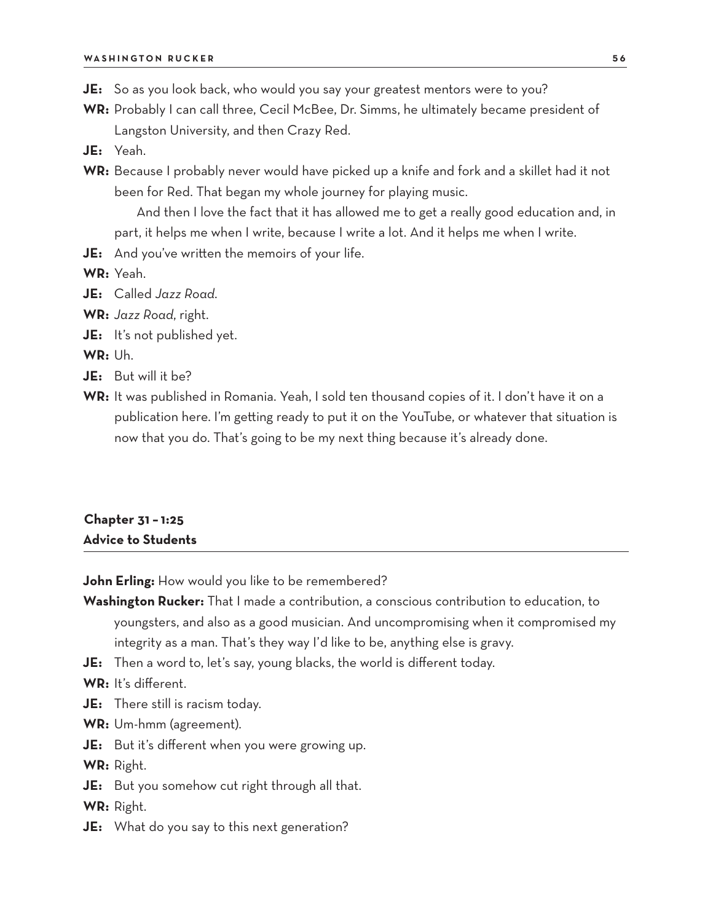**JE:** So as you look back, who would you say your greatest mentors were to you?

**WR:** Probably I can call three, Cecil McBee, Dr. Simms, he ultimately became president of Langston University, and then Crazy Red.

**JE:** Yeah.

**WR:** Because I probably never would have picked up a knife and fork and a skillet had it not been for Red. That began my whole journey for playing music.

And then I love the fact that it has allowed me to get a really good education and, in part, it helps me when I write, because I write a lot. And it helps me when I write.

**JE:** And you've written the memoirs of your life.

**WR:** Yeah.

**JE:** Called *Jazz Road*.

**WR:** *Jazz Road*, right.

**JE:** It's not published yet.

**WR:** Uh.

**JE:** But will it be?

**WR:** It was published in Romania. Yeah, I sold ten thousand copies of it. I don't have it on a publication here. I'm getting ready to put it on the YouTube, or whatever that situation is now that you do. That's going to be my next thing because it's already done.

## Chapter 31 – 1:25
## Advice to Students

**John Erling:** How would you like to be remembered?

**Washington Rucker:** That I made a contribution, a conscious contribution to education, to youngsters, and also as a good musician. And uncompromising when it compromised my integrity as a man. That's they way I'd like to be, anything else is gravy.

**JE:** Then a word to, let's say, young blacks, the world is different today.

**WR:** It's different.

**JE:** There still is racism today.

**WR:** Um-hmm (agreement).

**JE:** But it's different when you were growing up.

**WR:** Right.

**JE:** But you somehow cut right through all that.

**WR:** Right.

**JE:** What do you say to this next generation?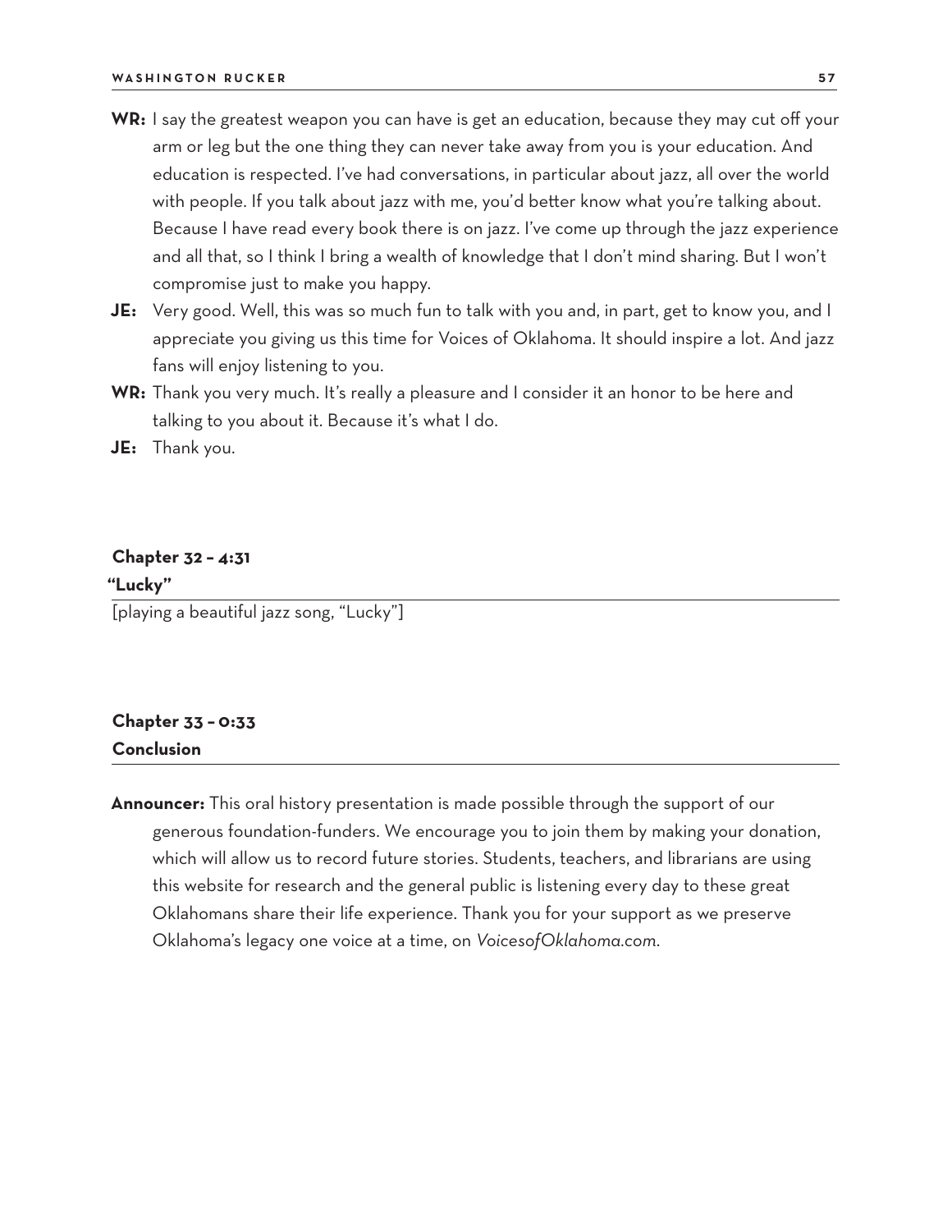**WR:** I say the greatest weapon you can have is get an education, because they may cut off your arm or leg but the one thing they can never take away from you is your education. And education is respected. I've had conversations, in particular about jazz, all over the world with people. If you talk about jazz with me, you'd better know what you're talking about. Because I have read every book there is on jazz. I've come up through the jazz experience and all that, so I think I bring a wealth of knowledge that I don't mind sharing. But I won't compromise just to make you happy.

**JE:** Very good. Well, this was so much fun to talk with you and, in part, get to know you, and I appreciate you giving us this time for Voices of Oklahoma. It should inspire a lot. And jazz fans will enjoy listening to you.

**WR:** Thank you very much. It's really a pleasure and I consider it an honor to be here and talking to you about it. Because it's what I do.

**JE:** Thank you.

### Chapter 32 – 4:31
### "Lucky"

[playing a beautiful jazz song, "Lucky"]

### Chapter 33 – 0:33
### Conclusion

**Announcer:** This oral history presentation is made possible through the support of our generous foundation-funders. We encourage you to join them by making your donation, which will allow us to record future stories. Students, teachers, and librarians are using this website for research and the general public is listening every day to these great Oklahomans share their life experience. Thank you for your support as we preserve Oklahoma's legacy one voice at a time, on *VoicesofOklahoma.com*.